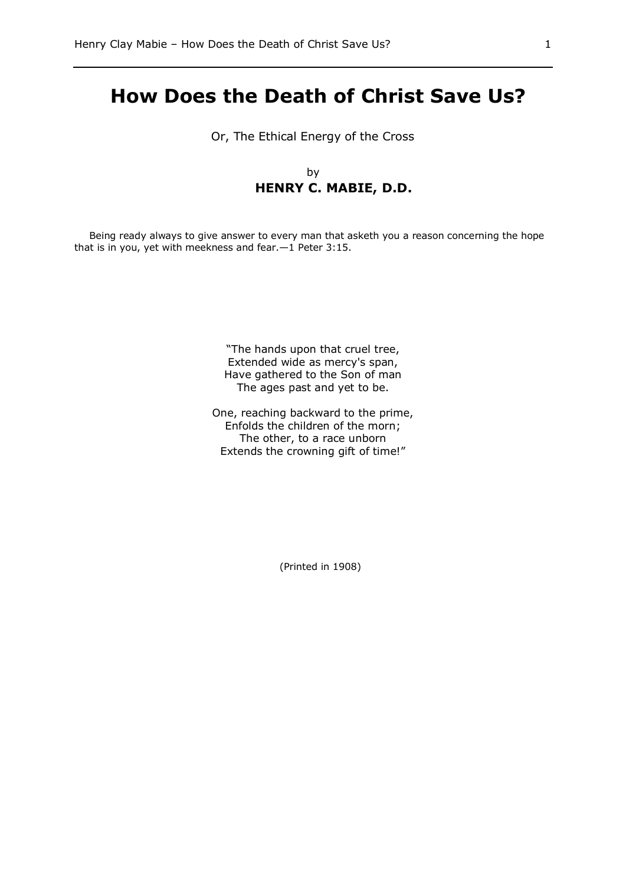# How Does the Death of Christ Save Us?

Or, The Ethical Energy of the Cross

by

**HENRY C. MABIE, D.D.**

Being ready always to give answer to every man that asketh you a reason concerning the hope that is in you, yet with meekness and fear.—1 Peter 3:15.

"The hands upon that cruel tree,
Extended wide as mercy's span,
Have gathered to the Son of man
The ages past and yet to be.

One, reaching backward to the prime,
Enfolds the children of the morn;
The other, to a race unborn
Extends the crowning gift of time!"

(Printed in 1908)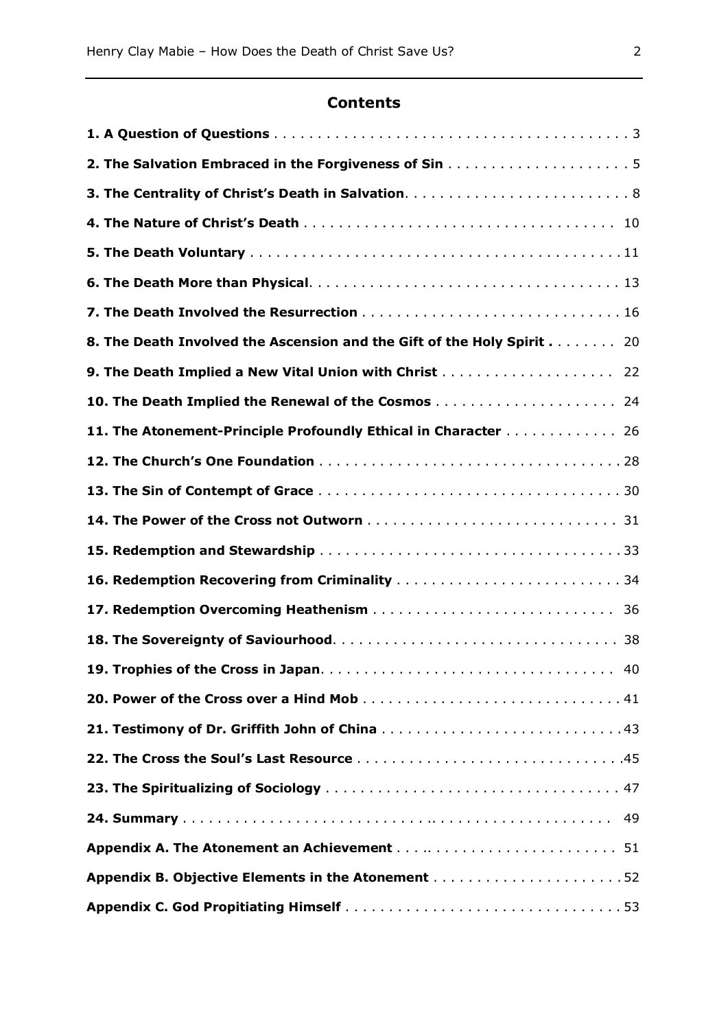## Contents

**1. A Question of Questions** . . . . . . . . . . . . . . . . . . . . . . . . . . . . . . . . . . . . . . . . . 3

**2. The Salvation Embraced in the Forgiveness of Sin** . . . . . . . . . . . . . . . . . . . . . 5

**3. The Centrality of Christ's Death in Salvation**. . . . . . . . . . . . . . . . . . . . . . . . . . 8

**4. The Nature of Christ's Death** . . . . . . . . . . . . . . . . . . . . . . . . . . . . . . . . . . 10

**5. The Death Voluntary** . . . . . . . . . . . . . . . . . . . . . . . . . . . . . . . . . . . . . . . . . . 11

**6. The Death More than Physical**. . . . . . . . . . . . . . . . . . . . . . . . . . . . . . . . . . . 13

**7. The Death Involved the Resurrection** . . . . . . . . . . . . . . . . . . . . . . . . . . . . . 16

**8. The Death Involved the Ascension and the Gift of the Holy Spirit . . . . . . . .** 20

**9. The Death Implied a New Vital Union with Christ** . . . . . . . . . . . . . . . . . . . . 22

**10. The Death Implied the Renewal of the Cosmos** . . . . . . . . . . . . . . . . . . . . . 24

**11. The Atonement-Principle Profoundly Ethical in Character** . . . . . . . . . . . . . 26

**12. The Church's One Foundation** . . . . . . . . . . . . . . . . . . . . . . . . . . . . . . . . . . 28

**13. The Sin of Contempt of Grace** . . . . . . . . . . . . . . . . . . . . . . . . . . . . . . . . . . 30

**14. The Power of the Cross not Outworn** . . . . . . . . . . . . . . . . . . . . . . . . . . . . 31

**15. Redemption and Stewardship** . . . . . . . . . . . . . . . . . . . . . . . . . . . . . . . . . . 33

**16. Redemption Recovering from Criminality** . . . . . . . . . . . . . . . . . . . . . . . . . 34

**17. Redemption Overcoming Heathenism** . . . . . . . . . . . . . . . . . . . . . . . . . . . 36

**18. The Sovereignty of Saviourhood**. . . . . . . . . . . . . . . . . . . . . . . . . . . . . . . . 38

**19. Trophies of the Cross in Japan**. . . . . . . . . . . . . . . . . . . . . . . . . . . . . . . . . 40

**20. Power of the Cross over a Hind Mob** . . . . . . . . . . . . . . . . . . . . . . . . . . . . . 41

**21. Testimony of Dr. Griffith John of China** . . . . . . . . . . . . . . . . . . . . . . . . . . . . 43

**22. The Cross the Soul's Last Resource** . . . . . . . . . . . . . . . . . . . . . . . . . . . . . . 45

**23. The Spiritualizing of Sociology** . . . . . . . . . . . . . . . . . . . . . . . . . . . . . . . . . 47

**24. Summary** . . . . . . . . . . . . . . . . . . . . . . . . . . . . . . . . . . . . . . . . . . . . . . . . . 49

**Appendix A. The Atonement an Achievement** . . . . . . . . . . . . . . . . . . . . . . . . 51

**Appendix B. Objective Elements in the Atonement** . . . . . . . . . . . . . . . . . . . . . 52

**Appendix C. God Propitiating Himself** . . . . . . . . . . . . . . . . . . . . . . . . . . . . . . . 53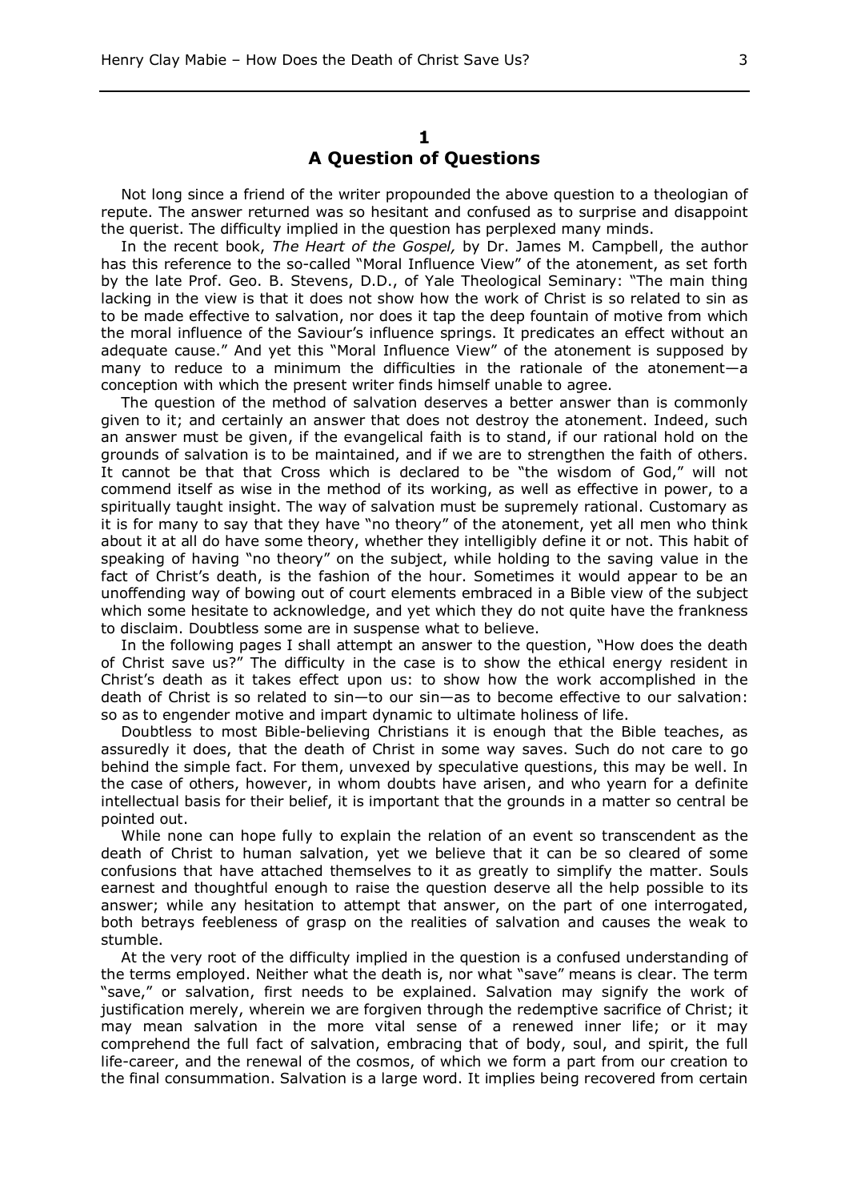# 1
# A Question of Questions

Not long since a friend of the writer propounded the above question to a theologian of repute. The answer returned was so hesitant and confused as to surprise and disappoint the querist. The difficulty implied in the question has perplexed many minds.

In the recent book, *The Heart of the Gospel,* by Dr. James M. Campbell, the author has this reference to the so-called "Moral Influence View" of the atonement, as set forth by the late Prof. Geo. B. Stevens, D.D., of Yale Theological Seminary: "The main thing lacking in the view is that it does not show how the work of Christ is so related to sin as to be made effective to salvation, nor does it tap the deep fountain of motive from which the moral influence of the Saviour's influence springs. It predicates an effect without an adequate cause." And yet this "Moral Influence View" of the atonement is supposed by many to reduce to a minimum the difficulties in the rationale of the atonement—a conception with which the present writer finds himself unable to agree.

The question of the method of salvation deserves a better answer than is commonly given to it; and certainly an answer that does not destroy the atonement. Indeed, such an answer must be given, if the evangelical faith is to stand, if our rational hold on the grounds of salvation is to be maintained, and if we are to strengthen the faith of others. It cannot be that that Cross which is declared to be "the wisdom of God," will not commend itself as wise in the method of its working, as well as effective in power, to a spiritually taught insight. The way of salvation must be supremely rational. Customary as it is for many to say that they have "no theory" of the atonement, yet all men who think about it at all do have some theory, whether they intelligibly define it or not. This habit of speaking of having "no theory" on the subject, while holding to the saving value in the fact of Christ's death, is the fashion of the hour. Sometimes it would appear to be an unoffending way of bowing out of court elements embraced in a Bible view of the subject which some hesitate to acknowledge, and yet which they do not quite have the frankness to disclaim. Doubtless some are in suspense what to believe.

In the following pages I shall attempt an answer to the question, "How does the death of Christ save us?" The difficulty in the case is to show the ethical energy resident in Christ's death as it takes effect upon us: to show how the work accomplished in the death of Christ is so related to sin—to our sin—as to become effective to our salvation: so as to engender motive and impart dynamic to ultimate holiness of life.

Doubtless to most Bible-believing Christians it is enough that the Bible teaches, as assuredly it does, that the death of Christ in some way saves. Such do not care to go behind the simple fact. For them, unvexed by speculative questions, this may be well. In the case of others, however, in whom doubts have arisen, and who yearn for a definite intellectual basis for their belief, it is important that the grounds in a matter so central be pointed out.

While none can hope fully to explain the relation of an event so transcendent as the death of Christ to human salvation, yet we believe that it can be so cleared of some confusions that have attached themselves to it as greatly to simplify the matter. Souls earnest and thoughtful enough to raise the question deserve all the help possible to its answer; while any hesitation to attempt that answer, on the part of one interrogated, both betrays feebleness of grasp on the realities of salvation and causes the weak to stumble.

At the very root of the difficulty implied in the question is a confused understanding of the terms employed. Neither what the death is, nor what "save" means is clear. The term "save," or salvation, first needs to be explained. Salvation may signify the work of justification merely, wherein we are forgiven through the redemptive sacrifice of Christ; it may mean salvation in the more vital sense of a renewed inner life; or it may comprehend the full fact of salvation, embracing that of body, soul, and spirit, the full life-career, and the renewal of the cosmos, of which we form a part from our creation to the final consummation. Salvation is a large word. It implies being recovered from certain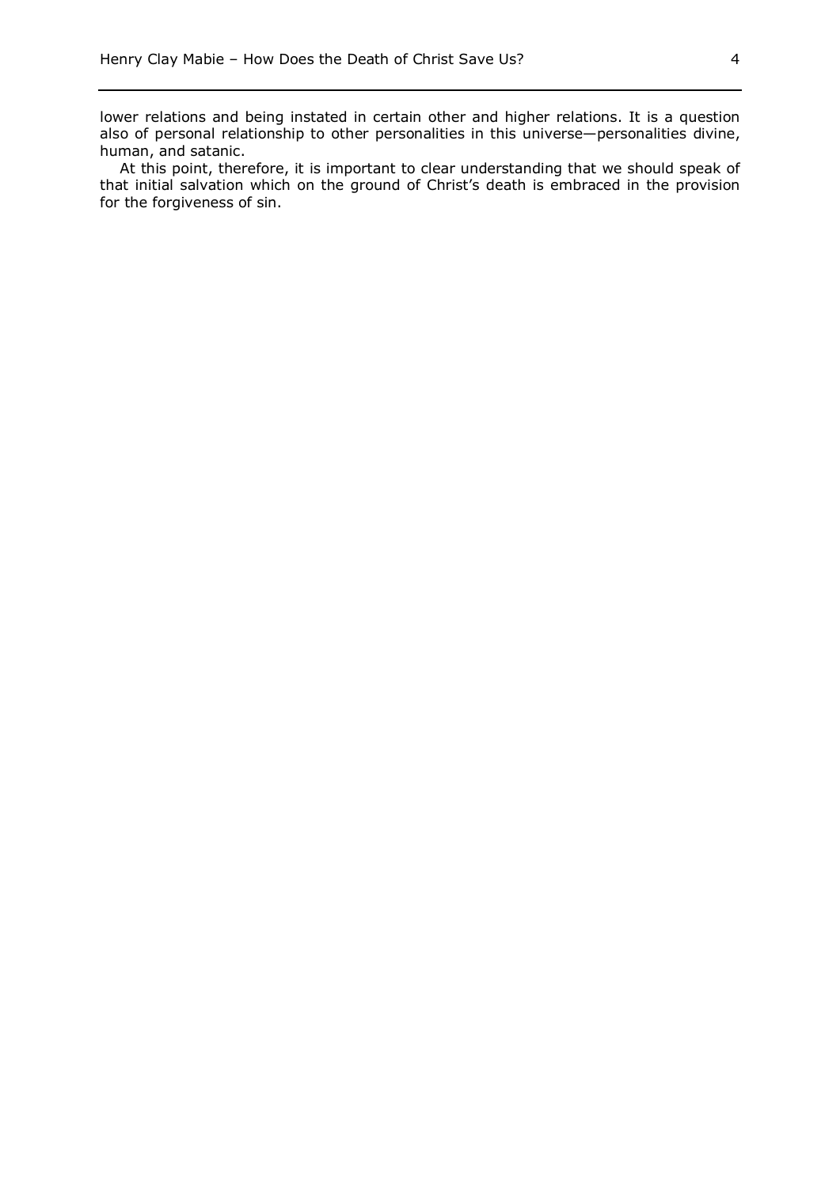lower relations and being instated in certain other and higher relations. It is a question also of personal relationship to other personalities in this universe—personalities divine, human, and satanic.

At this point, therefore, it is important to clear understanding that we should speak of that initial salvation which on the ground of Christ's death is embraced in the provision for the forgiveness of sin.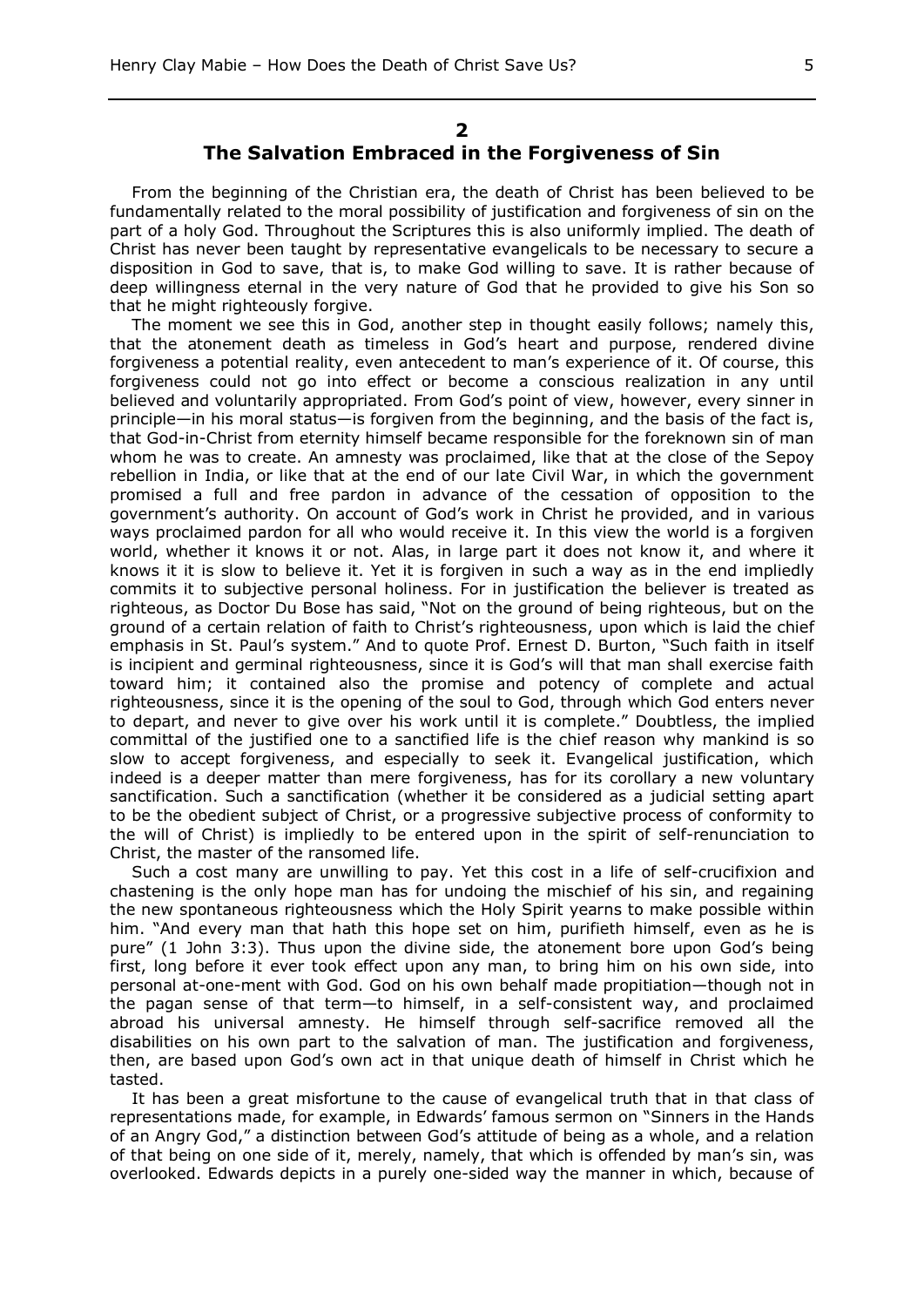## 2

## The Salvation Embraced in the Forgiveness of Sin

From the beginning of the Christian era, the death of Christ has been believed to be fundamentally related to the moral possibility of justification and forgiveness of sin on the part of a holy God. Throughout the Scriptures this is also uniformly implied. The death of Christ has never been taught by representative evangelicals to be necessary to secure a disposition in God to save, that is, to make God willing to save. It is rather because of deep willingness eternal in the very nature of God that he provided to give his Son so that he might righteously forgive.

The moment we see this in God, another step in thought easily follows; namely this, that the atonement death as timeless in God's heart and purpose, rendered divine forgiveness a potential reality, even antecedent to man's experience of it. Of course, this forgiveness could not go into effect or become a conscious realization in any until believed and voluntarily appropriated. From God's point of view, however, every sinner in principle—in his moral status—is forgiven from the beginning, and the basis of the fact is, that God-in-Christ from eternity himself became responsible for the foreknown sin of man whom he was to create. An amnesty was proclaimed, like that at the close of the Sepoy rebellion in India, or like that at the end of our late Civil War, in which the government promised a full and free pardon in advance of the cessation of opposition to the government's authority. On account of God's work in Christ he provided, and in various ways proclaimed pardon for all who would receive it. In this view the world is a forgiven world, whether it knows it or not. Alas, in large part it does not know it, and where it knows it it is slow to believe it. Yet it is forgiven in such a way as in the end impliedly commits it to subjective personal holiness. For in justification the believer is treated as righteous, as Doctor Du Bose has said, "Not on the ground of being righteous, but on the ground of a certain relation of faith to Christ's righteousness, upon which is laid the chief emphasis in St. Paul's system." And to quote Prof. Ernest D. Burton, "Such faith in itself is incipient and germinal righteousness, since it is God's will that man shall exercise faith toward him; it contained also the promise and potency of complete and actual righteousness, since it is the opening of the soul to God, through which God enters never to depart, and never to give over his work until it is complete." Doubtless, the implied committal of the justified one to a sanctified life is the chief reason why mankind is so slow to accept forgiveness, and especially to seek it. Evangelical justification, which indeed is a deeper matter than mere forgiveness, has for its corollary a new voluntary sanctification. Such a sanctification (whether it be considered as a judicial setting apart to be the obedient subject of Christ, or a progressive subjective process of conformity to the will of Christ) is impliedly to be entered upon in the spirit of self-renunciation to Christ, the master of the ransomed life.

Such a cost many are unwilling to pay. Yet this cost in a life of self-crucifixion and chastening is the only hope man has for undoing the mischief of his sin, and regaining the new spontaneous righteousness which the Holy Spirit yearns to make possible within him. "And every man that hath this hope set on him, purifieth himself, even as he is pure" (1 John 3:3). Thus upon the divine side, the atonement bore upon God's being first, long before it ever took effect upon any man, to bring him on his own side, into personal at-one-ment with God. God on his own behalf made propitiation—though not in the pagan sense of that term—to himself, in a self-consistent way, and proclaimed abroad his universal amnesty. He himself through self-sacrifice removed all the disabilities on his own part to the salvation of man. The justification and forgiveness, then, are based upon God's own act in that unique death of himself in Christ which he tasted.

It has been a great misfortune to the cause of evangelical truth that in that class of representations made, for example, in Edwards' famous sermon on "Sinners in the Hands of an Angry God," a distinction between God's attitude of being as a whole, and a relation of that being on one side of it, merely, namely, that which is offended by man's sin, was overlooked. Edwards depicts in a purely one-sided way the manner in which, because of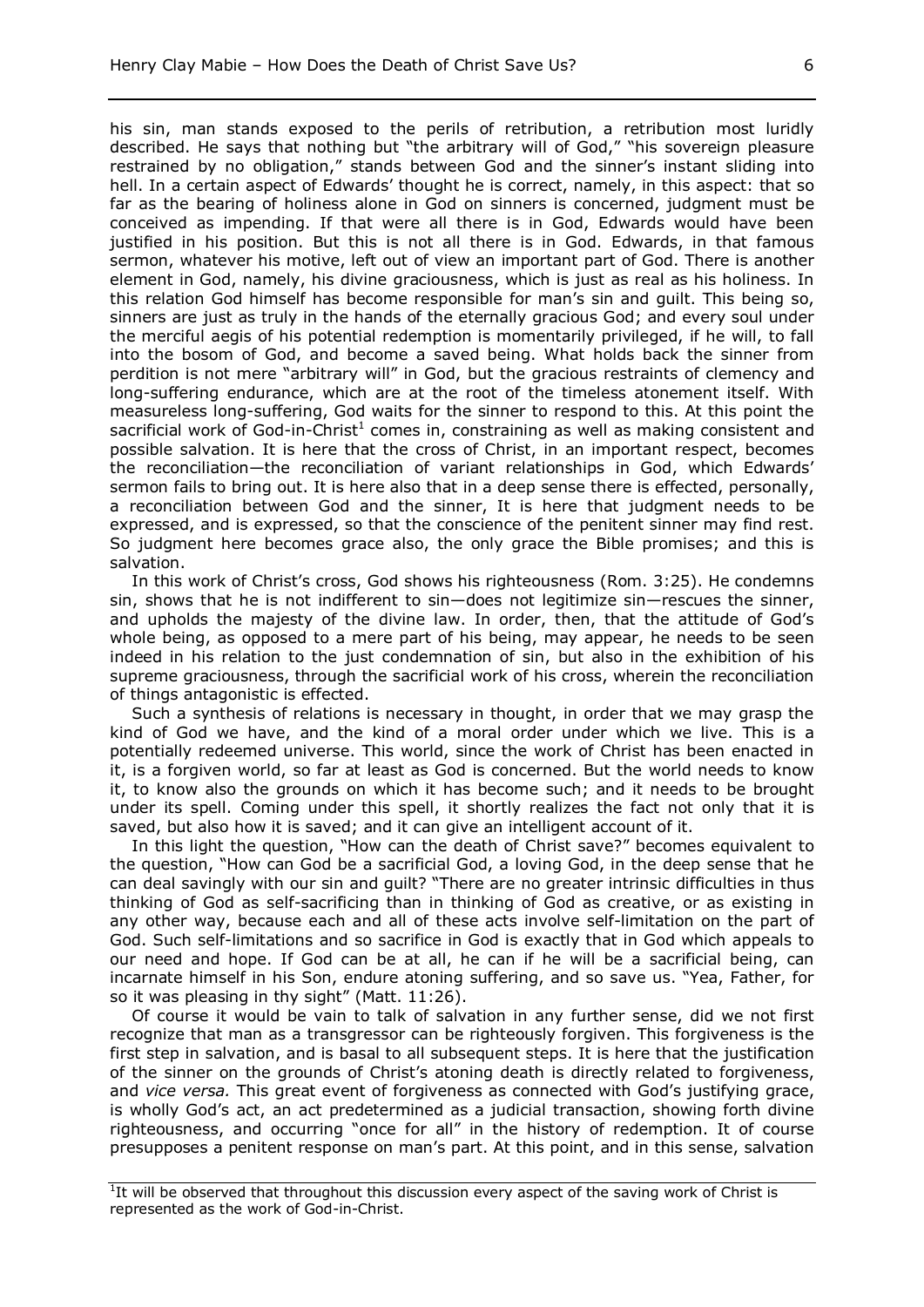his sin, man stands exposed to the perils of retribution, a retribution most luridly described. He says that nothing but "the arbitrary will of God," "his sovereign pleasure restrained by no obligation," stands between God and the sinner's instant sliding into hell. In a certain aspect of Edwards' thought he is correct, namely, in this aspect: that so far as the bearing of holiness alone in God on sinners is concerned, judgment must be conceived as impending. If that were all there is in God, Edwards would have been justified in his position. But this is not all there is in God. Edwards, in that famous sermon, whatever his motive, left out of view an important part of God. There is another element in God, namely, his divine graciousness, which is just as real as his holiness. In this relation God himself has become responsible for man's sin and guilt. This being so, sinners are just as truly in the hands of the eternally gracious God; and every soul under the merciful aegis of his potential redemption is momentarily privileged, if he will, to fall into the bosom of God, and become a saved being. What holds back the sinner from perdition is not mere "arbitrary will" in God, but the gracious restraints of clemency and long-suffering endurance, which are at the root of the timeless atonement itself. With measureless long-suffering, God waits for the sinner to respond to this. At this point the sacrificial work of God-in-Christ[1] comes in, constraining as well as making consistent and possible salvation. It is here that the cross of Christ, in an important respect, becomes the reconciliation—the reconciliation of variant relationships in God, which Edwards' sermon fails to bring out. It is here also that in a deep sense there is effected, personally, a reconciliation between God and the sinner, It is here that judgment needs to be expressed, and is expressed, so that the conscience of the penitent sinner may find rest. So judgment here becomes grace also, the only grace the Bible promises; and this is salvation.

In this work of Christ's cross, God shows his righteousness (Rom. 3:25). He condemns sin, shows that he is not indifferent to sin—does not legitimize sin—rescues the sinner, and upholds the majesty of the divine law. In order, then, that the attitude of God's whole being, as opposed to a mere part of his being, may appear, he needs to be seen indeed in his relation to the just condemnation of sin, but also in the exhibition of his supreme graciousness, through the sacrificial work of his cross, wherein the reconciliation of things antagonistic is effected.

Such a synthesis of relations is necessary in thought, in order that we may grasp the kind of God we have, and the kind of a moral order under which we live. This is a potentially redeemed universe. This world, since the work of Christ has been enacted in it, is a forgiven world, so far at least as God is concerned. But the world needs to know it, to know also the grounds on which it has become such; and it needs to be brought under its spell. Coming under this spell, it shortly realizes the fact not only that it is saved, but also how it is saved; and it can give an intelligent account of it.

In this light the question, "How can the death of Christ save?" becomes equivalent to the question, "How can God be a sacrificial God, a loving God, in the deep sense that he can deal savingly with our sin and guilt? "There are no greater intrinsic difficulties in thus thinking of God as self-sacrificing than in thinking of God as creative, or as existing in any other way, because each and all of these acts involve self-limitation on the part of God. Such self-limitations and so sacrifice in God is exactly that in God which appeals to our need and hope. If God can be at all, he can if he will be a sacrificial being, can incarnate himself in his Son, endure atoning suffering, and so save us. "Yea, Father, for so it was pleasing in thy sight" (Matt. 11:26).

Of course it would be vain to talk of salvation in any further sense, did we not first recognize that man as a transgressor can be righteously forgiven. This forgiveness is the first step in salvation, and is basal to all subsequent steps. It is here that the justification of the sinner on the grounds of Christ's atoning death is directly related to forgiveness, and *vice versa.* This great event of forgiveness as connected with God's justifying grace, is wholly God's act, an act predetermined as a judicial transaction, showing forth divine righteousness, and occurring "once for all" in the history of redemption. It of course presupposes a penitent response on man's part. At this point, and in this sense, salvation

---

[1] It will be observed that throughout this discussion every aspect of the saving work of Christ is represented as the work of God-in-Christ.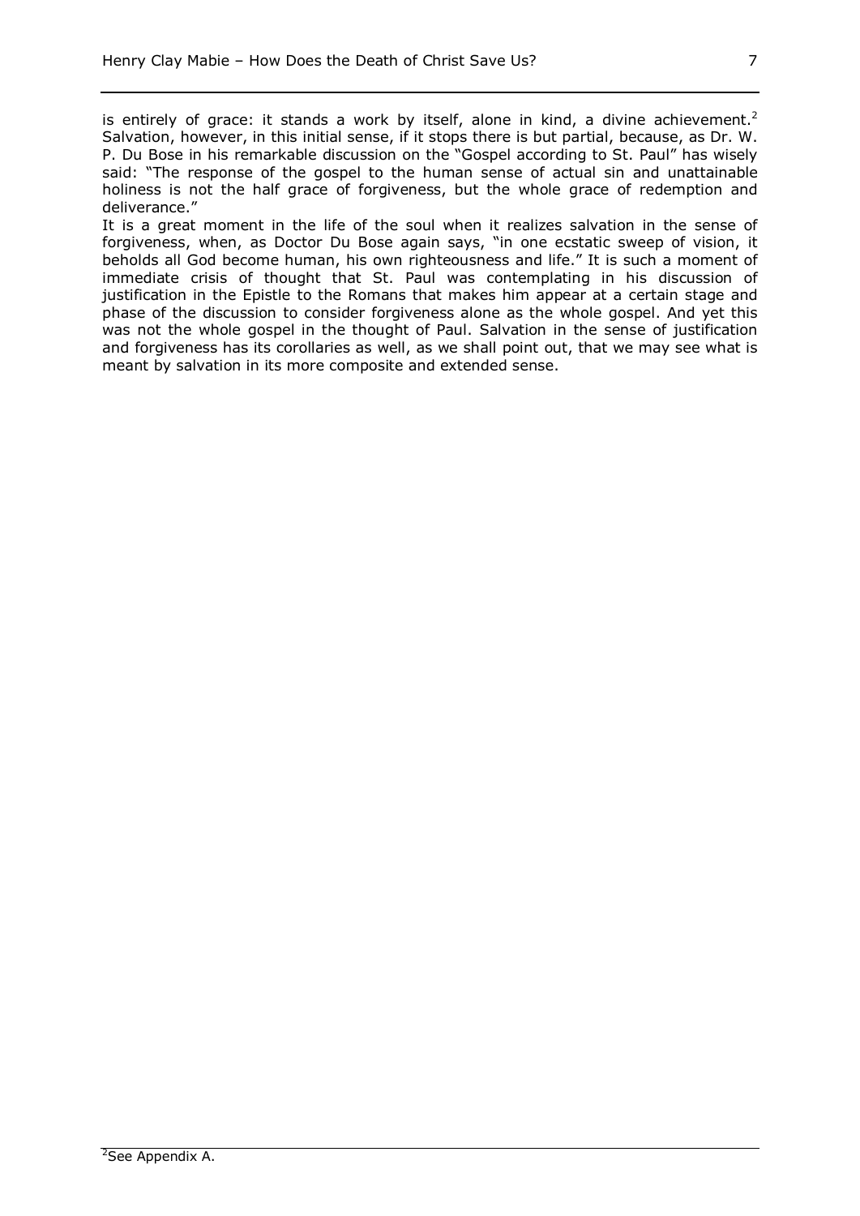is entirely of grace: it stands a work by itself, alone in kind, a divine achievement.[2] Salvation, however, in this initial sense, if it stops there is but partial, because, as Dr. W. P. Du Bose in his remarkable discussion on the "Gospel according to St. Paul" has wisely said: "The response of the gospel to the human sense of actual sin and unattainable holiness is not the half grace of forgiveness, but the whole grace of redemption and deliverance."

It is a great moment in the life of the soul when it realizes salvation in the sense of forgiveness, when, as Doctor Du Bose again says, "in one ecstatic sweep of vision, it beholds all God become human, his own righteousness and life." It is such a moment of immediate crisis of thought that St. Paul was contemplating in his discussion of justification in the Epistle to the Romans that makes him appear at a certain stage and phase of the discussion to consider forgiveness alone as the whole gospel. And yet this was not the whole gospel in the thought of Paul. Salvation in the sense of justification and forgiveness has its corollaries as well, as we shall point out, that we may see what is meant by salvation in its more composite and extended sense.

[2] See Appendix A.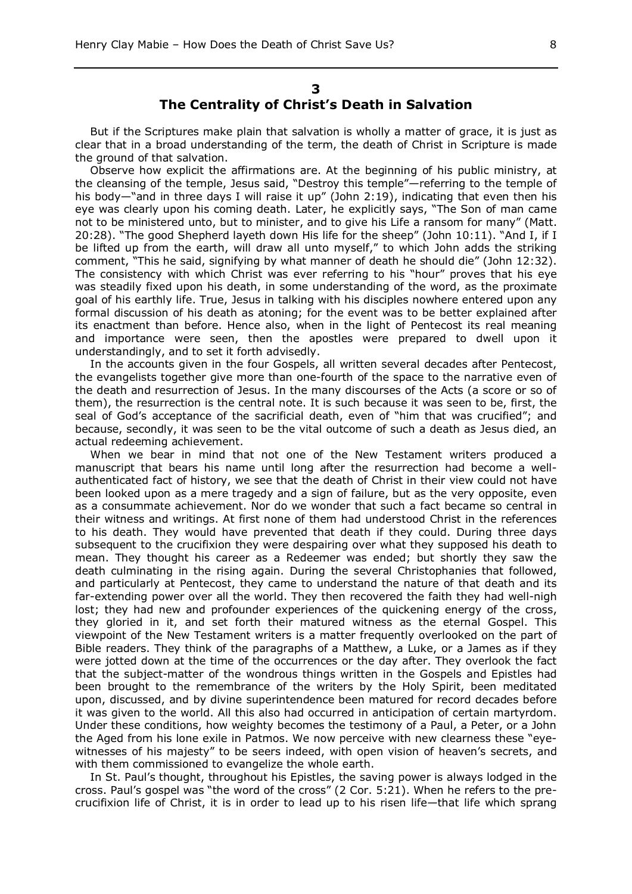## 3

## The Centrality of Christ's Death in Salvation

But if the Scriptures make plain that salvation is wholly a matter of grace, it is just as clear that in a broad understanding of the term, the death of Christ in Scripture is made the ground of that salvation.

Observe how explicit the affirmations are. At the beginning of his public ministry, at the cleansing of the temple, Jesus said, "Destroy this temple"—referring to the temple of his body—"and in three days I will raise it up" (John 2:19), indicating that even then his eye was clearly upon his coming death. Later, he explicitly says, "The Son of man came not to be ministered unto, but to minister, and to give his Life a ransom for many" (Matt. 20:28). "The good Shepherd layeth down His life for the sheep" (John 10:11). "And I, if I be lifted up from the earth, will draw all unto myself," to which John adds the striking comment, "This he said, signifying by what manner of death he should die" (John 12:32). The consistency with which Christ was ever referring to his "hour" proves that his eye was steadily fixed upon his death, in some understanding of the word, as the proximate goal of his earthly life. True, Jesus in talking with his disciples nowhere entered upon any formal discussion of his death as atoning; for the event was to be better explained after its enactment than before. Hence also, when in the light of Pentecost its real meaning and importance were seen, then the apostles were prepared to dwell upon it understandingly, and to set it forth advisedly.

In the accounts given in the four Gospels, all written several decades after Pentecost, the evangelists together give more than one-fourth of the space to the narrative even of the death and resurrection of Jesus. In the many discourses of the Acts (a score or so of them), the resurrection is the central note. It is such because it was seen to be, first, the seal of God's acceptance of the sacrificial death, even of "him that was crucified"; and because, secondly, it was seen to be the vital outcome of such a death as Jesus died, an actual redeeming achievement.

When we bear in mind that not one of the New Testament writers produced a manuscript that bears his name until long after the resurrection had become a well-authenticated fact of history, we see that the death of Christ in their view could not have been looked upon as a mere tragedy and a sign of failure, but as the very opposite, even as a consummate achievement. Nor do we wonder that such a fact became so central in their witness and writings. At first none of them had understood Christ in the references to his death. They would have prevented that death if they could. During three days subsequent to the crucifixion they were despairing over what they supposed his death to mean. They thought his career as a Redeemer was ended; but shortly they saw the death culminating in the rising again. During the several Christophanies that followed, and particularly at Pentecost, they came to understand the nature of that death and its far-extending power over all the world. They then recovered the faith they had well-nigh lost; they had new and profounder experiences of the quickening energy of the cross, they gloried in it, and set forth their matured witness as the eternal Gospel. This viewpoint of the New Testament writers is a matter frequently overlooked on the part of Bible readers. They think of the paragraphs of a Matthew, a Luke, or a James as if they were jotted down at the time of the occurrences or the day after. They overlook the fact that the subject-matter of the wondrous things written in the Gospels and Epistles had been brought to the remembrance of the writers by the Holy Spirit, been meditated upon, discussed, and by divine superintendence been matured for record decades before it was given to the world. All this also had occurred in anticipation of certain martyrdom. Under these conditions, how weighty becomes the testimony of a Paul, a Peter, or a John the Aged from his lone exile in Patmos. We now perceive with new clearness these "eye-witnesses of his majesty" to be seers indeed, with open vision of heaven's secrets, and with them commissioned to evangelize the whole earth.

In St. Paul's thought, throughout his Epistles, the saving power is always lodged in the cross. Paul's gospel was "the word of the cross" (2 Cor. 5:21). When he refers to the pre-crucifixion life of Christ, it is in order to lead up to his risen life—that life which sprang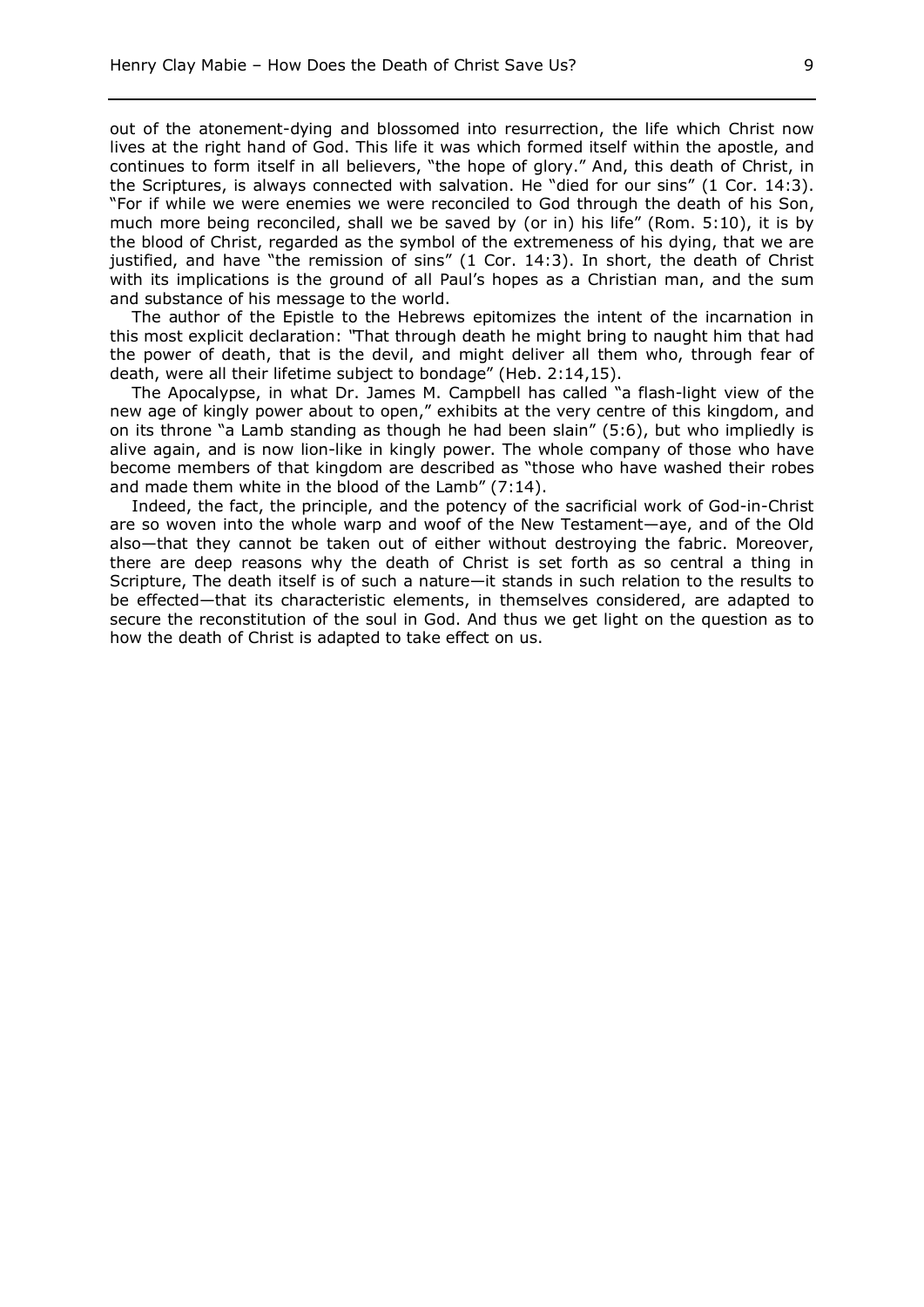out of the atonement-dying and blossomed into resurrection, the life which Christ now lives at the right hand of God. This life it was which formed itself within the apostle, and continues to form itself in all believers, "the hope of glory." And, this death of Christ, in the Scriptures, is always connected with salvation. He "died for our sins" (1 Cor. 14:3). "For if while we were enemies we were reconciled to God through the death of his Son, much more being reconciled, shall we be saved by (or in) his life" (Rom. 5:10), it is by the blood of Christ, regarded as the symbol of the extremeness of his dying, that we are justified, and have "the remission of sins" (1 Cor. 14:3). In short, the death of Christ with its implications is the ground of all Paul's hopes as a Christian man, and the sum and substance of his message to the world.

The author of the Epistle to the Hebrews epitomizes the intent of the incarnation in this most explicit declaration: "That through death he might bring to naught him that had the power of death, that is the devil, and might deliver all them who, through fear of death, were all their lifetime subject to bondage" (Heb. 2:14,15).

The Apocalypse, in what Dr. James M. Campbell has called "a flash-light view of the new age of kingly power about to open," exhibits at the very centre of this kingdom, and on its throne "a Lamb standing as though he had been slain" (5:6), but who impliedly is alive again, and is now lion-like in kingly power. The whole company of those who have become members of that kingdom are described as "those who have washed their robes and made them white in the blood of the Lamb" (7:14).

Indeed, the fact, the principle, and the potency of the sacrificial work of God-in-Christ are so woven into the whole warp and woof of the New Testament—aye, and of the Old also—that they cannot be taken out of either without destroying the fabric. Moreover, there are deep reasons why the death of Christ is set forth as so central a thing in Scripture, The death itself is of such a nature—it stands in such relation to the results to be effected—that its characteristic elements, in themselves considered, are adapted to secure the reconstitution of the soul in God. And thus we get light on the question as to how the death of Christ is adapted to take effect on us.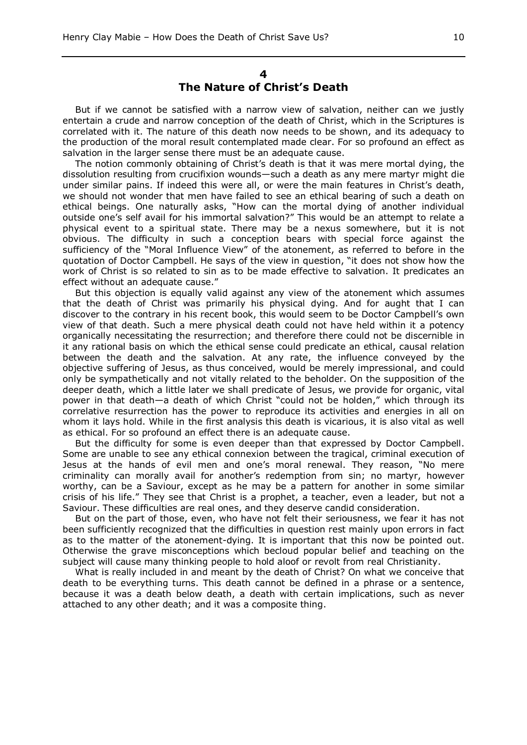## 4
## The Nature of Christ's Death

But if we cannot be satisfied with a narrow view of salvation, neither can we justly entertain a crude and narrow conception of the death of Christ, which in the Scriptures is correlated with it. The nature of this death now needs to be shown, and its adequacy to the production of the moral result contemplated made clear. For so profound an effect as salvation in the larger sense there must be an adequate cause.

The notion commonly obtaining of Christ's death is that it was mere mortal dying, the dissolution resulting from crucifixion wounds—such a death as any mere martyr might die under similar pains. If indeed this were all, or were the main features in Christ's death, we should not wonder that men have failed to see an ethical bearing of such a death on ethical beings. One naturally asks, "How can the mortal dying of another individual outside one's self avail for his immortal salvation?" This would be an attempt to relate a physical event to a spiritual state. There may be a nexus somewhere, but it is not obvious. The difficulty in such a conception bears with special force against the sufficiency of the "Moral Influence View" of the atonement, as referred to before in the quotation of Doctor Campbell. He says of the view in question, "it does not show how the work of Christ is so related to sin as to be made effective to salvation. It predicates an effect without an adequate cause."

But this objection is equally valid against any view of the atonement which assumes that the death of Christ was primarily his physical dying. And for aught that I can discover to the contrary in his recent book, this would seem to be Doctor Campbell's own view of that death. Such a mere physical death could not have held within it a potency organically necessitating the resurrection; and therefore there could not be discernible in it any rational basis on which the ethical sense could predicate an ethical, causal relation between the death and the salvation. At any rate, the influence conveyed by the objective suffering of Jesus, as thus conceived, would be merely impressional, and could only be sympathetically and not vitally related to the beholder. On the supposition of the deeper death, which a little later we shall predicate of Jesus, we provide for organic, vital power in that death—a death of which Christ "could not be holden," which through its correlative resurrection has the power to reproduce its activities and energies in all on whom it lays hold. While in the first analysis this death is vicarious, it is also vital as well as ethical. For so profound an effect there is an adequate cause.

But the difficulty for some is even deeper than that expressed by Doctor Campbell. Some are unable to see any ethical connexion between the tragical, criminal execution of Jesus at the hands of evil men and one's moral renewal. They reason, "No mere criminality can morally avail for another's redemption from sin; no martyr, however worthy, can be a Saviour, except as he may be a pattern for another in some similar crisis of his life." They see that Christ is a prophet, a teacher, even a leader, but not a Saviour. These difficulties are real ones, and they deserve candid consideration.

But on the part of those, even, who have not felt their seriousness, we fear it has not been sufficiently recognized that the difficulties in question rest mainly upon errors in fact as to the matter of the atonement-dying. It is important that this now be pointed out. Otherwise the grave misconceptions which becloud popular belief and teaching on the subject will cause many thinking people to hold aloof or revolt from real Christianity.

What is really included in and meant by the death of Christ? On what we conceive that death to be everything turns. This death cannot be defined in a phrase or a sentence, because it was a death below death, a death with certain implications, such as never attached to any other death; and it was a composite thing.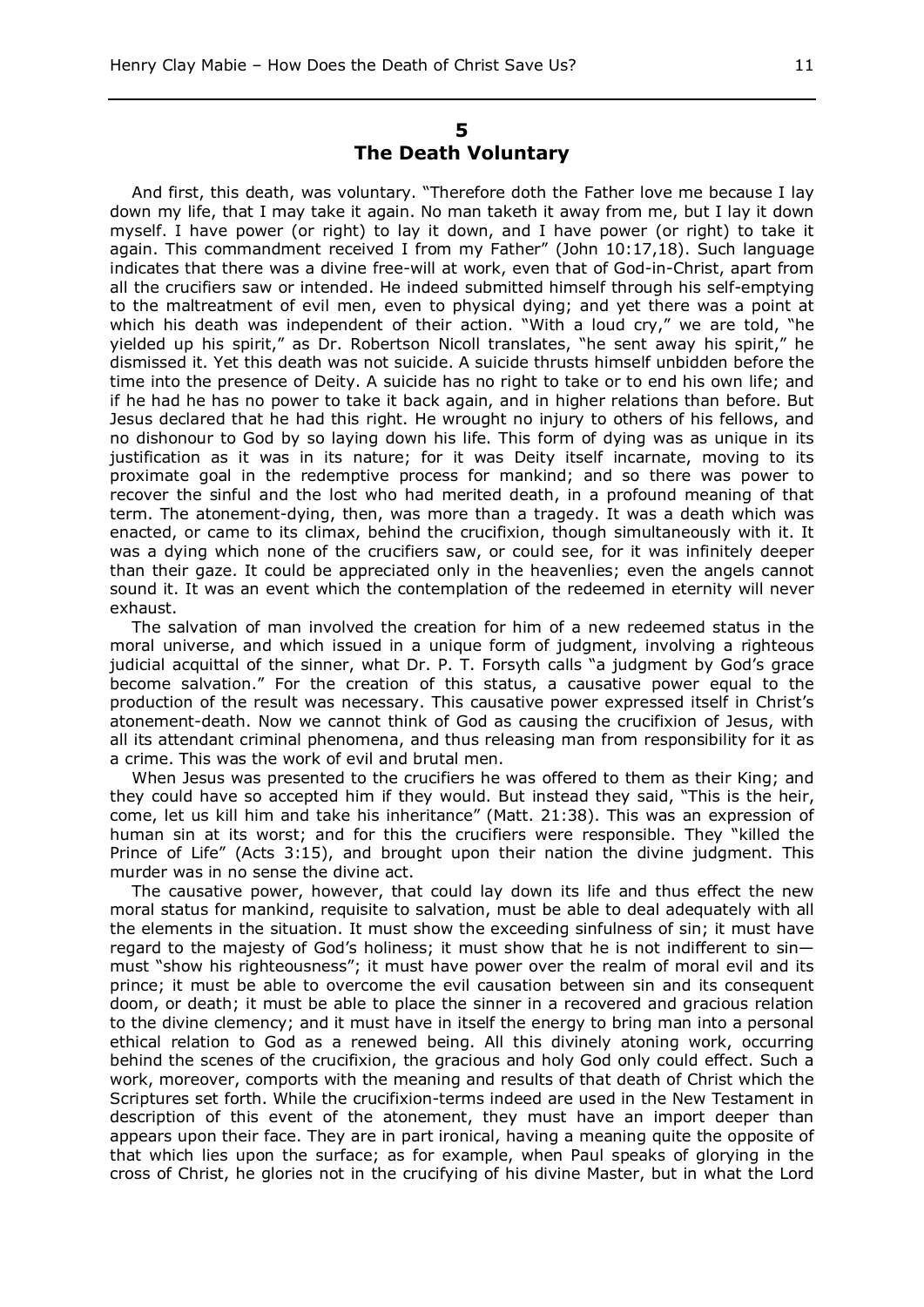## 5
## The Death Voluntary

And first, this death, was voluntary. "Therefore doth the Father love me because I lay down my life, that I may take it again. No man taketh it away from me, but I lay it down myself. I have power (or right) to lay it down, and I have power (or right) to take it again. This commandment received I from my Father" (John 10:17,18). Such language indicates that there was a divine free-will at work, even that of God-in-Christ, apart from all the crucifiers saw or intended. He indeed submitted himself through his self-emptying to the maltreatment of evil men, even to physical dying; and yet there was a point at which his death was independent of their action. "With a loud cry," we are told, "he yielded up his spirit," as Dr. Robertson Nicoll translates, "he sent away his spirit," he dismissed it. Yet this death was not suicide. A suicide thrusts himself unbidden before the time into the presence of Deity. A suicide has no right to take or to end his own life; and if he had he has no power to take it back again, and in higher relations than before. But Jesus declared that he had this right. He wrought no injury to others of his fellows, and no dishonour to God by so laying down his life. This form of dying was as unique in its justification as it was in its nature; for it was Deity itself incarnate, moving to its proximate goal in the redemptive process for mankind; and so there was power to recover the sinful and the lost who had merited death, in a profound meaning of that term. The atonement-dying, then, was more than a tragedy. It was a death which was enacted, or came to its climax, behind the crucifixion, though simultaneously with it. It was a dying which none of the crucifiers saw, or could see, for it was infinitely deeper than their gaze. It could be appreciated only in the heavenlies; even the angels cannot sound it. It was an event which the contemplation of the redeemed in eternity will never exhaust.

The salvation of man involved the creation for him of a new redeemed status in the moral universe, and which issued in a unique form of judgment, involving a righteous judicial acquittal of the sinner, what Dr. P. T. Forsyth calls "a judgment by God's grace become salvation." For the creation of this status, a causative power equal to the production of the result was necessary. This causative power expressed itself in Christ's atonement-death. Now we cannot think of God as causing the crucifixion of Jesus, with all its attendant criminal phenomena, and thus releasing man from responsibility for it as a crime. This was the work of evil and brutal men.

When Jesus was presented to the crucifiers he was offered to them as their King; and they could have so accepted him if they would. But instead they said, "This is the heir, come, let us kill him and take his inheritance" (Matt. 21:38). This was an expression of human sin at its worst; and for this the crucifiers were responsible. They "killed the Prince of Life" (Acts 3:15), and brought upon their nation the divine judgment. This murder was in no sense the divine act.

The causative power, however, that could lay down its life and thus effect the new moral status for mankind, requisite to salvation, must be able to deal adequately with all the elements in the situation. It must show the exceeding sinfulness of sin; it must have regard to the majesty of God's holiness; it must show that he is not indifferent to sin—must "show his righteousness"; it must have power over the realm of moral evil and its prince; it must be able to overcome the evil causation between sin and its consequent doom, or death; it must be able to place the sinner in a recovered and gracious relation to the divine clemency; and it must have in itself the energy to bring man into a personal ethical relation to God as a renewed being. All this divinely atoning work, occurring behind the scenes of the crucifixion, the gracious and holy God only could effect. Such a work, moreover, comports with the meaning and results of that death of Christ which the Scriptures set forth. While the crucifixion-terms indeed are used in the New Testament in description of this event of the atonement, they must have an import deeper than appears upon their face. They are in part ironical, having a meaning quite the opposite of that which lies upon the surface; as for example, when Paul speaks of glorying in the cross of Christ, he glories not in the crucifying of his divine Master, but in what the Lord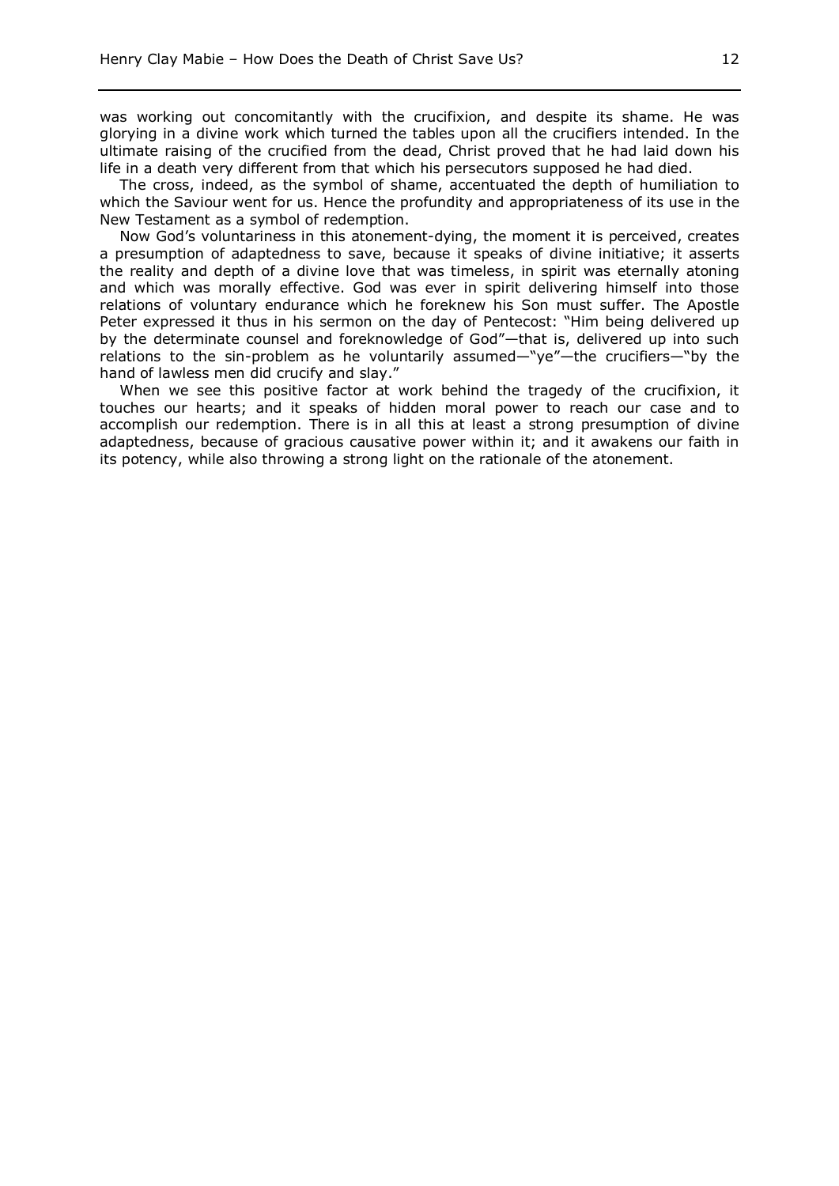was working out concomitantly with the crucifixion, and despite its shame. He was glorying in a divine work which turned the tables upon all the crucifiers intended. In the ultimate raising of the crucified from the dead, Christ proved that he had laid down his life in a death very different from that which his persecutors supposed he had died.

The cross, indeed, as the symbol of shame, accentuated the depth of humiliation to which the Saviour went for us. Hence the profundity and appropriateness of its use in the New Testament as a symbol of redemption.

Now God's voluntariness in this atonement-dying, the moment it is perceived, creates a presumption of adaptedness to save, because it speaks of divine initiative; it asserts the reality and depth of a divine love that was timeless, in spirit was eternally atoning and which was morally effective. God was ever in spirit delivering himself into those relations of voluntary endurance which he foreknew his Son must suffer. The Apostle Peter expressed it thus in his sermon on the day of Pentecost: "Him being delivered up by the determinate counsel and foreknowledge of God"—that is, delivered up into such relations to the sin-problem as he voluntarily assumed—"ye"—the crucifiers—"by the hand of lawless men did crucify and slay."

When we see this positive factor at work behind the tragedy of the crucifixion, it touches our hearts; and it speaks of hidden moral power to reach our case and to accomplish our redemption. There is in all this at least a strong presumption of divine adaptedness, because of gracious causative power within it; and it awakens our faith in its potency, while also throwing a strong light on the rationale of the atonement.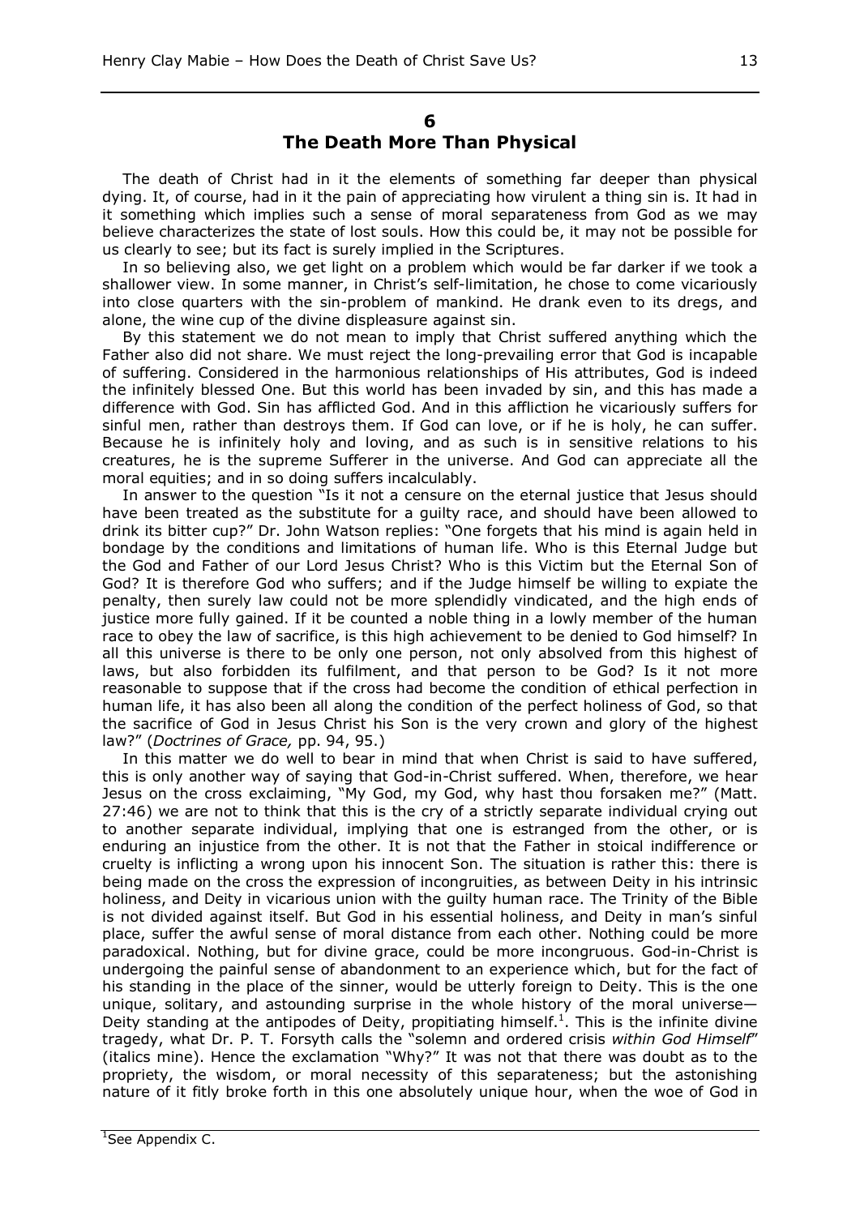# 6
# The Death More Than Physical

The death of Christ had in it the elements of something far deeper than physical dying. It, of course, had in it the pain of appreciating how virulent a thing sin is. It had in it something which implies such a sense of moral separateness from God as we may believe characterizes the state of lost souls. How this could be, it may not be possible for us clearly to see; but its fact is surely implied in the Scriptures.

In so believing also, we get light on a problem which would be far darker if we took a shallower view. In some manner, in Christ's self-limitation, he chose to come vicariously into close quarters with the sin-problem of mankind. He drank even to its dregs, and alone, the wine cup of the divine displeasure against sin.

By this statement we do not mean to imply that Christ suffered anything which the Father also did not share. We must reject the long-prevailing error that God is incapable of suffering. Considered in the harmonious relationships of His attributes, God is indeed the infinitely blessed One. But this world has been invaded by sin, and this has made a difference with God. Sin has afflicted God. And in this affliction he vicariously suffers for sinful men, rather than destroys them. If God can love, or if he is holy, he can suffer. Because he is infinitely holy and loving, and as such is in sensitive relations to his creatures, he is the supreme Sufferer in the universe. And God can appreciate all the moral equities; and in so doing suffers incalculably.

In answer to the question "Is it not a censure on the eternal justice that Jesus should have been treated as the substitute for a guilty race, and should have been allowed to drink its bitter cup?" Dr. John Watson replies: "One forgets that his mind is again held in bondage by the conditions and limitations of human life. Who is this Eternal Judge but the God and Father of our Lord Jesus Christ? Who is this Victim but the Eternal Son of God? It is therefore God who suffers; and if the Judge himself be willing to expiate the penalty, then surely law could not be more splendidly vindicated, and the high ends of justice more fully gained. If it be counted a noble thing in a lowly member of the human race to obey the law of sacrifice, is this high achievement to be denied to God himself? In all this universe is there to be only one person, not only absolved from this highest of laws, but also forbidden its fulfilment, and that person to be God? Is it not more reasonable to suppose that if the cross had become the condition of ethical perfection in human life, it has also been all along the condition of the perfect holiness of God, so that the sacrifice of God in Jesus Christ his Son is the very crown and glory of the highest law?" (*Doctrines of Grace,* pp. 94, 95.)

In this matter we do well to bear in mind that when Christ is said to have suffered, this is only another way of saying that God-in-Christ suffered. When, therefore, we hear Jesus on the cross exclaiming, "My God, my God, why hast thou forsaken me?" (Matt. 27:46) we are not to think that this is the cry of a strictly separate individual crying out to another separate individual, implying that one is estranged from the other, or is enduring an injustice from the other. It is not that the Father in stoical indifference or cruelty is inflicting a wrong upon his innocent Son. The situation is rather this: there is being made on the cross the expression of incongruities, as between Deity in his intrinsic holiness, and Deity in vicarious union with the guilty human race. The Trinity of the Bible is not divided against itself. But God in his essential holiness, and Deity in man's sinful place, suffer the awful sense of moral distance from each other. Nothing could be more paradoxical. Nothing, but for divine grace, could be more incongruous. God-in-Christ is undergoing the painful sense of abandonment to an experience which, but for the fact of his standing in the place of the sinner, would be utterly foreign to Deity. This is the one unique, solitary, and astounding surprise in the whole history of the moral universe—Deity standing at the antipodes of Deity, propitiating himself.[1]. This is the infinite divine tragedy, what Dr. P. T. Forsyth calls the "solemn and ordered crisis *within God Himself*" (italics mine). Hence the exclamation "Why?" It was not that there was doubt as to the propriety, the wisdom, or moral necessity of this separateness; but the astonishing nature of it fitly broke forth in this one absolutely unique hour, when the woe of God in

[1] See Appendix C.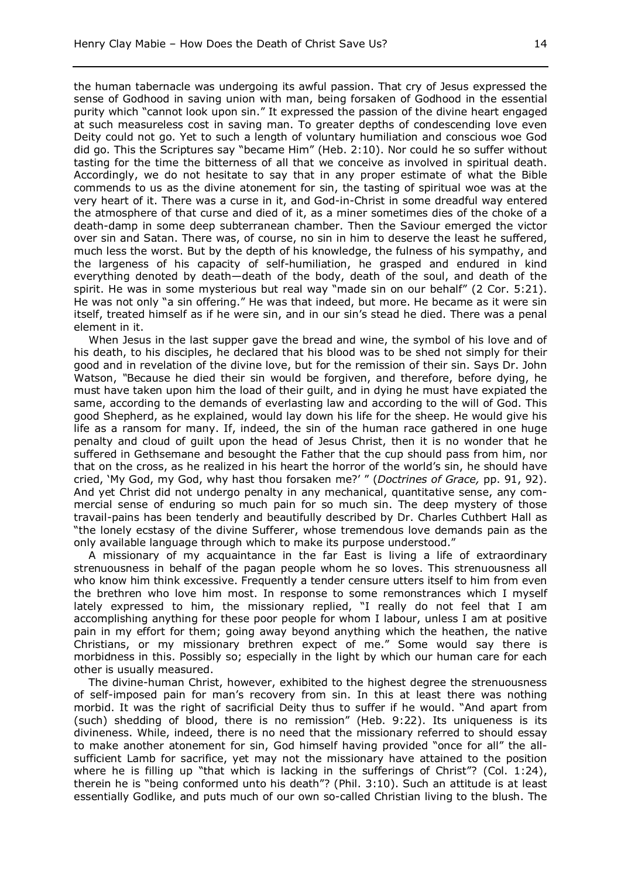the human tabernacle was undergoing its awful passion. That cry of Jesus expressed the sense of Godhood in saving union with man, being forsaken of Godhood in the essential purity which "cannot look upon sin." It expressed the passion of the divine heart engaged at such measureless cost in saving man. To greater depths of condescending love even Deity could not go. Yet to such a length of voluntary humiliation and conscious woe God did go. This the Scriptures say "became Him" (Heb. 2:10). Nor could he so suffer without tasting for the time the bitterness of all that we conceive as involved in spiritual death. Accordingly, we do not hesitate to say that in any proper estimate of what the Bible commends to us as the divine atonement for sin, the tasting of spiritual woe was at the very heart of it. There was a curse in it, and God-in-Christ in some dreadful way entered the atmosphere of that curse and died of it, as a miner sometimes dies of the choke of a death-damp in some deep subterranean chamber. Then the Saviour emerged the victor over sin and Satan. There was, of course, no sin in him to deserve the least he suffered, much less the worst. But by the depth of his knowledge, the fulness of his sympathy, and the largeness of his capacity of self-humiliation, he grasped and endured in kind everything denoted by death—death of the body, death of the soul, and death of the spirit. He was in some mysterious but real way "made sin on our behalf" (2 Cor. 5:21). He was not only "a sin offering." He was that indeed, but more. He became as it were sin itself, treated himself as if he were sin, and in our sin's stead he died. There was a penal element in it.

When Jesus in the last supper gave the bread and wine, the symbol of his love and of his death, to his disciples, he declared that his blood was to be shed not simply for their good and in revelation of the divine love, but for the remission of their sin. Says Dr. John Watson, "Because he died their sin would be forgiven, and therefore, before dying, he must have taken upon him the load of their guilt, and in dying he must have expiated the same, according to the demands of everlasting law and according to the will of God. This good Shepherd, as he explained, would lay down his life for the sheep. He would give his life as a ransom for many. If, indeed, the sin of the human race gathered in one huge penalty and cloud of guilt upon the head of Jesus Christ, then it is no wonder that he suffered in Gethsemane and besought the Father that the cup should pass from him, nor that on the cross, as he realized in his heart the horror of the world's sin, he should have cried, 'My God, my God, why hast thou forsaken me?' " (*Doctrines of Grace,* pp. 91, 92). And yet Christ did not undergo penalty in any mechanical, quantitative sense, any commercial sense of enduring so much pain for so much sin. The deep mystery of those travail-pains has been tenderly and beautifully described by Dr. Charles Cuthbert Hall as "the lonely ecstasy of the divine Sufferer, whose tremendous love demands pain as the only available language through which to make its purpose understood."

A missionary of my acquaintance in the far East is living a life of extraordinary strenuousness in behalf of the pagan people whom he so loves. This strenuousness all who know him think excessive. Frequently a tender censure utters itself to him from even the brethren who love him most. In response to some remonstrances which I myself lately expressed to him, the missionary replied, "I really do not feel that I am accomplishing anything for these poor people for whom I labour, unless I am at positive pain in my effort for them; going away beyond anything which the heathen, the native Christians, or my missionary brethren expect of me." Some would say there is morbidness in this. Possibly so; especially in the light by which our human care for each other is usually measured.

The divine-human Christ, however, exhibited to the highest degree the strenuousness of self-imposed pain for man's recovery from sin. In this at least there was nothing morbid. It was the right of sacrificial Deity thus to suffer if he would. "And apart from (such) shedding of blood, there is no remission" (Heb. 9:22). Its uniqueness is its divineness. While, indeed, there is no need that the missionary referred to should essay to make another atonement for sin, God himself having provided "once for all" the all-sufficient Lamb for sacrifice, yet may not the missionary have attained to the position where he is filling up "that which is lacking in the sufferings of Christ"? (Col. 1:24), therein he is "being conformed unto his death"? (Phil. 3:10). Such an attitude is at least essentially Godlike, and puts much of our own so-called Christian living to the blush. The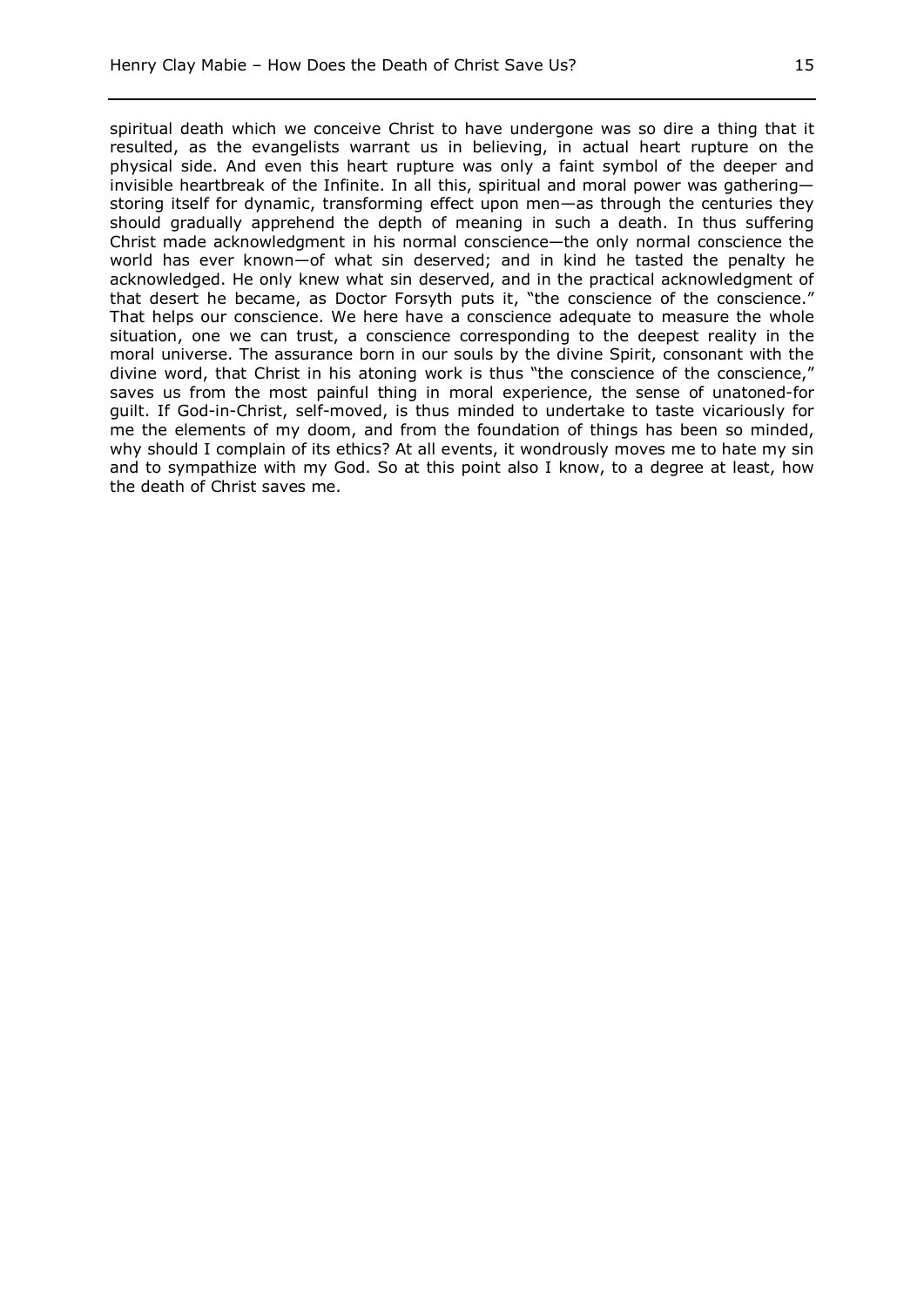spiritual death which we conceive Christ to have undergone was so dire a thing that it resulted, as the evangelists warrant us in believing, in actual heart rupture on the physical side. And even this heart rupture was only a faint symbol of the deeper and invisible heartbreak of the Infinite. In all this, spiritual and moral power was gathering—storing itself for dynamic, transforming effect upon men—as through the centuries they should gradually apprehend the depth of meaning in such a death. In thus suffering Christ made acknowledgment in his normal conscience—the only normal conscience the world has ever known—of what sin deserved; and in kind he tasted the penalty he acknowledged. He only knew what sin deserved, and in the practical acknowledgment of that desert he became, as Doctor Forsyth puts it, "the conscience of the conscience." That helps our conscience. We here have a conscience adequate to measure the whole situation, one we can trust, a conscience corresponding to the deepest reality in the moral universe. The assurance born in our souls by the divine Spirit, consonant with the divine word, that Christ in his atoning work is thus "the conscience of the conscience," saves us from the most painful thing in moral experience, the sense of unatoned-for guilt. If God-in-Christ, self-moved, is thus minded to undertake to taste vicariously for me the elements of my doom, and from the foundation of things has been so minded, why should I complain of its ethics? At all events, it wondrously moves me to hate my sin and to sympathize with my God. So at this point also I know, to a degree at least, how the death of Christ saves me.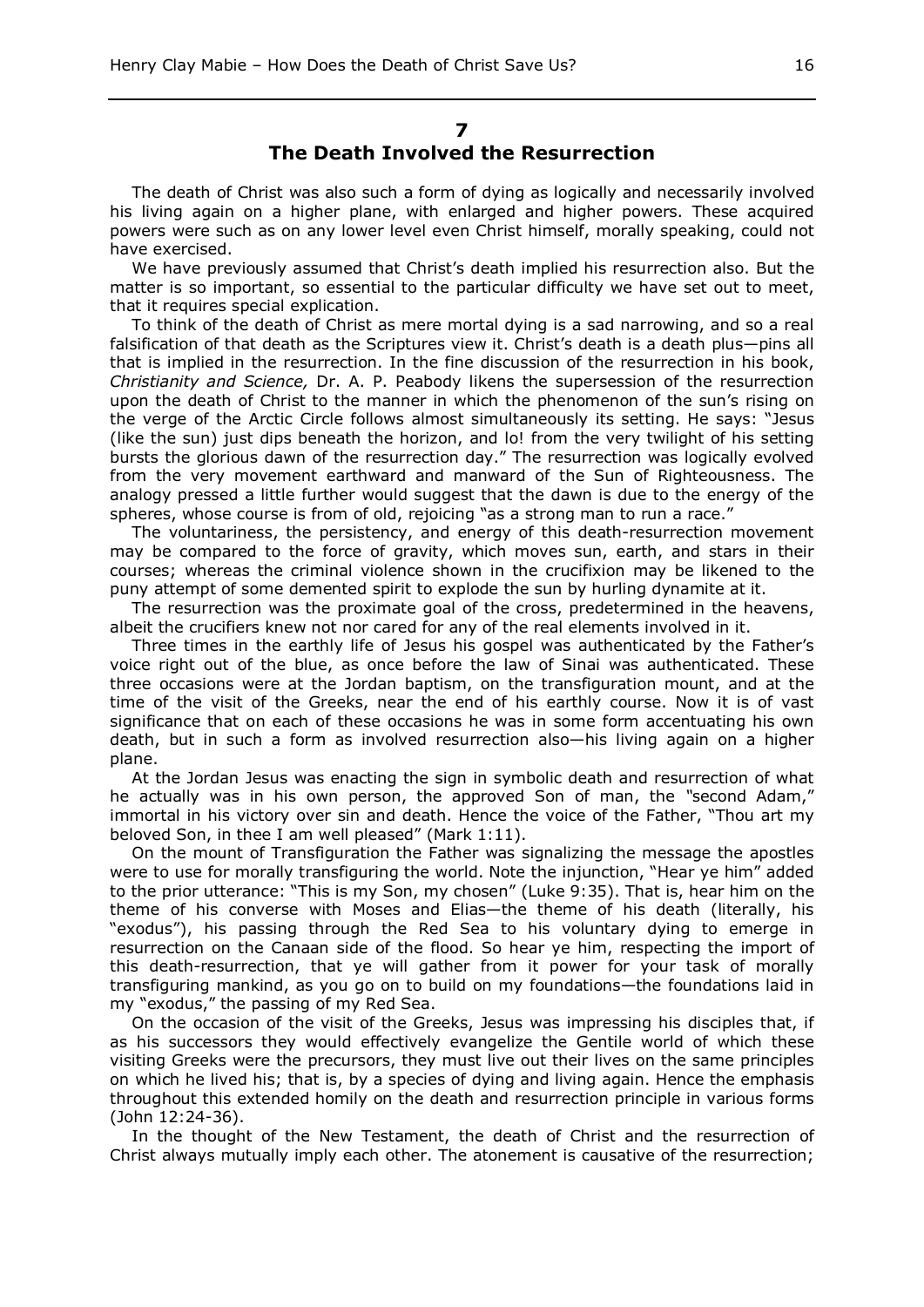## 7
## The Death Involved the Resurrection

The death of Christ was also such a form of dying as logically and necessarily involved his living again on a higher plane, with enlarged and higher powers. These acquired powers were such as on any lower level even Christ himself, morally speaking, could not have exercised.

We have previously assumed that Christ's death implied his resurrection also. But the matter is so important, so essential to the particular difficulty we have set out to meet, that it requires special explication.

To think of the death of Christ as mere mortal dying is a sad narrowing, and so a real falsification of that death as the Scriptures view it. Christ's death is a death plus—pins all that is implied in the resurrection. In the fine discussion of the resurrection in his book, *Christianity and Science,* Dr. A. P. Peabody likens the supersession of the resurrection upon the death of Christ to the manner in which the phenomenon of the sun's rising on the verge of the Arctic Circle follows almost simultaneously its setting. He says: "Jesus (like the sun) just dips beneath the horizon, and lo! from the very twilight of his setting bursts the glorious dawn of the resurrection day." The resurrection was logically evolved from the very movement earthward and manward of the Sun of Righteousness. The analogy pressed a little further would suggest that the dawn is due to the energy of the spheres, whose course is from of old, rejoicing "as a strong man to run a race."

The voluntariness, the persistency, and energy of this death-resurrection movement may be compared to the force of gravity, which moves sun, earth, and stars in their courses; whereas the criminal violence shown in the crucifixion may be likened to the puny attempt of some demented spirit to explode the sun by hurling dynamite at it.

The resurrection was the proximate goal of the cross, predetermined in the heavens, albeit the crucifiers knew not nor cared for any of the real elements involved in it.

Three times in the earthly life of Jesus his gospel was authenticated by the Father's voice right out of the blue, as once before the law of Sinai was authenticated. These three occasions were at the Jordan baptism, on the transfiguration mount, and at the time of the visit of the Greeks, near the end of his earthly course. Now it is of vast significance that on each of these occasions he was in some form accentuating his own death, but in such a form as involved resurrection also—his living again on a higher plane.

At the Jordan Jesus was enacting the sign in symbolic death and resurrection of what he actually was in his own person, the approved Son of man, the "second Adam," immortal in his victory over sin and death. Hence the voice of the Father, "Thou art my beloved Son, in thee I am well pleased" (Mark 1:11).

On the mount of Transfiguration the Father was signalizing the message the apostles were to use for morally transfiguring the world. Note the injunction, "Hear ye him" added to the prior utterance: "This is my Son, my chosen" (Luke 9:35). That is, hear him on the theme of his converse with Moses and Elias—the theme of his death (literally, his "exodus"), his passing through the Red Sea to his voluntary dying to emerge in resurrection on the Canaan side of the flood. So hear ye him, respecting the import of this death-resurrection, that ye will gather from it power for your task of morally transfiguring mankind, as you go on to build on my foundations—the foundations laid in my "exodus," the passing of my Red Sea.

On the occasion of the visit of the Greeks, Jesus was impressing his disciples that, if as his successors they would effectively evangelize the Gentile world of which these visiting Greeks were the precursors, they must live out their lives on the same principles on which he lived his; that is, by a species of dying and living again. Hence the emphasis throughout this extended homily on the death and resurrection principle in various forms (John 12:24-36).

In the thought of the New Testament, the death of Christ and the resurrection of Christ always mutually imply each other. The atonement is causative of the resurrection;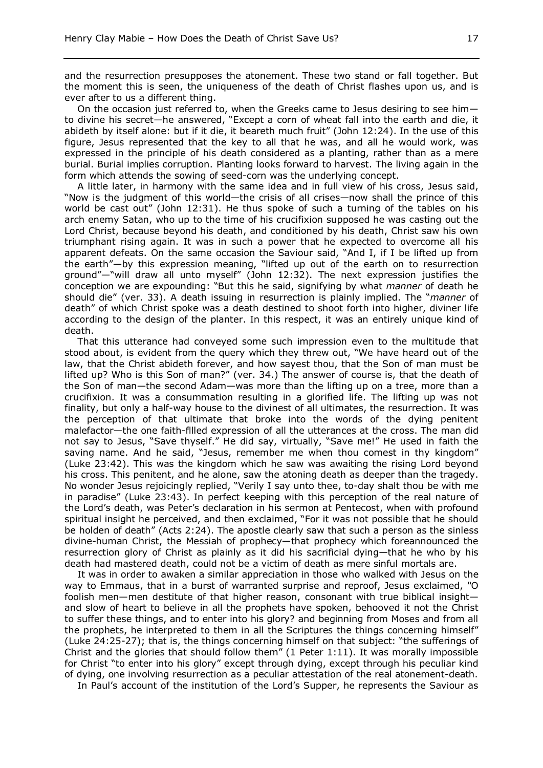and the resurrection presupposes the atonement. These two stand or fall together. But the moment this is seen, the uniqueness of the death of Christ flashes upon us, and is ever after to us a different thing.

On the occasion just referred to, when the Greeks came to Jesus desiring to see him—to divine his secret—he answered, "Except a corn of wheat fall into the earth and die, it abideth by itself alone: but if it die, it beareth much fruit" (John 12:24). In the use of this figure, Jesus represented that the key to all that he was, and all he would work, was expressed in the principle of his death considered as a planting, rather than as a mere burial. Burial implies corruption. Planting looks forward to harvest. The living again in the form which attends the sowing of seed-corn was the underlying concept.

A little later, in harmony with the same idea and in full view of his cross, Jesus said, "Now is the judgment of this world—the crisis of all crises—now shall the prince of this world be cast out" (John 12:31). He thus spoke of such a turning of the tables on his arch enemy Satan, who up to the time of his crucifixion supposed he was casting out the Lord Christ, because beyond his death, and conditioned by his death, Christ saw his own triumphant rising again. It was in such a power that he expected to overcome all his apparent defeats. On the same occasion the Saviour said, "And I, if I be lifted up from the earth"—by this expression meaning, "lifted up out of the earth on to resurrection ground"—"will draw all unto myself" (John 12:32). The next expression justifies the conception we are expounding: "But this he said, signifying by what *manner* of death he should die" (ver. 33). A death issuing in resurrection is plainly implied. The "*manner* of death" of which Christ spoke was a death destined to shoot forth into higher, diviner life according to the design of the planter. In this respect, it was an entirely unique kind of death.

That this utterance had conveyed some such impression even to the multitude that stood about, is evident from the query which they threw out, "We have heard out of the law, that the Christ abideth forever, and how sayest thou, that the Son of man must be lifted up? Who is this Son of man?" (ver. 34.) The answer of course is, that the death of the Son of man—the second Adam—was more than the lifting up on a tree, more than a crucifixion. It was a consummation resulting in a glorified life. The lifting up was not finality, but only a half-way house to the divinest of all ultimates, the resurrection. It was the perception of that ultimate that broke into the words of the dying penitent malefactor—the one faith-fllled expression of all the utterances at the cross. The man did not say to Jesus, "Save thyself." He did say, virtually, "Save me!" He used in faith the saving name. And he said, "Jesus, remember me when thou comest in thy kingdom" (Luke 23:42). This was the kingdom which he saw was awaiting the rising Lord beyond his cross. This penitent, and he alone, saw the atoning death as deeper than the tragedy. No wonder Jesus rejoicingly replied, "Verily I say unto thee, to-day shalt thou be with me in paradise" (Luke 23:43). In perfect keeping with this perception of the real nature of the Lord's death, was Peter's declaration in his sermon at Pentecost, when with profound spiritual insight he perceived, and then exclaimed, "For it was not possible that he should be holden of death" (Acts 2:24). The apostle clearly saw that such a person as the sinless divine-human Christ, the Messiah of prophecy—that prophecy which foreannounced the resurrection glory of Christ as plainly as it did his sacrificial dying—that he who by his death had mastered death, could not be a victim of death as mere sinful mortals are.

It was in order to awaken a similar appreciation in those who walked with Jesus on the way to Emmaus, that in a burst of warranted surprise and reproof, Jesus exclaimed, "O foolish men—men destitute of that higher reason, consonant with true biblical insight—and slow of heart to believe in all the prophets have spoken, behooved it not the Christ to suffer these things, and to enter into his glory? and beginning from Moses and from all the prophets, he interpreted to them in all the Scriptures the things concerning himself" (Luke 24:25-27); that is, the things concerning himself on that subject: "the sufferings of Christ and the glories that should follow them" (1 Peter 1:11). It was morally impossible for Christ "to enter into his glory" except through dying, except through his peculiar kind of dying, one involving resurrection as a peculiar attestation of the real atonement-death.

In Paul's account of the institution of the Lord's Supper, he represents the Saviour as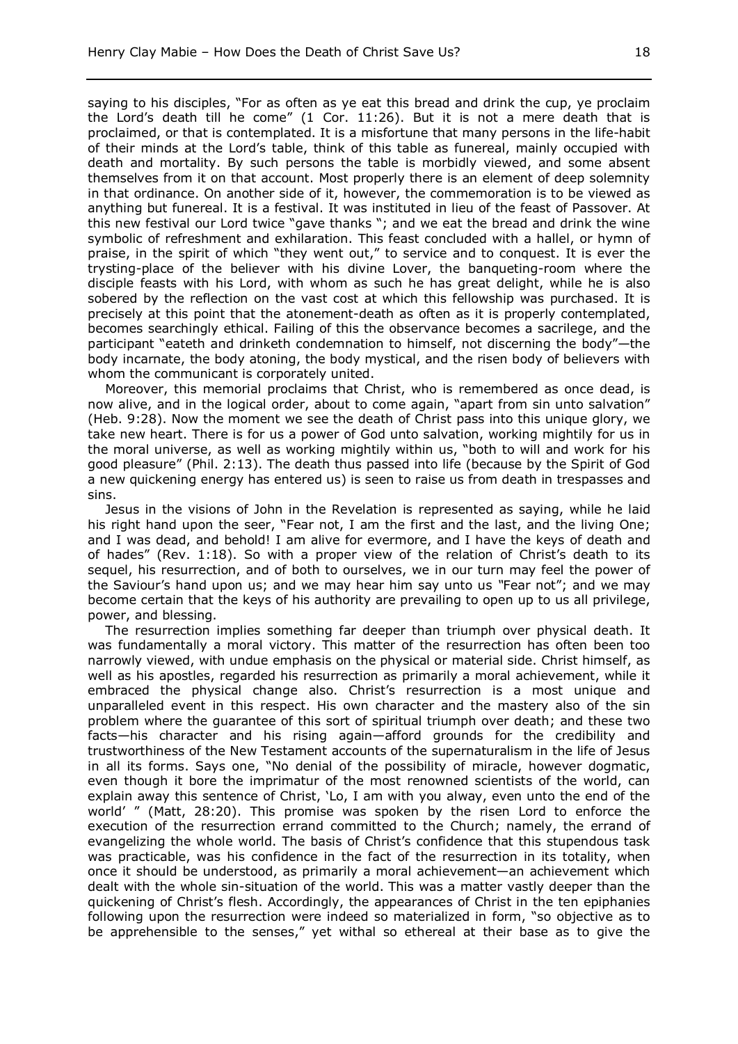saying to his disciples, "For as often as ye eat this bread and drink the cup, ye proclaim the Lord's death till he come" (1 Cor. 11:26). But it is not a mere death that is proclaimed, or that is contemplated. It is a misfortune that many persons in the life-habit of their minds at the Lord's table, think of this table as funereal, mainly occupied with death and mortality. By such persons the table is morbidly viewed, and some absent themselves from it on that account. Most properly there is an element of deep solemnity in that ordinance. On another side of it, however, the commemoration is to be viewed as anything but funereal. It is a festival. It was instituted in lieu of the feast of Passover. At this new festival our Lord twice "gave thanks "; and we eat the bread and drink the wine symbolic of refreshment and exhilaration. This feast concluded with a hallel, or hymn of praise, in the spirit of which "they went out," to service and to conquest. It is ever the trysting-place of the believer with his divine Lover, the banqueting-room where the disciple feasts with his Lord, with whom as such he has great delight, while he is also sobered by the reflection on the vast cost at which this fellowship was purchased. It is precisely at this point that the atonement-death as often as it is properly contemplated, becomes searchingly ethical. Failing of this the observance becomes a sacrilege, and the participant "eateth and drinketh condemnation to himself, not discerning the body"—the body incarnate, the body atoning, the body mystical, and the risen body of believers with whom the communicant is corporately united.

Moreover, this memorial proclaims that Christ, who is remembered as once dead, is now alive, and in the logical order, about to come again, "apart from sin unto salvation" (Heb. 9:28). Now the moment we see the death of Christ pass into this unique glory, we take new heart. There is for us a power of God unto salvation, working mightily for us in the moral universe, as well as working mightily within us, "both to will and work for his good pleasure" (Phil. 2:13). The death thus passed into life (because by the Spirit of God a new quickening energy has entered us) is seen to raise us from death in trespasses and sins.

Jesus in the visions of John in the Revelation is represented as saying, while he laid his right hand upon the seer, "Fear not, I am the first and the last, and the living One; and I was dead, and behold! I am alive for evermore, and I have the keys of death and of hades" (Rev. 1:18). So with a proper view of the relation of Christ's death to its sequel, his resurrection, and of both to ourselves, we in our turn may feel the power of the Saviour's hand upon us; and we may hear him say unto us "Fear not"; and we may become certain that the keys of his authority are prevailing to open up to us all privilege, power, and blessing.

The resurrection implies something far deeper than triumph over physical death. It was fundamentally a moral victory. This matter of the resurrection has often been too narrowly viewed, with undue emphasis on the physical or material side. Christ himself, as well as his apostles, regarded his resurrection as primarily a moral achievement, while it embraced the physical change also. Christ's resurrection is a most unique and unparalleled event in this respect. His own character and the mastery also of the sin problem where the guarantee of this sort of spiritual triumph over death; and these two facts—his character and his rising again—afford grounds for the credibility and trustworthiness of the New Testament accounts of the supernaturalism in the life of Jesus in all its forms. Says one, "No denial of the possibility of miracle, however dogmatic, even though it bore the imprimatur of the most renowned scientists of the world, can explain away this sentence of Christ, 'Lo, I am with you alway, even unto the end of the world' " (Matt, 28:20). This promise was spoken by the risen Lord to enforce the execution of the resurrection errand committed to the Church; namely, the errand of evangelizing the whole world. The basis of Christ's confidence that this stupendous task was practicable, was his confidence in the fact of the resurrection in its totality, when once it should be understood, as primarily a moral achievement—an achievement which dealt with the whole sin-situation of the world. This was a matter vastly deeper than the quickening of Christ's flesh. Accordingly, the appearances of Christ in the ten epiphanies following upon the resurrection were indeed so materialized in form, "so objective as to be apprehensible to the senses," yet withal so ethereal at their base as to give the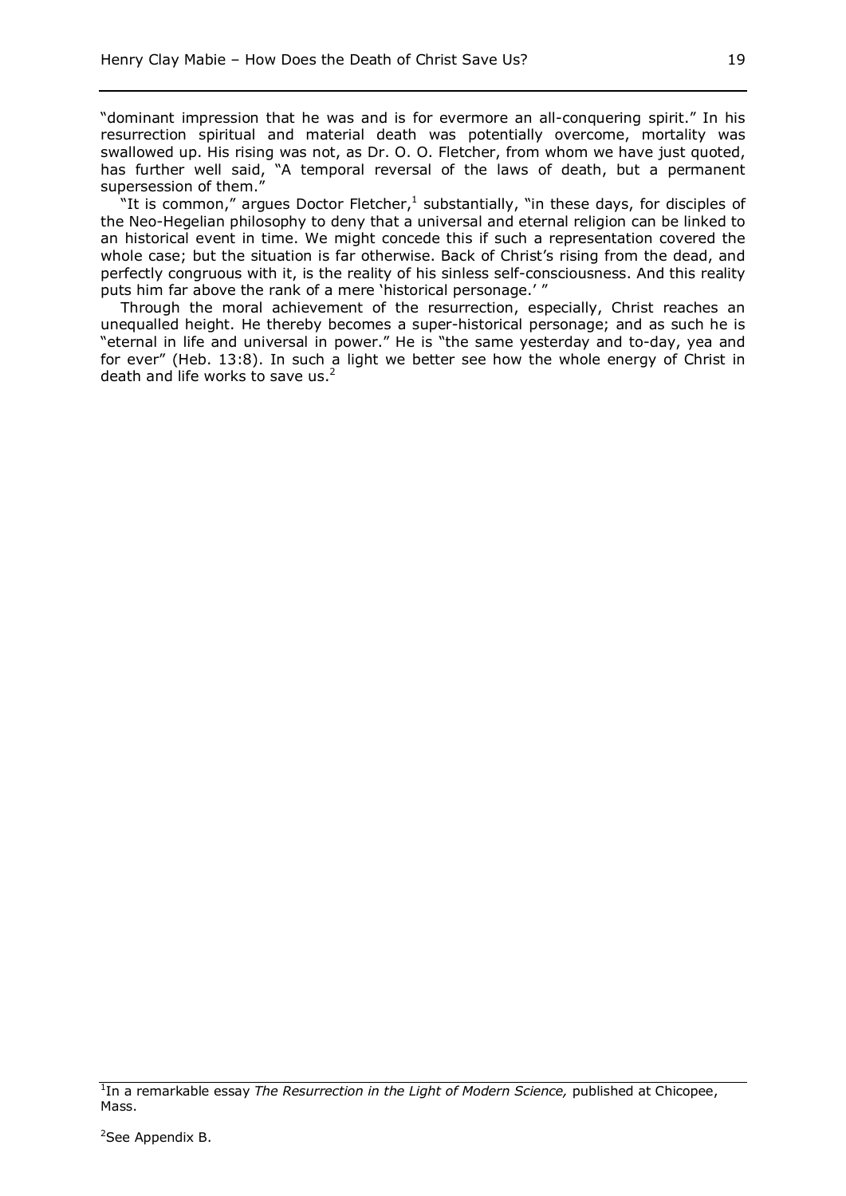"dominant impression that he was and is for evermore an all-conquering spirit." In his resurrection spiritual and material death was potentially overcome, mortality was swallowed up. His rising was not, as Dr. O. O. Fletcher, from whom we have just quoted, has further well said, "A temporal reversal of the laws of death, but a permanent supersession of them."

"It is common," argues Doctor Fletcher,[1] substantially, "in these days, for disciples of the Neo-Hegelian philosophy to deny that a universal and eternal religion can be linked to an historical event in time. We might concede this if such a representation covered the whole case; but the situation is far otherwise. Back of Christ's rising from the dead, and perfectly congruous with it, is the reality of his sinless self-consciousness. And this reality puts him far above the rank of a mere 'historical personage.' "

Through the moral achievement of the resurrection, especially, Christ reaches an unequalled height. He thereby becomes a super-historical personage; and as such he is "eternal in life and universal in power." He is "the same yesterday and to-day, yea and for ever" (Heb. 13:8). In such a light we better see how the whole energy of Christ in death and life works to save us.[2]

---

[1] In a remarkable essay *The Resurrection in the Light of Modern Science,* published at Chicopee, Mass.

[2] See Appendix B.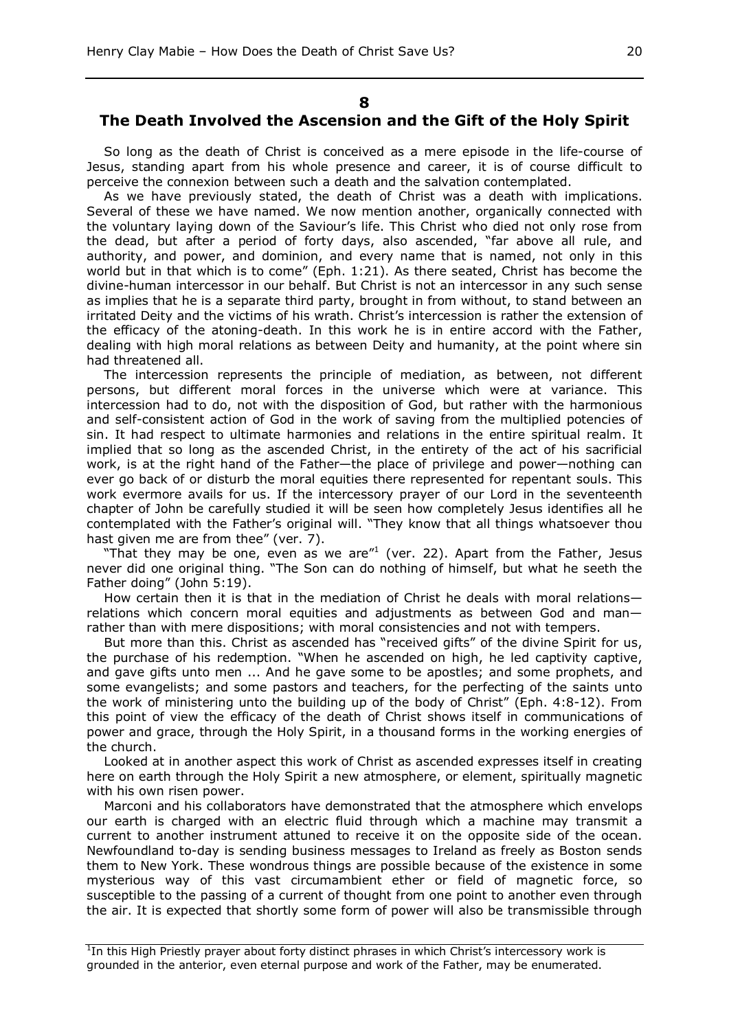## 8

## The Death Involved the Ascension and the Gift of the Holy Spirit

So long as the death of Christ is conceived as a mere episode in the life-course of Jesus, standing apart from his whole presence and career, it is of course difficult to perceive the connexion between such a death and the salvation contemplated.

As we have previously stated, the death of Christ was a death with implications. Several of these we have named. We now mention another, organically connected with the voluntary laying down of the Saviour's life. This Christ who died not only rose from the dead, but after a period of forty days, also ascended, "far above all rule, and authority, and power, and dominion, and every name that is named, not only in this world but in that which is to come" (Eph. 1:21). As there seated, Christ has become the divine-human intercessor in our behalf. But Christ is not an intercessor in any such sense as implies that he is a separate third party, brought in from without, to stand between an irritated Deity and the victims of his wrath. Christ's intercession is rather the extension of the efficacy of the atoning-death. In this work he is in entire accord with the Father, dealing with high moral relations as between Deity and humanity, at the point where sin had threatened all.

The intercession represents the principle of mediation, as between, not different persons, but different moral forces in the universe which were at variance. This intercession had to do, not with the disposition of God, but rather with the harmonious and self-consistent action of God in the work of saving from the multiplied potencies of sin. It had respect to ultimate harmonies and relations in the entire spiritual realm. It implied that so long as the ascended Christ, in the entirety of the act of his sacrificial work, is at the right hand of the Father—the place of privilege and power—nothing can ever go back of or disturb the moral equities there represented for repentant souls. This work evermore avails for us. If the intercessory prayer of our Lord in the seventeenth chapter of John be carefully studied it will be seen how completely Jesus identifies all he contemplated with the Father's original will. "They know that all things whatsoever thou hast given me are from thee" (ver. 7).

"That they may be one, even as we are"[1] (ver. 22). Apart from the Father, Jesus never did one original thing. "The Son can do nothing of himself, but what he seeth the Father doing" (John 5:19).

How certain then it is that in the mediation of Christ he deals with moral relations—relations which concern moral equities and adjustments as between God and man—rather than with mere dispositions; with moral consistencies and not with tempers.

But more than this. Christ as ascended has "received gifts" of the divine Spirit for us, the purchase of his redemption. "When he ascended on high, he led captivity captive, and gave gifts unto men ... And he gave some to be apostles; and some prophets, and some evangelists; and some pastors and teachers, for the perfecting of the saints unto the work of ministering unto the building up of the body of Christ" (Eph. 4:8-12). From this point of view the efficacy of the death of Christ shows itself in communications of power and grace, through the Holy Spirit, in a thousand forms in the working energies of the church.

Looked at in another aspect this work of Christ as ascended expresses itself in creating here on earth through the Holy Spirit a new atmosphere, or element, spiritually magnetic with his own risen power.

Marconi and his collaborators have demonstrated that the atmosphere which envelops our earth is charged with an electric fluid through which a machine may transmit a current to another instrument attuned to receive it on the opposite side of the ocean. Newfoundland to-day is sending business messages to Ireland as freely as Boston sends them to New York. These wondrous things are possible because of the existence in some mysterious way of this vast circumambient ether or field of magnetic force, so susceptible to the passing of a current of thought from one point to another even through the air. It is expected that shortly some form of power will also be transmissible through

---

[1] In this High Priestly prayer about forty distinct phrases in which Christ's intercessory work is grounded in the anterior, even eternal purpose and work of the Father, may be enumerated.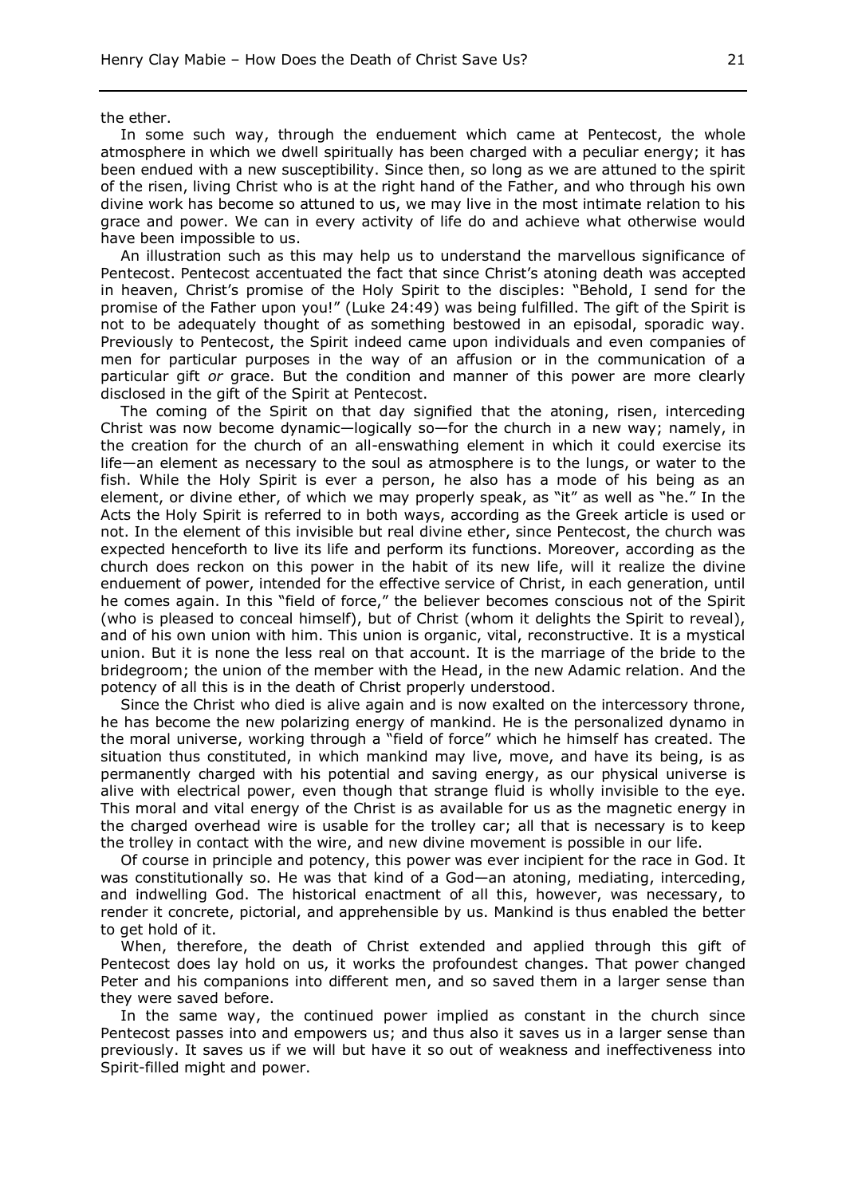the ether.

In some such way, through the enduement which came at Pentecost, the whole atmosphere in which we dwell spiritually has been charged with a peculiar energy; it has been endued with a new susceptibility. Since then, so long as we are attuned to the spirit of the risen, living Christ who is at the right hand of the Father, and who through his own divine work has become so attuned to us, we may live in the most intimate relation to his grace and power. We can in every activity of life do and achieve what otherwise would have been impossible to us.

An illustration such as this may help us to understand the marvellous significance of Pentecost. Pentecost accentuated the fact that since Christ's atoning death was accepted in heaven, Christ's promise of the Holy Spirit to the disciples: "Behold, I send for the promise of the Father upon you!" (Luke 24:49) was being fulfilled. The gift of the Spirit is not to be adequately thought of as something bestowed in an episodal, sporadic way. Previously to Pentecost, the Spirit indeed came upon individuals and even companies of men for particular purposes in the way of an affusion or in the communication of a particular gift *or* grace. But the condition and manner of this power are more clearly disclosed in the gift of the Spirit at Pentecost.

The coming of the Spirit on that day signified that the atoning, risen, interceding Christ was now become dynamic—logically so—for the church in a new way; namely, in the creation for the church of an all-enswathing element in which it could exercise its life—an element as necessary to the soul as atmosphere is to the lungs, or water to the fish. While the Holy Spirit is ever a person, he also has a mode of his being as an element, or divine ether, of which we may properly speak, as "it" as well as "he." In the Acts the Holy Spirit is referred to in both ways, according as the Greek article is used or not. In the element of this invisible but real divine ether, since Pentecost, the church was expected henceforth to live its life and perform its functions. Moreover, according as the church does reckon on this power in the habit of its new life, will it realize the divine enduement of power, intended for the effective service of Christ, in each generation, until he comes again. In this "field of force," the believer becomes conscious not of the Spirit (who is pleased to conceal himself), but of Christ (whom it delights the Spirit to reveal), and of his own union with him. This union is organic, vital, reconstructive. It is a mystical union. But it is none the less real on that account. It is the marriage of the bride to the bridegroom; the union of the member with the Head, in the new Adamic relation. And the potency of all this is in the death of Christ properly understood.

Since the Christ who died is alive again and is now exalted on the intercessory throne, he has become the new polarizing energy of mankind. He is the personalized dynamo in the moral universe, working through a "field of force" which he himself has created. The situation thus constituted, in which mankind may live, move, and have its being, is as permanently charged with his potential and saving energy, as our physical universe is alive with electrical power, even though that strange fluid is wholly invisible to the eye. This moral and vital energy of the Christ is as available for us as the magnetic energy in the charged overhead wire is usable for the trolley car; all that is necessary is to keep the trolley in contact with the wire, and new divine movement is possible in our life.

Of course in principle and potency, this power was ever incipient for the race in God. It was constitutionally so. He was that kind of a God—an atoning, mediating, interceding, and indwelling God. The historical enactment of all this, however, was necessary, to render it concrete, pictorial, and apprehensible by us. Mankind is thus enabled the better to get hold of it.

When, therefore, the death of Christ extended and applied through this gift of Pentecost does lay hold on us, it works the profoundest changes. That power changed Peter and his companions into different men, and so saved them in a larger sense than they were saved before.

In the same way, the continued power implied as constant in the church since Pentecost passes into and empowers us; and thus also it saves us in a larger sense than previously. It saves us if we will but have it so out of weakness and ineffectiveness into Spirit-filled might and power.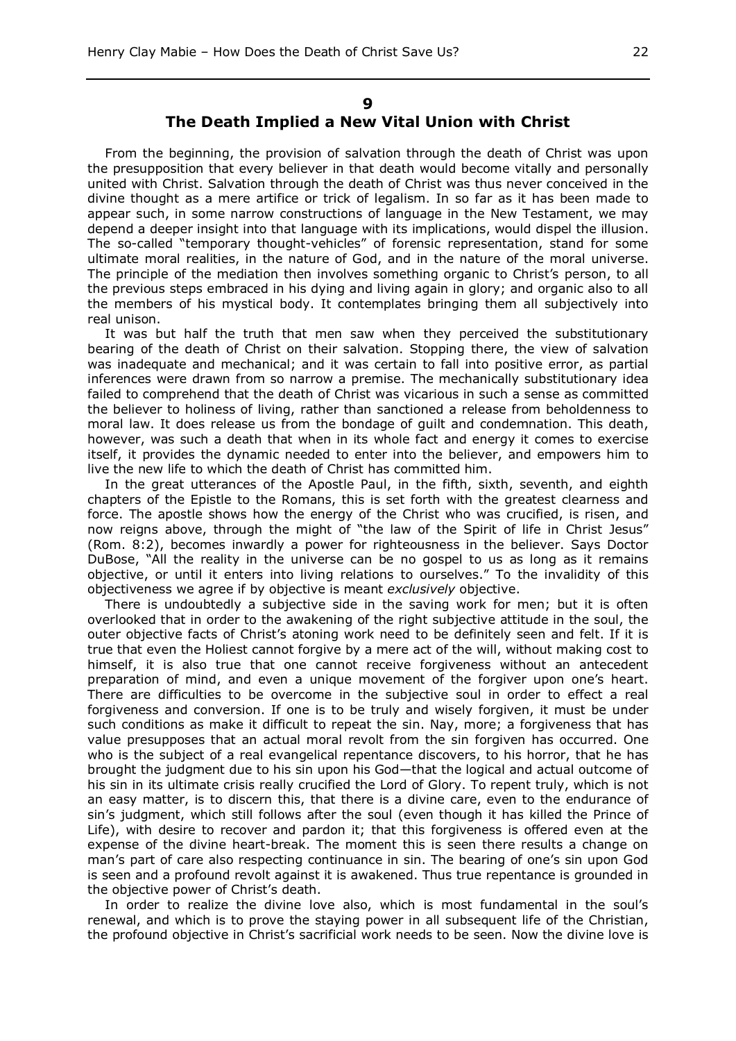## 9

## The Death Implied a New Vital Union with Christ

From the beginning, the provision of salvation through the death of Christ was upon the presupposition that every believer in that death would become vitally and personally united with Christ. Salvation through the death of Christ was thus never conceived in the divine thought as a mere artifice or trick of legalism. In so far as it has been made to appear such, in some narrow constructions of language in the New Testament, we may depend a deeper insight into that language with its implications, would dispel the illusion. The so-called "temporary thought-vehicles" of forensic representation, stand for some ultimate moral realities, in the nature of God, and in the nature of the moral universe. The principle of the mediation then involves something organic to Christ's person, to all the previous steps embraced in his dying and living again in glory; and organic also to all the members of his mystical body. It contemplates bringing them all subjectively into real unison.

It was but half the truth that men saw when they perceived the substitutionary bearing of the death of Christ on their salvation. Stopping there, the view of salvation was inadequate and mechanical; and it was certain to fall into positive error, as partial inferences were drawn from so narrow a premise. The mechanically substitutionary idea failed to comprehend that the death of Christ was vicarious in such a sense as committed the believer to holiness of living, rather than sanctioned a release from beholdenness to moral law. It does release us from the bondage of guilt and condemnation. This death, however, was such a death that when in its whole fact and energy it comes to exercise itself, it provides the dynamic needed to enter into the believer, and empowers him to live the new life to which the death of Christ has committed him.

In the great utterances of the Apostle Paul, in the fifth, sixth, seventh, and eighth chapters of the Epistle to the Romans, this is set forth with the greatest clearness and force. The apostle shows how the energy of the Christ who was crucified, is risen, and now reigns above, through the might of "the law of the Spirit of life in Christ Jesus" (Rom. 8:2), becomes inwardly a power for righteousness in the believer. Says Doctor DuBose, "All the reality in the universe can be no gospel to us as long as it remains objective, or until it enters into living relations to ourselves." To the invalidity of this objectiveness we agree if by objective is meant *exclusively* objective.

There is undoubtedly a subjective side in the saving work for men; but it is often overlooked that in order to the awakening of the right subjective attitude in the soul, the outer objective facts of Christ's atoning work need to be definitely seen and felt. If it is true that even the Holiest cannot forgive by a mere act of the will, without making cost to himself, it is also true that one cannot receive forgiveness without an antecedent preparation of mind, and even a unique movement of the forgiver upon one's heart. There are difficulties to be overcome in the subjective soul in order to effect a real forgiveness and conversion. If one is to be truly and wisely forgiven, it must be under such conditions as make it difficult to repeat the sin. Nay, more; a forgiveness that has value presupposes that an actual moral revolt from the sin forgiven has occurred. One who is the subject of a real evangelical repentance discovers, to his horror, that he has brought the judgment due to his sin upon his God—that the logical and actual outcome of his sin in its ultimate crisis really crucified the Lord of Glory. To repent truly, which is not an easy matter, is to discern this, that there is a divine care, even to the endurance of sin's judgment, which still follows after the soul (even though it has killed the Prince of Life), with desire to recover and pardon it; that this forgiveness is offered even at the expense of the divine heart-break. The moment this is seen there results a change on man's part of care also respecting continuance in sin. The bearing of one's sin upon God is seen and a profound revolt against it is awakened. Thus true repentance is grounded in the objective power of Christ's death.

In order to realize the divine love also, which is most fundamental in the soul's renewal, and which is to prove the staying power in all subsequent life of the Christian, the profound objective in Christ's sacrificial work needs to be seen. Now the divine love is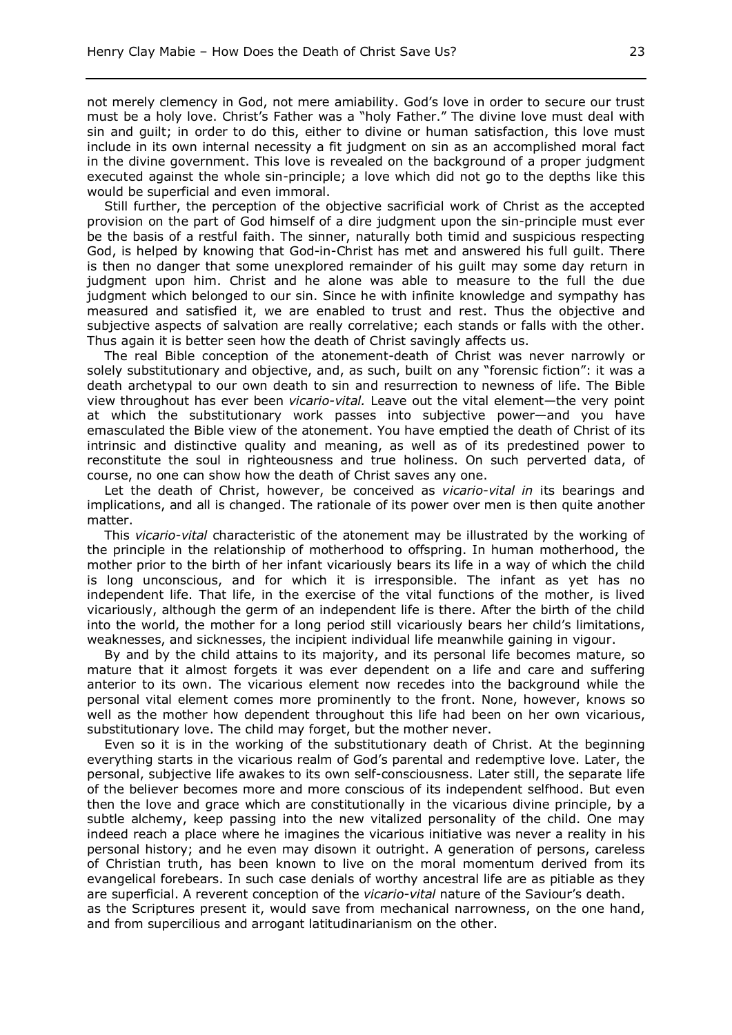not merely clemency in God, not mere amiability. God's love in order to secure our trust must be a holy love. Christ's Father was a "holy Father." The divine love must deal with sin and guilt; in order to do this, either to divine or human satisfaction, this love must include in its own internal necessity a fit judgment on sin as an accomplished moral fact in the divine government. This love is revealed on the background of a proper judgment executed against the whole sin-principle; a love which did not go to the depths like this would be superficial and even immoral.

Still further, the perception of the objective sacrificial work of Christ as the accepted provision on the part of God himself of a dire judgment upon the sin-principle must ever be the basis of a restful faith. The sinner, naturally both timid and suspicious respecting God, is helped by knowing that God-in-Christ has met and answered his full guilt. There is then no danger that some unexplored remainder of his guilt may some day return in judgment upon him. Christ and he alone was able to measure to the full the due judgment which belonged to our sin. Since he with infinite knowledge and sympathy has measured and satisfied it, we are enabled to trust and rest. Thus the objective and subjective aspects of salvation are really correlative; each stands or falls with the other. Thus again it is better seen how the death of Christ savingly affects us.

The real Bible conception of the atonement-death of Christ was never narrowly or solely substitutionary and objective, and, as such, built on any "forensic fiction": it was a death archetypal to our own death to sin and resurrection to newness of life. The Bible view throughout has ever been *vicario-vital.* Leave out the vital element—the very point at which the substitutionary work passes into subjective power—and you have emasculated the Bible view of the atonement. You have emptied the death of Christ of its intrinsic and distinctive quality and meaning, as well as of its predestined power to reconstitute the soul in righteousness and true holiness. On such perverted data, of course, no one can show how the death of Christ saves any one.

Let the death of Christ, however, be conceived as *vicario-vital in* its bearings and implications, and all is changed. The rationale of its power over men is then quite another matter.

This *vicario-vital* characteristic of the atonement may be illustrated by the working of the principle in the relationship of motherhood to offspring. In human motherhood, the mother prior to the birth of her infant vicariously bears its life in a way of which the child is long unconscious, and for which it is irresponsible. The infant as yet has no independent life. That life, in the exercise of the vital functions of the mother, is lived vicariously, although the germ of an independent life is there. After the birth of the child into the world, the mother for a long period still vicariously bears her child's limitations, weaknesses, and sicknesses, the incipient individual life meanwhile gaining in vigour.

By and by the child attains to its majority, and its personal life becomes mature, so mature that it almost forgets it was ever dependent on a life and care and suffering anterior to its own. The vicarious element now recedes into the background while the personal vital element comes more prominently to the front. None, however, knows so well as the mother how dependent throughout this life had been on her own vicarious, substitutionary love. The child may forget, but the mother never.

Even so it is in the working of the substitutionary death of Christ. At the beginning everything starts in the vicarious realm of God's parental and redemptive love. Later, the personal, subjective life awakes to its own self-consciousness. Later still, the separate life of the believer becomes more and more conscious of its independent selfhood. But even then the love and grace which are constitutionally in the vicarious divine principle, by a subtle alchemy, keep passing into the new vitalized personality of the child. One may indeed reach a place where he imagines the vicarious initiative was never a reality in his personal history; and he even may disown it outright. A generation of persons, careless of Christian truth, has been known to live on the moral momentum derived from its evangelical forebears. In such case denials of worthy ancestral life are as pitiable as they are superficial. A reverent conception of the *vicario-vital* nature of the Saviour's death.
as the Scriptures present it, would save from mechanical narrowness, on the one hand, and from supercilious and arrogant latitudinarianism on the other.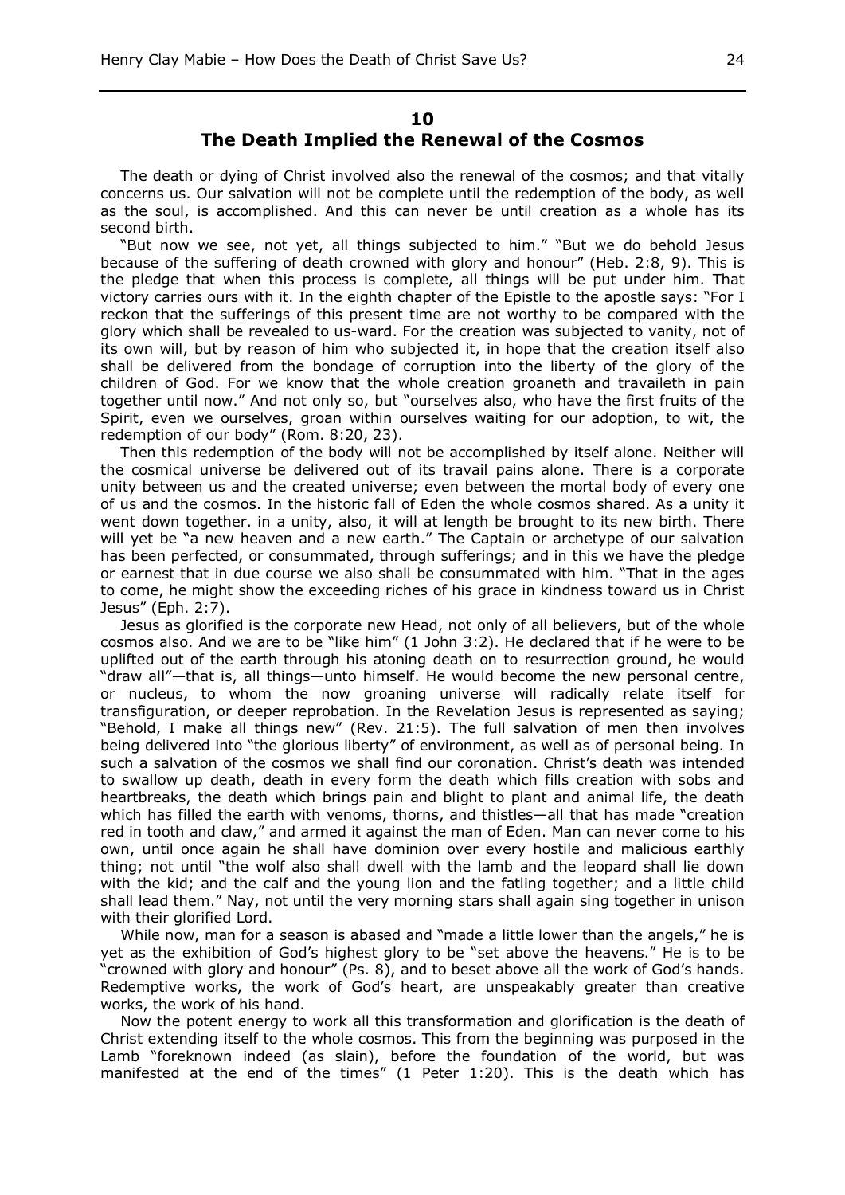## 10
## The Death Implied the Renewal of the Cosmos

The death or dying of Christ involved also the renewal of the cosmos; and that vitally concerns us. Our salvation will not be complete until the redemption of the body, as well as the soul, is accomplished. And this can never be until creation as a whole has its second birth.

"But now we see, not yet, all things subjected to him." "But we do behold Jesus because of the suffering of death crowned with glory and honour" (Heb. 2:8, 9). This is the pledge that when this process is complete, all things will be put under him. That victory carries ours with it. In the eighth chapter of the Epistle to the apostle says: "For I reckon that the sufferings of this present time are not worthy to be compared with the glory which shall be revealed to us-ward. For the creation was subjected to vanity, not of its own will, but by reason of him who subjected it, in hope that the creation itself also shall be delivered from the bondage of corruption into the liberty of the glory of the children of God. For we know that the whole creation groaneth and travaileth in pain together until now." And not only so, but "ourselves also, who have the first fruits of the Spirit, even we ourselves, groan within ourselves waiting for our adoption, to wit, the redemption of our body" (Rom. 8:20, 23).

Then this redemption of the body will not be accomplished by itself alone. Neither will the cosmical universe be delivered out of its travail pains alone. There is a corporate unity between us and the created universe; even between the mortal body of every one of us and the cosmos. In the historic fall of Eden the whole cosmos shared. As a unity it went down together. in a unity, also, it will at length be brought to its new birth. There will yet be "a new heaven and a new earth." The Captain or archetype of our salvation has been perfected, or consummated, through sufferings; and in this we have the pledge or earnest that in due course we also shall be consummated with him. "That in the ages to come, he might show the exceeding riches of his grace in kindness toward us in Christ Jesus" (Eph. 2:7).

Jesus as glorified is the corporate new Head, not only of all believers, but of the whole cosmos also. And we are to be "like him" (1 John 3:2). He declared that if he were to be uplifted out of the earth through his atoning death on to resurrection ground, he would "draw all"—that is, all things—unto himself. He would become the new personal centre, or nucleus, to whom the now groaning universe will radically relate itself for transfiguration, or deeper reprobation. In the Revelation Jesus is represented as saying; "Behold, I make all things new" (Rev. 21:5). The full salvation of men then involves being delivered into "the glorious liberty" of environment, as well as of personal being. In such a salvation of the cosmos we shall find our coronation. Christ's death was intended to swallow up death, death in every form the death which fills creation with sobs and heartbreaks, the death which brings pain and blight to plant and animal life, the death which has filled the earth with venoms, thorns, and thistles—all that has made "creation red in tooth and claw," and armed it against the man of Eden. Man can never come to his own, until once again he shall have dominion over every hostile and malicious earthly thing; not until "the wolf also shall dwell with the lamb and the leopard shall lie down with the kid; and the calf and the young lion and the fatling together; and a little child shall lead them." Nay, not until the very morning stars shall again sing together in unison with their glorified Lord.

While now, man for a season is abased and "made a little lower than the angels," he is yet as the exhibition of God's highest glory to be "set above the heavens." He is to be "crowned with glory and honour" (Ps. 8), and to beset above all the work of God's hands. Redemptive works, the work of God's heart, are unspeakably greater than creative works, the work of his hand.

Now the potent energy to work all this transformation and glorification is the death of Christ extending itself to the whole cosmos. This from the beginning was purposed in the Lamb "foreknown indeed (as slain), before the foundation of the world, but was manifested at the end of the times" (1 Peter 1:20). This is the death which has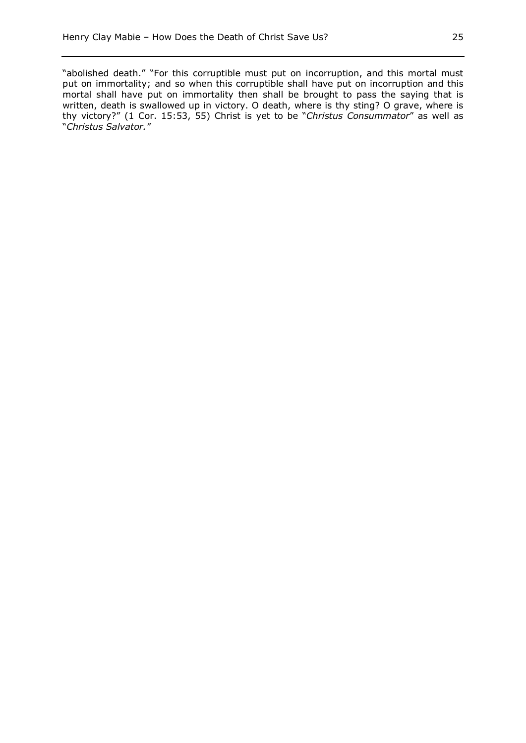"abolished death." "For this corruptible must put on incorruption, and this mortal must put on immortality; and so when this corruptible shall have put on incorruption and this mortal shall have put on immortality then shall be brought to pass the saying that is written, death is swallowed up in victory. O death, where is thy sting? O grave, where is thy victory?" (1 Cor. 15:53, 55) Christ is yet to be "*Christus Consummator*" as well as "*Christus Salvator.*"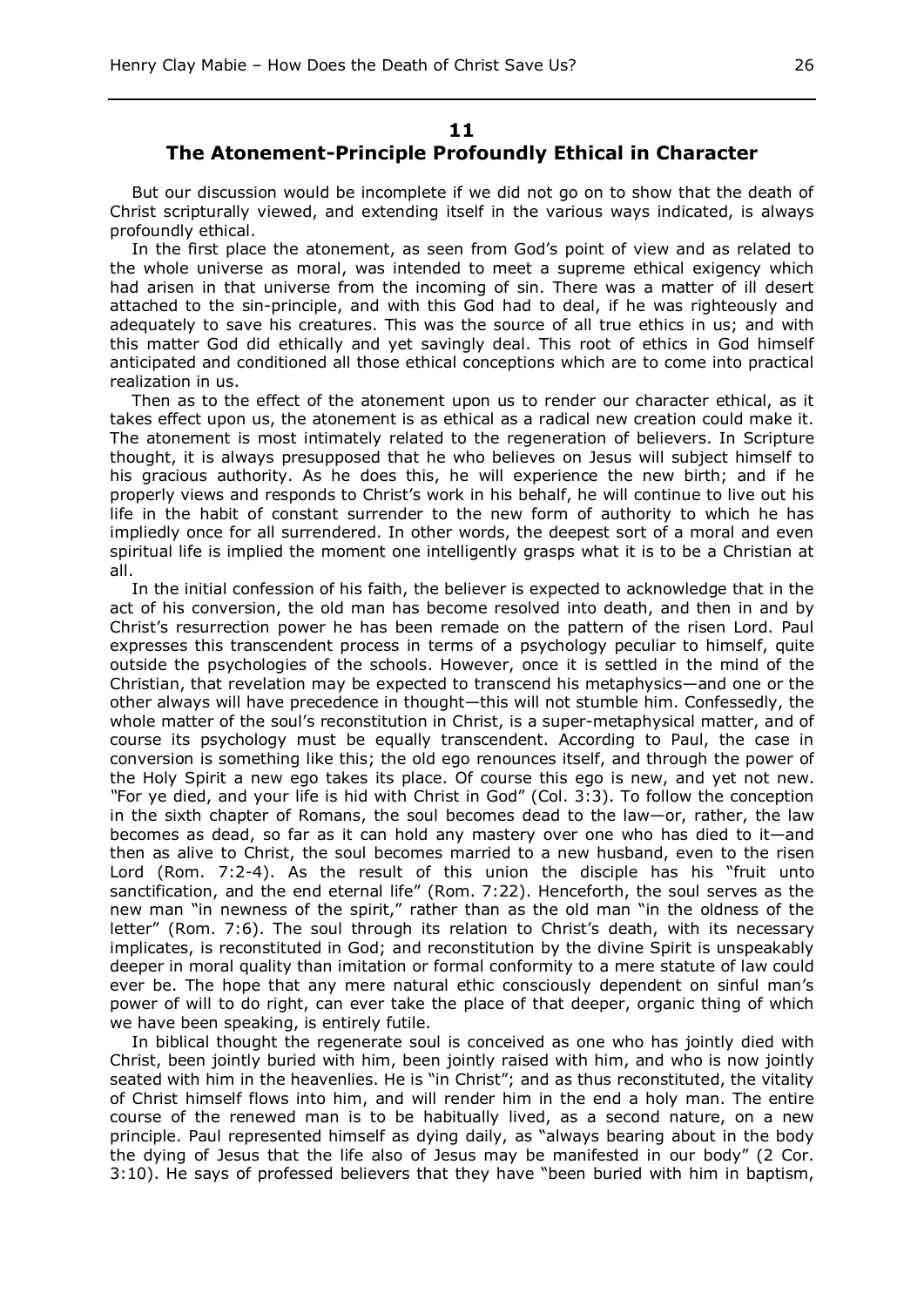## 11

## The Atonement-Principle Profoundly Ethical in Character

But our discussion would be incomplete if we did not go on to show that the death of Christ scripturally viewed, and extending itself in the various ways indicated, is always profoundly ethical.

In the first place the atonement, as seen from God's point of view and as related to the whole universe as moral, was intended to meet a supreme ethical exigency which had arisen in that universe from the incoming of sin. There was a matter of ill desert attached to the sin-principle, and with this God had to deal, if he was righteously and adequately to save his creatures. This was the source of all true ethics in us; and with this matter God did ethically and yet savingly deal. This root of ethics in God himself anticipated and conditioned all those ethical conceptions which are to come into practical realization in us.

Then as to the effect of the atonement upon us to render our character ethical, as it takes effect upon us, the atonement is as ethical as a radical new creation could make it. The atonement is most intimately related to the regeneration of believers. In Scripture thought, it is always presupposed that he who believes on Jesus will subject himself to his gracious authority. As he does this, he will experience the new birth; and if he properly views and responds to Christ's work in his behalf, he will continue to live out his life in the habit of constant surrender to the new form of authority to which he has impliedly once for all surrendered. In other words, the deepest sort of a moral and even spiritual life is implied the moment one intelligently grasps what it is to be a Christian at all.

In the initial confession of his faith, the believer is expected to acknowledge that in the act of his conversion, the old man has become resolved into death, and then in and by Christ's resurrection power he has been remade on the pattern of the risen Lord. Paul expresses this transcendent process in terms of a psychology peculiar to himself, quite outside the psychologies of the schools. However, once it is settled in the mind of the Christian, that revelation may be expected to transcend his metaphysics—and one or the other always will have precedence in thought—this will not stumble him. Confessedly, the whole matter of the soul's reconstitution in Christ, is a super-metaphysical matter, and of course its psychology must be equally transcendent. According to Paul, the case in conversion is something like this; the old ego renounces itself, and through the power of the Holy Spirit a new ego takes its place. Of course this ego is new, and yet not new. "For ye died, and your life is hid with Christ in God" (Col. 3:3). To follow the conception in the sixth chapter of Romans, the soul becomes dead to the law—or, rather, the law becomes as dead, so far as it can hold any mastery over one who has died to it—and then as alive to Christ, the soul becomes married to a new husband, even to the risen Lord (Rom. 7:2-4). As the result of this union the disciple has his "fruit unto sanctification, and the end eternal life" (Rom. 7:22). Henceforth, the soul serves as the new man "in newness of the spirit," rather than as the old man "in the oldness of the letter" (Rom. 7:6). The soul through its relation to Christ's death, with its necessary implicates, is reconstituted in God; and reconstitution by the divine Spirit is unspeakably deeper in moral quality than imitation or formal conformity to a mere statute of law could ever be. The hope that any mere natural ethic consciously dependent on sinful man's power of will to do right, can ever take the place of that deeper, organic thing of which we have been speaking, is entirely futile.

In biblical thought the regenerate soul is conceived as one who has jointly died with Christ, been jointly buried with him, been jointly raised with him, and who is now jointly seated with him in the heavenlies. He is "in Christ"; and as thus reconstituted, the vitality of Christ himself flows into him, and will render him in the end a holy man. The entire course of the renewed man is to be habitually lived, as a second nature, on a new principle. Paul represented himself as dying daily, as "always bearing about in the body the dying of Jesus that the life also of Jesus may be manifested in our body" (2 Cor. 3:10). He says of professed believers that they have "been buried with him in baptism,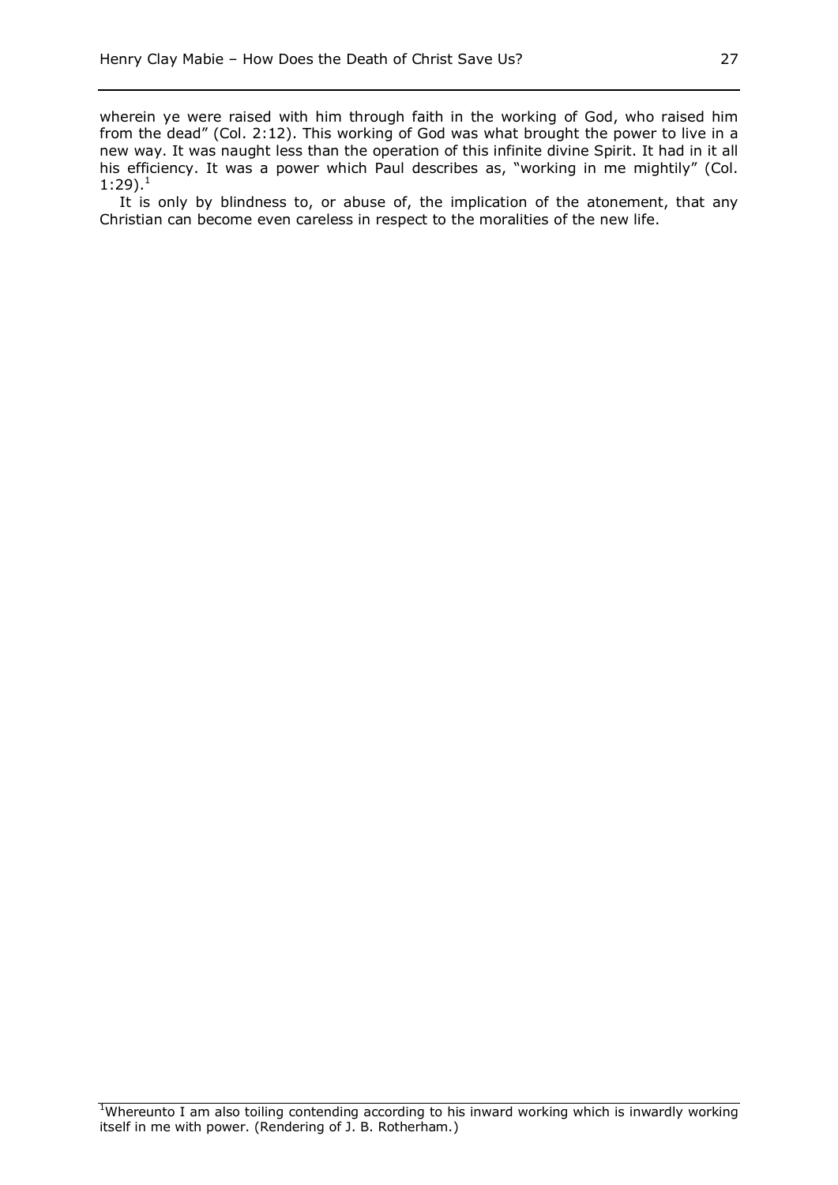wherein ye were raised with him through faith in the working of God, who raised him from the dead" (Col. 2:12). This working of God was what brought the power to live in a new way. It was naught less than the operation of this infinite divine Spirit. It had in it all his efficiency. It was a power which Paul describes as, "working in me mightily" (Col. 1:29).[1]

It is only by blindness to, or abuse of, the implication of the atonement, that any Christian can become even careless in respect to the moralities of the new life.

[1]Whereunto I am also toiling contending according to his inward working which is inwardly working itself in me with power. (Rendering of J. B. Rotherham.)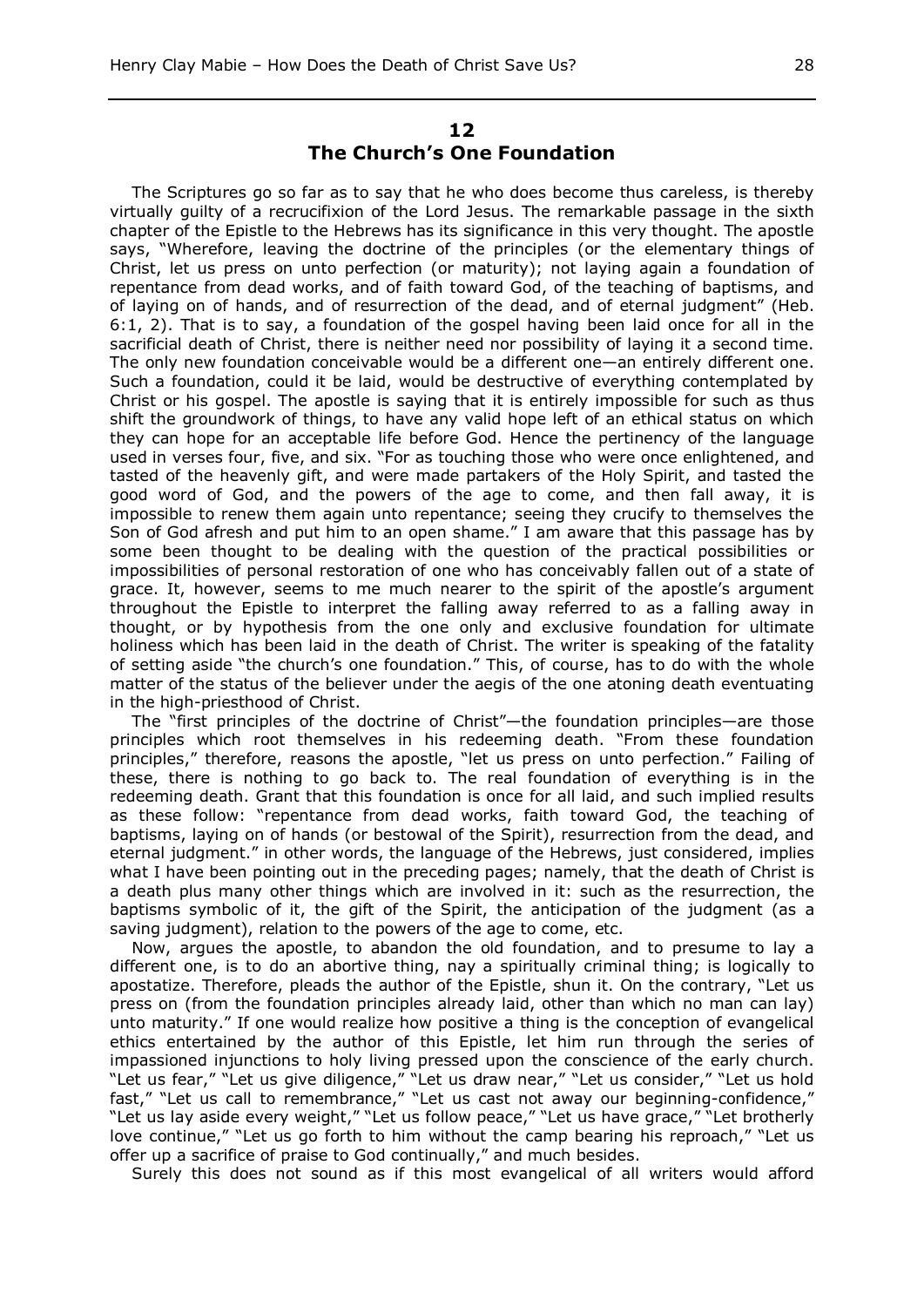## 12
## The Church's One Foundation

The Scriptures go so far as to say that he who does become thus careless, is thereby virtually guilty of a recrucifixion of the Lord Jesus. The remarkable passage in the sixth chapter of the Epistle to the Hebrews has its significance in this very thought. The apostle says, "Wherefore, leaving the doctrine of the principles (or the elementary things of Christ, let us press on unto perfection (or maturity); not laying again a foundation of repentance from dead works, and of faith toward God, of the teaching of baptisms, and of laying on of hands, and of resurrection of the dead, and of eternal judgment" (Heb. 6:1, 2). That is to say, a foundation of the gospel having been laid once for all in the sacrificial death of Christ, there is neither need nor possibility of laying it a second time. The only new foundation conceivable would be a different one—an entirely different one. Such a foundation, could it be laid, would be destructive of everything contemplated by Christ or his gospel. The apostle is saying that it is entirely impossible for such as thus shift the groundwork of things, to have any valid hope left of an ethical status on which they can hope for an acceptable life before God. Hence the pertinency of the language used in verses four, five, and six. "For as touching those who were once enlightened, and tasted of the heavenly gift, and were made partakers of the Holy Spirit, and tasted the good word of God, and the powers of the age to come, and then fall away, it is impossible to renew them again unto repentance; seeing they crucify to themselves the Son of God afresh and put him to an open shame." I am aware that this passage has by some been thought to be dealing with the question of the practical possibilities or impossibilities of personal restoration of one who has conceivably fallen out of a state of grace. It, however, seems to me much nearer to the spirit of the apostle's argument throughout the Epistle to interpret the falling away referred to as a falling away in thought, or by hypothesis from the one only and exclusive foundation for ultimate holiness which has been laid in the death of Christ. The writer is speaking of the fatality of setting aside "the church's one foundation." This, of course, has to do with the whole matter of the status of the believer under the aegis of the one atoning death eventuating in the high-priesthood of Christ.

The "first principles of the doctrine of Christ"—the foundation principles—are those principles which root themselves in his redeeming death. "From these foundation principles," therefore, reasons the apostle, "let us press on unto perfection." Failing of these, there is nothing to go back to. The real foundation of everything is in the redeeming death. Grant that this foundation is once for all laid, and such implied results as these follow: "repentance from dead works, faith toward God, the teaching of baptisms, laying on of hands (or bestowal of the Spirit), resurrection from the dead, and eternal judgment." in other words, the language of the Hebrews, just considered, implies what I have been pointing out in the preceding pages; namely, that the death of Christ is a death plus many other things which are involved in it: such as the resurrection, the baptisms symbolic of it, the gift of the Spirit, the anticipation of the judgment (as a saving judgment), relation to the powers of the age to come, etc.

Now, argues the apostle, to abandon the old foundation, and to presume to lay a different one, is to do an abortive thing, nay a spiritually criminal thing; is logically to apostatize. Therefore, pleads the author of the Epistle, shun it. On the contrary, "Let us press on (from the foundation principles already laid, other than which no man can lay) unto maturity." If one would realize how positive a thing is the conception of evangelical ethics entertained by the author of this Epistle, let him run through the series of impassioned injunctions to holy living pressed upon the conscience of the early church. "Let us fear," "Let us give diligence," "Let us draw near," "Let us consider," "Let us hold fast," "Let us call to remembrance," "Let us cast not away our beginning-confidence," "Let us lay aside every weight," "Let us follow peace," "Let us have grace," "Let brotherly love continue," "Let us go forth to him without the camp bearing his reproach," "Let us offer up a sacrifice of praise to God continually," and much besides.

Surely this does not sound as if this most evangelical of all writers would afford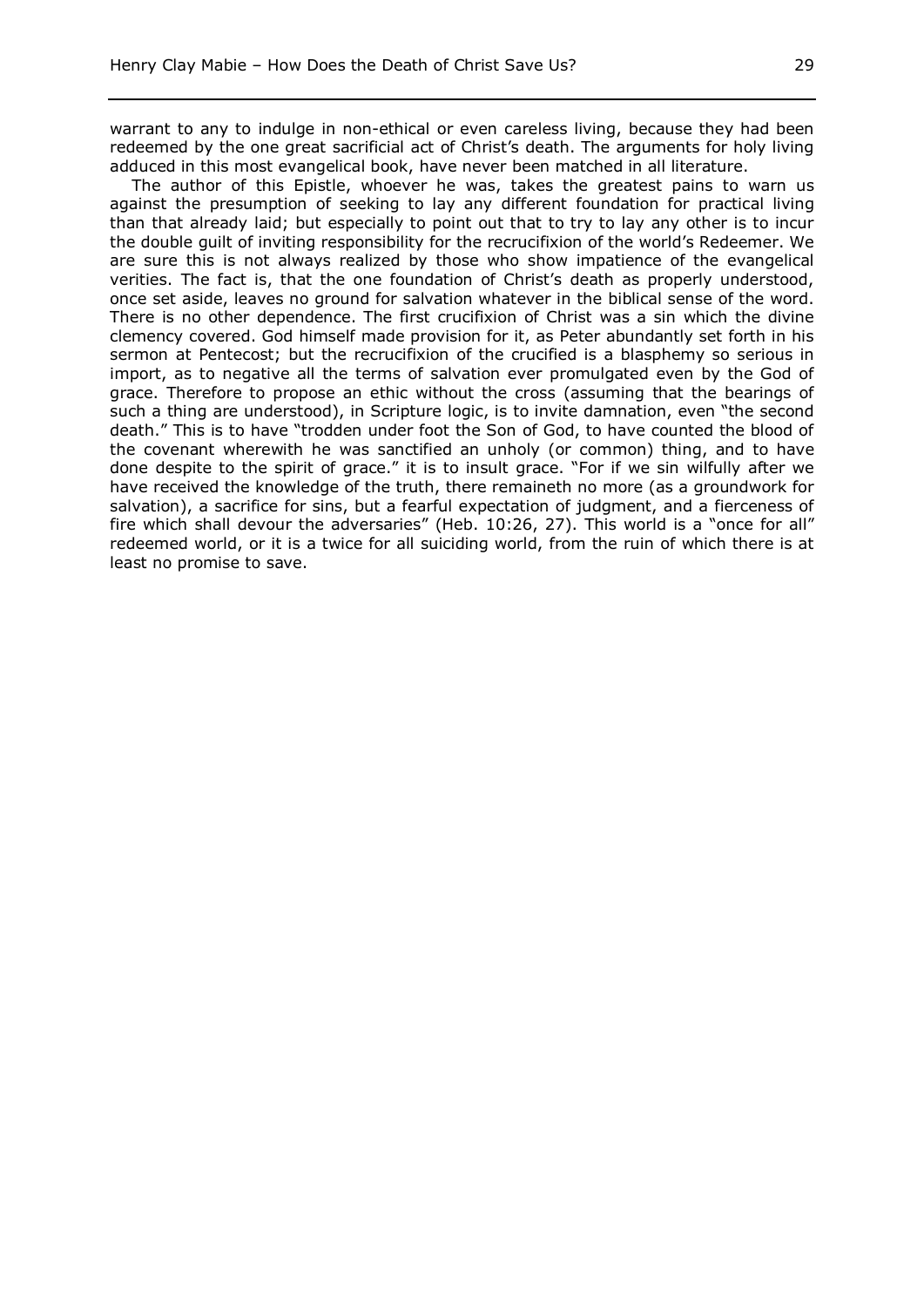warrant to any to indulge in non-ethical or even careless living, because they had been redeemed by the one great sacrificial act of Christ's death. The arguments for holy living adduced in this most evangelical book, have never been matched in all literature.

The author of this Epistle, whoever he was, takes the greatest pains to warn us against the presumption of seeking to lay any different foundation for practical living than that already laid; but especially to point out that to try to lay any other is to incur the double guilt of inviting responsibility for the recrucifixion of the world's Redeemer. We are sure this is not always realized by those who show impatience of the evangelical verities. The fact is, that the one foundation of Christ's death as properly understood, once set aside, leaves no ground for salvation whatever in the biblical sense of the word. There is no other dependence. The first crucifixion of Christ was a sin which the divine clemency covered. God himself made provision for it, as Peter abundantly set forth in his sermon at Pentecost; but the recrucifixion of the crucified is a blasphemy so serious in import, as to negative all the terms of salvation ever promulgated even by the God of grace. Therefore to propose an ethic without the cross (assuming that the bearings of such a thing are understood), in Scripture logic, is to invite damnation, even "the second death." This is to have "trodden under foot the Son of God, to have counted the blood of the covenant wherewith he was sanctified an unholy (or common) thing, and to have done despite to the spirit of grace." it is to insult grace. "For if we sin wilfully after we have received the knowledge of the truth, there remaineth no more (as a groundwork for salvation), a sacrifice for sins, but a fearful expectation of judgment, and a fierceness of fire which shall devour the adversaries" (Heb. 10:26, 27). This world is a "once for all" redeemed world, or it is a twice for all suiciding world, from the ruin of which there is at least no promise to save.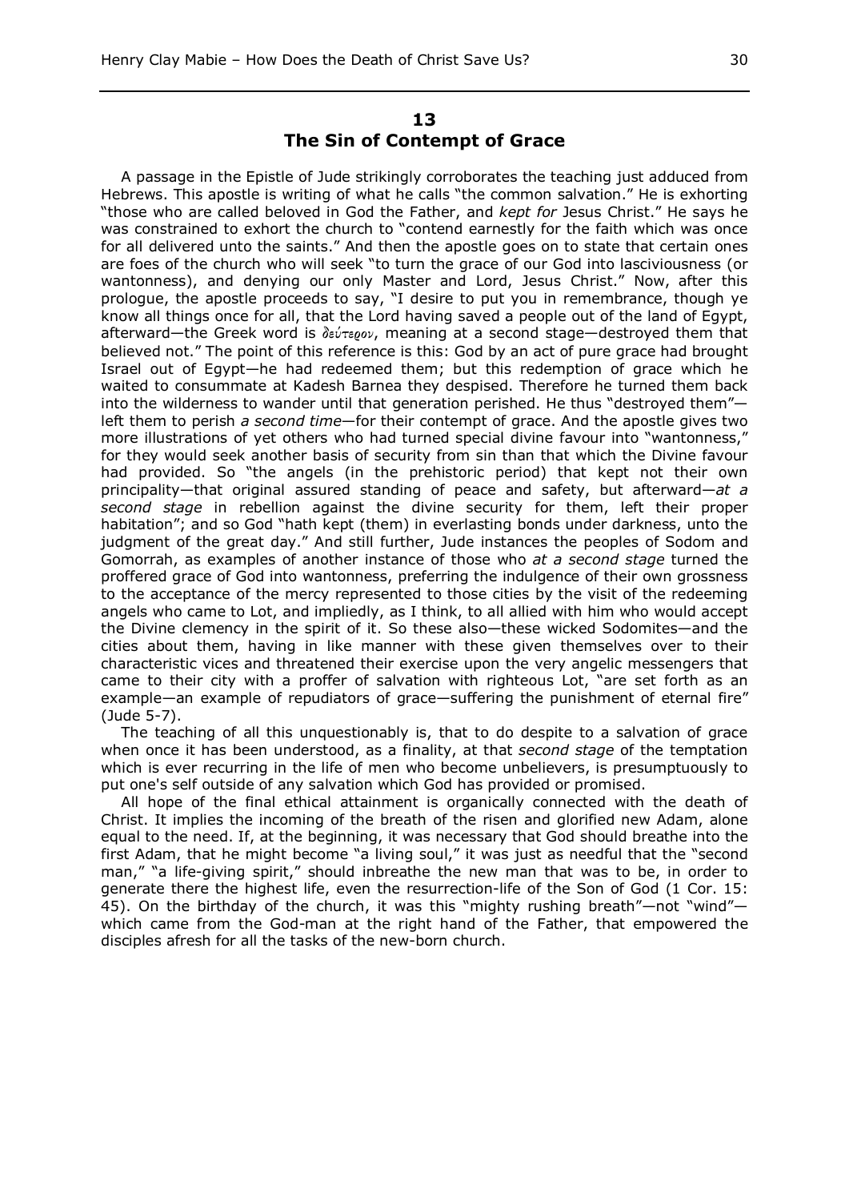## 13
## The Sin of Contempt of Grace

A passage in the Epistle of Jude strikingly corroborates the teaching just adduced from Hebrews. This apostle is writing of what he calls "the common salvation." He is exhorting "those who are called beloved in God the Father, and *kept for* Jesus Christ." He says he was constrained to exhort the church to "contend earnestly for the faith which was once for all delivered unto the saints." And then the apostle goes on to state that certain ones are foes of the church who will seek "to turn the grace of our God into lasciviousness (or wantonness), and denying our only Master and Lord, Jesus Christ." Now, after this prologue, the apostle proceeds to say, "I desire to put you in remembrance, though ye know all things once for all, that the Lord having saved a people out of the land of Egypt, afterward—the Greek word is δεύτερον, meaning at a second stage—destroyed them that believed not." The point of this reference is this: God by an act of pure grace had brought Israel out of Egypt—he had redeemed them; but this redemption of grace which he waited to consummate at Kadesh Barnea they despised. Therefore he turned them back into the wilderness to wander until that generation perished. He thus "destroyed them"—left them to perish *a second time*—for their contempt of grace. And the apostle gives two more illustrations of yet others who had turned special divine favour into "wantonness," for they would seek another basis of security from sin than that which the Divine favour had provided. So "the angels (in the prehistoric period) that kept not their own principality—that original assured standing of peace and safety, but afterward—*at a second stage* in rebellion against the divine security for them, left their proper habitation"; and so God "hath kept (them) in everlasting bonds under darkness, unto the judgment of the great day." And still further, Jude instances the peoples of Sodom and Gomorrah, as examples of another instance of those who *at a second stage* turned the proffered grace of God into wantonness, preferring the indulgence of their own grossness to the acceptance of the mercy represented to those cities by the visit of the redeeming angels who came to Lot, and impliedly, as I think, to all allied with him who would accept the Divine clemency in the spirit of it. So these also—these wicked Sodomites—and the cities about them, having in like manner with these given themselves over to their characteristic vices and threatened their exercise upon the very angelic messengers that came to their city with a proffer of salvation with righteous Lot, "are set forth as an example—an example of repudiators of grace—suffering the punishment of eternal fire" (Jude 5-7).

The teaching of all this unquestionably is, that to do despite to a salvation of grace when once it has been understood, as a finality, at that *second stage* of the temptation which is ever recurring in the life of men who become unbelievers, is presumptuously to put one's self outside of any salvation which God has provided or promised.

All hope of the final ethical attainment is organically connected with the death of Christ. It implies the incoming of the breath of the risen and glorified new Adam, alone equal to the need. If, at the beginning, it was necessary that God should breathe into the first Adam, that he might become "a living soul," it was just as needful that the "second man," "a life-giving spirit," should inbreathe the new man that was to be, in order to generate there the highest life, even the resurrection-life of the Son of God (1 Cor. 15: 45). On the birthday of the church, it was this "mighty rushing breath"—not "wind"—which came from the God-man at the right hand of the Father, that empowered the disciples afresh for all the tasks of the new-born church.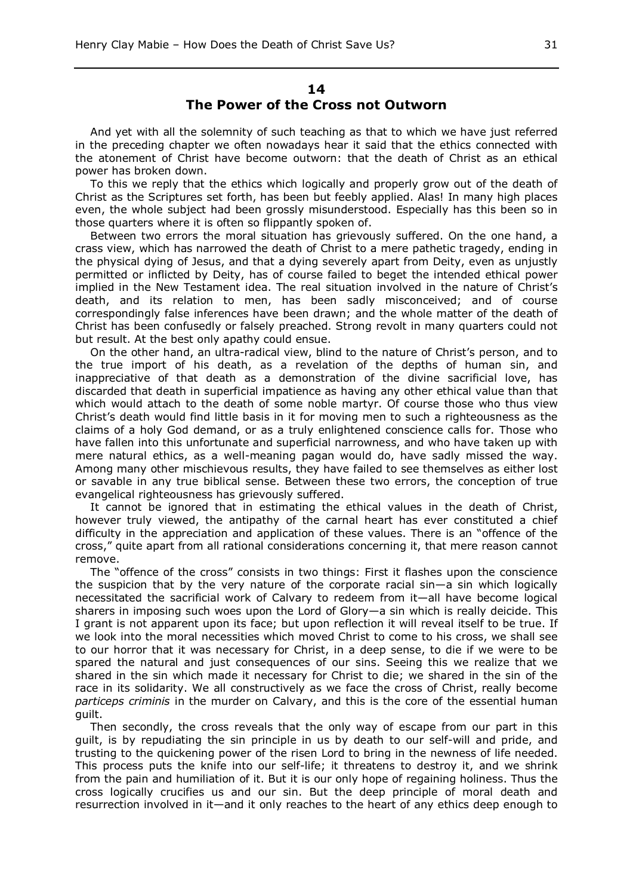## 14
## The Power of the Cross not Outworn

And yet with all the solemnity of such teaching as that to which we have just referred in the preceding chapter we often nowadays hear it said that the ethics connected with the atonement of Christ have become outworn: that the death of Christ as an ethical power has broken down.

To this we reply that the ethics which logically and properly grow out of the death of Christ as the Scriptures set forth, has been but feebly applied. Alas! In many high places even, the whole subject had been grossly misunderstood. Especially has this been so in those quarters where it is often so flippantly spoken of.

Between two errors the moral situation has grievously suffered. On the one hand, a crass view, which has narrowed the death of Christ to a mere pathetic tragedy, ending in the physical dying of Jesus, and that a dying severely apart from Deity, even as unjustly permitted or inflicted by Deity, has of course failed to beget the intended ethical power implied in the New Testament idea. The real situation involved in the nature of Christ's death, and its relation to men, has been sadly misconceived; and of course correspondingly false inferences have been drawn; and the whole matter of the death of Christ has been confusedly or falsely preached. Strong revolt in many quarters could not but result. At the best only apathy could ensue.

On the other hand, an ultra-radical view, blind to the nature of Christ's person, and to the true import of his death, as a revelation of the depths of human sin, and inappreciative of that death as a demonstration of the divine sacrificial love, has discarded that death in superficial impatience as having any other ethical value than that which would attach to the death of some noble martyr. Of course those who thus view Christ's death would find little basis in it for moving men to such a righteousness as the claims of a holy God demand, or as a truly enlightened conscience calls for. Those who have fallen into this unfortunate and superficial narrowness, and who have taken up with mere natural ethics, as a well-meaning pagan would do, have sadly missed the way. Among many other mischievous results, they have failed to see themselves as either lost or savable in any true biblical sense. Between these two errors, the conception of true evangelical righteousness has grievously suffered.

It cannot be ignored that in estimating the ethical values in the death of Christ, however truly viewed, the antipathy of the carnal heart has ever constituted a chief difficulty in the appreciation and application of these values. There is an "offence of the cross," quite apart from all rational considerations concerning it, that mere reason cannot remove.

The "offence of the cross" consists in two things: First it flashes upon the conscience the suspicion that by the very nature of the corporate racial sin—a sin which logically necessitated the sacrificial work of Calvary to redeem from it—all have become logical sharers in imposing such woes upon the Lord of Glory—a sin which is really deicide. This I grant is not apparent upon its face; but upon reflection it will reveal itself to be true. If we look into the moral necessities which moved Christ to come to his cross, we shall see to our horror that it was necessary for Christ, in a deep sense, to die if we were to be spared the natural and just consequences of our sins. Seeing this we realize that we shared in the sin which made it necessary for Christ to die; we shared in the sin of the race in its solidarity. We all constructively as we face the cross of Christ, really become *particeps criminis* in the murder on Calvary, and this is the core of the essential human guilt.

Then secondly, the cross reveals that the only way of escape from our part in this guilt, is by repudiating the sin principle in us by death to our self-will and pride, and trusting to the quickening power of the risen Lord to bring in the newness of life needed. This process puts the knife into our self-life; it threatens to destroy it, and we shrink from the pain and humiliation of it. But it is our only hope of regaining holiness. Thus the cross logically crucifies us and our sin. But the deep principle of moral death and resurrection involved in it—and it only reaches to the heart of any ethics deep enough to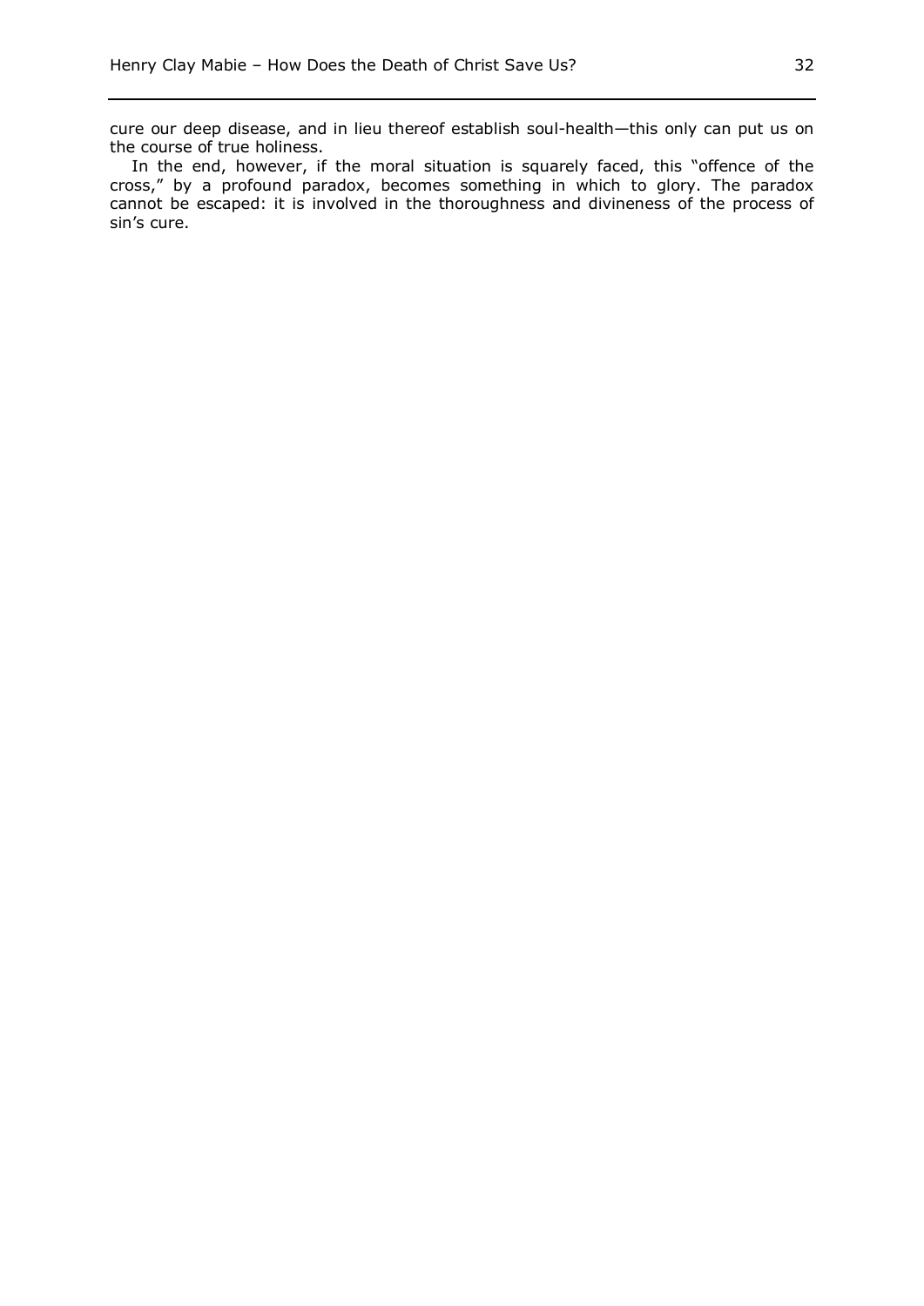cure our deep disease, and in lieu thereof establish soul-health—this only can put us on the course of true holiness.

In the end, however, if the moral situation is squarely faced, this "offence of the cross," by a profound paradox, becomes something in which to glory. The paradox cannot be escaped: it is involved in the thoroughness and divineness of the process of sin's cure.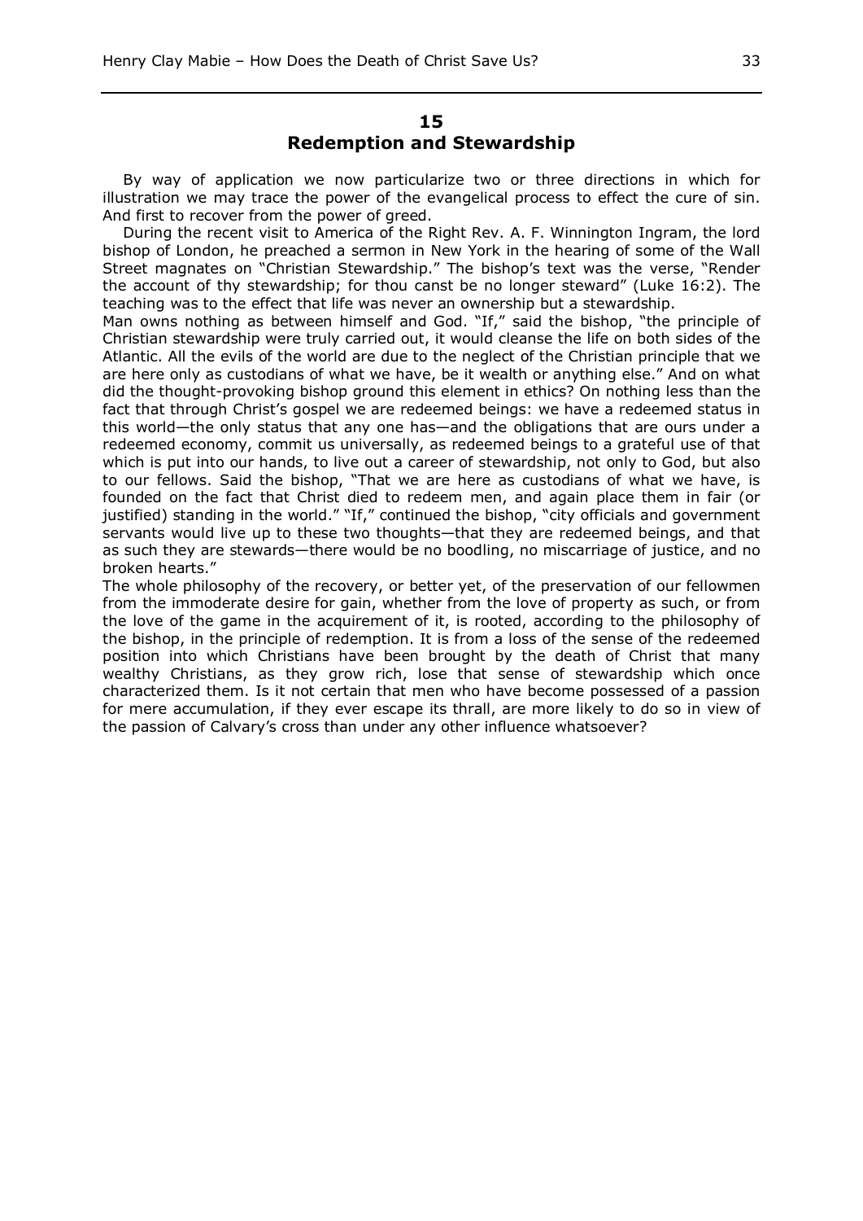## 15
## Redemption and Stewardship

By way of application we now particularize two or three directions in which for illustration we may trace the power of the evangelical process to effect the cure of sin. And first to recover from the power of greed.

During the recent visit to America of the Right Rev. A. F. Winnington Ingram, the lord bishop of London, he preached a sermon in New York in the hearing of some of the Wall Street magnates on "Christian Stewardship." The bishop's text was the verse, "Render the account of thy stewardship; for thou canst be no longer steward" (Luke 16:2). The teaching was to the effect that life was never an ownership but a stewardship.

Man owns nothing as between himself and God. "If," said the bishop, "the principle of Christian stewardship were truly carried out, it would cleanse the life on both sides of the Atlantic. All the evils of the world are due to the neglect of the Christian principle that we are here only as custodians of what we have, be it wealth or anything else." And on what did the thought-provoking bishop ground this element in ethics? On nothing less than the fact that through Christ's gospel we are redeemed beings: we have a redeemed status in this world—the only status that any one has—and the obligations that are ours under a redeemed economy, commit us universally, as redeemed beings to a grateful use of that which is put into our hands, to live out a career of stewardship, not only to God, but also to our fellows. Said the bishop, "That we are here as custodians of what we have, is founded on the fact that Christ died to redeem men, and again place them in fair (or justified) standing in the world." "If," continued the bishop, "city officials and government servants would live up to these two thoughts—that they are redeemed beings, and that as such they are stewards—there would be no boodling, no miscarriage of justice, and no broken hearts."

The whole philosophy of the recovery, or better yet, of the preservation of our fellowmen from the immoderate desire for gain, whether from the love of property as such, or from the love of the game in the acquirement of it, is rooted, according to the philosophy of the bishop, in the principle of redemption. It is from a loss of the sense of the redeemed position into which Christians have been brought by the death of Christ that many wealthy Christians, as they grow rich, lose that sense of stewardship which once characterized them. Is it not certain that men who have become possessed of a passion for mere accumulation, if they ever escape its thrall, are more likely to do so in view of the passion of Calvary's cross than under any other influence whatsoever?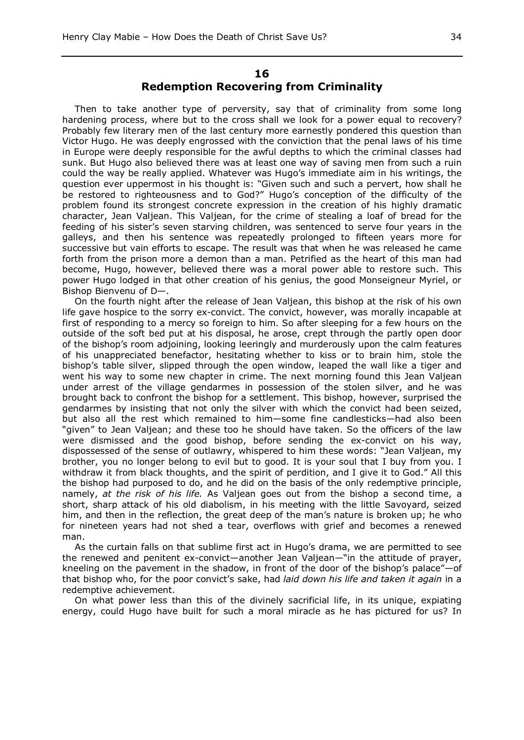## 16
## Redemption Recovering from Criminality

Then to take another type of perversity, say that of criminality from some long hardening process, where but to the cross shall we look for a power equal to recovery? Probably few literary men of the last century more earnestly pondered this question than Victor Hugo. He was deeply engrossed with the conviction that the penal laws of his time in Europe were deeply responsible for the awful depths to which the criminal classes had sunk. But Hugo also believed there was at least one way of saving men from such a ruin could the way be really applied. Whatever was Hugo's immediate aim in his writings, the question ever uppermost in his thought is: "Given such and such a pervert, how shall he be restored to righteousness and to God?" Hugo's conception of the difficulty of the problem found its strongest concrete expression in the creation of his highly dramatic character, Jean Valjean. This Valjean, for the crime of stealing a loaf of bread for the feeding of his sister's seven starving children, was sentenced to serve four years in the galleys, and then his sentence was repeatedly prolonged to fifteen years more for successive but vain efforts to escape. The result was that when he was released he came forth from the prison more a demon than a man. Petrified as the heart of this man had become, Hugo, however, believed there was a moral power able to restore such. This power Hugo lodged in that other creation of his genius, the good Monseigneur Myriel, or Bishop Bienvenu of D—.

On the fourth night after the release of Jean Valjean, this bishop at the risk of his own life gave hospice to the sorry ex-convict. The convict, however, was morally incapable at first of responding to a mercy so foreign to him. So after sleeping for a few hours on the outside of the soft bed put at his disposal, he arose, crept through the partly open door of the bishop's room adjoining, looking leeringly and murderously upon the calm features of his unappreciated benefactor, hesitating whether to kiss or to brain him, stole the bishop's table silver, slipped through the open window, leaped the wall like a tiger and went his way to some new chapter in crime. The next morning found this Jean Valjean under arrest of the village gendarmes in possession of the stolen silver, and he was brought back to confront the bishop for a settlement. This bishop, however, surprised the gendarmes by insisting that not only the silver with which the convict had been seized, but also all the rest which remained to him—some fine candlesticks—had also been "given" to Jean Valjean; and these too he should have taken. So the officers of the law were dismissed and the good bishop, before sending the ex-convict on his way, dispossessed of the sense of outlawry, whispered to him these words: "Jean Valjean, my brother, you no longer belong to evil but to good. It is your soul that I buy from you. I withdraw it from black thoughts, and the spirit of perdition, and I give it to God." All this the bishop had purposed to do, and he did on the basis of the only redemptive principle, namely, *at the risk of his life.* As Valjean goes out from the bishop a second time, a short, sharp attack of his old diabolism, in his meeting with the little Savoyard, seized him, and then in the reflection, the great deep of the man's nature is broken up; he who for nineteen years had not shed a tear, overflows with grief and becomes a renewed man.

As the curtain falls on that sublime first act in Hugo's drama, we are permitted to see the renewed and penitent ex-convict—another Jean Valjean—"in the attitude of prayer, kneeling on the pavement in the shadow, in front of the door of the bishop's palace"—of that bishop who, for the poor convict's sake, had *laid down his life and taken it again* in a redemptive achievement.

On what power less than this of the divinely sacrificial life, in its unique, expiating energy, could Hugo have built for such a moral miracle as he has pictured for us? In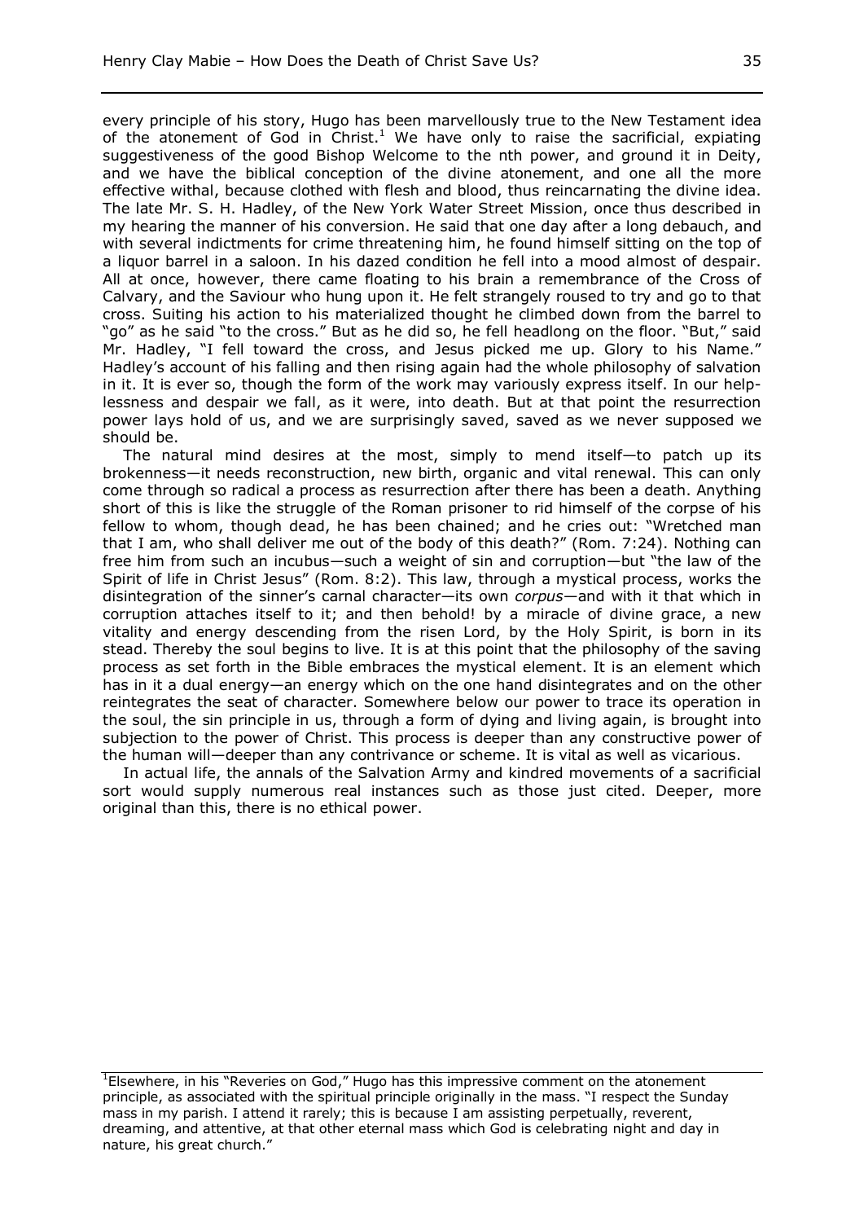every principle of his story, Hugo has been marvellously true to the New Testament idea of the atonement of God in Christ.[1] We have only to raise the sacrificial, expiating suggestiveness of the good Bishop Welcome to the nth power, and ground it in Deity, and we have the biblical conception of the divine atonement, and one all the more effective withal, because clothed with flesh and blood, thus reincarnating the divine idea. The late Mr. S. H. Hadley, of the New York Water Street Mission, once thus described in my hearing the manner of his conversion. He said that one day after a long debauch, and with several indictments for crime threatening him, he found himself sitting on the top of a liquor barrel in a saloon. In his dazed condition he fell into a mood almost of despair. All at once, however, there came floating to his brain a remembrance of the Cross of Calvary, and the Saviour who hung upon it. He felt strangely roused to try and go to that cross. Suiting his action to his materialized thought he climbed down from the barrel to "go" as he said "to the cross." But as he did so, he fell headlong on the floor. "But," said Mr. Hadley, "I fell toward the cross, and Jesus picked me up. Glory to his Name." Hadley's account of his falling and then rising again had the whole philosophy of salvation in it. It is ever so, though the form of the work may variously express itself. In our helplessness and despair we fall, as it were, into death. But at that point the resurrection power lays hold of us, and we are surprisingly saved, saved as we never supposed we should be.

The natural mind desires at the most, simply to mend itself—to patch up its brokenness—it needs reconstruction, new birth, organic and vital renewal. This can only come through so radical a process as resurrection after there has been a death. Anything short of this is like the struggle of the Roman prisoner to rid himself of the corpse of his fellow to whom, though dead, he has been chained; and he cries out: "Wretched man that I am, who shall deliver me out of the body of this death?" (Rom. 7:24). Nothing can free him from such an incubus—such a weight of sin and corruption—but "the law of the Spirit of life in Christ Jesus" (Rom. 8:2). This law, through a mystical process, works the disintegration of the sinner's carnal character—its own *corpus*—and with it that which in corruption attaches itself to it; and then behold! by a miracle of divine grace, a new vitality and energy descending from the risen Lord, by the Holy Spirit, is born in its stead. Thereby the soul begins to live. It is at this point that the philosophy of the saving process as set forth in the Bible embraces the mystical element. It is an element which has in it a dual energy—an energy which on the one hand disintegrates and on the other reintegrates the seat of character. Somewhere below our power to trace its operation in the soul, the sin principle in us, through a form of dying and living again, is brought into subjection to the power of Christ. This process is deeper than any constructive power of the human will—deeper than any contrivance or scheme. It is vital as well as vicarious.

In actual life, the annals of the Salvation Army and kindred movements of a sacrificial sort would supply numerous real instances such as those just cited. Deeper, more original than this, there is no ethical power.

---

[1] Elsewhere, in his "Reveries on God," Hugo has this impressive comment on the atonement principle, as associated with the spiritual principle originally in the mass. "I respect the Sunday mass in my parish. I attend it rarely; this is because I am assisting perpetually, reverent, dreaming, and attentive, at that other eternal mass which God is celebrating night and day in nature, his great church."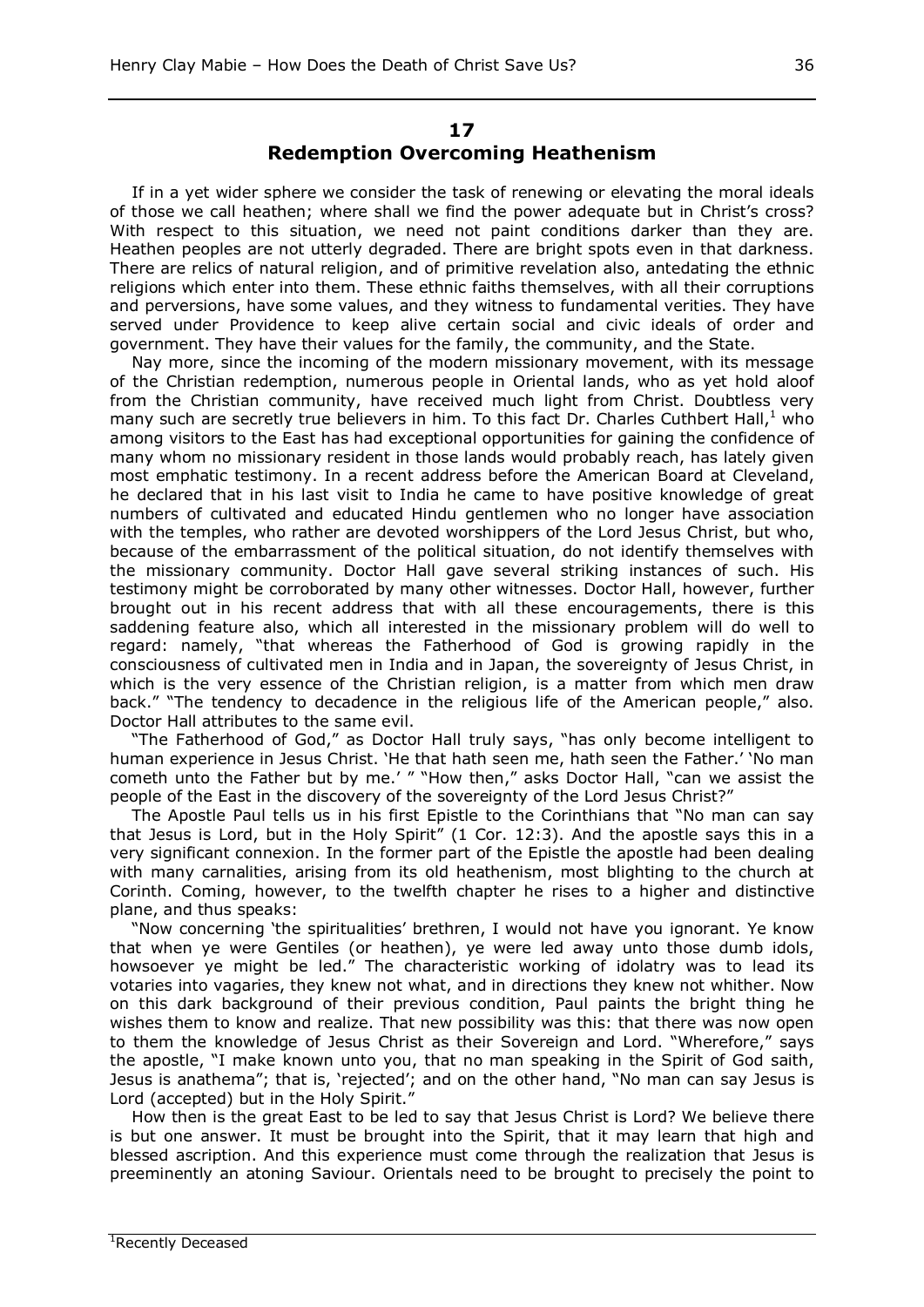## 17
## Redemption Overcoming Heathenism

If in a yet wider sphere we consider the task of renewing or elevating the moral ideals of those we call heathen; where shall we find the power adequate but in Christ's cross? With respect to this situation, we need not paint conditions darker than they are. Heathen peoples are not utterly degraded. There are bright spots even in that darkness. There are relics of natural religion, and of primitive revelation also, antedating the ethnic religions which enter into them. These ethnic faiths themselves, with all their corruptions and perversions, have some values, and they witness to fundamental verities. They have served under Providence to keep alive certain social and civic ideals of order and government. They have their values for the family, the community, and the State.

Nay more, since the incoming of the modern missionary movement, with its message of the Christian redemption, numerous people in Oriental lands, who as yet hold aloof from the Christian community, have received much light from Christ. Doubtless very many such are secretly true believers in him. To this fact Dr. Charles Cuthbert Hall,[1] who among visitors to the East has had exceptional opportunities for gaining the confidence of many whom no missionary resident in those lands would probably reach, has lately given most emphatic testimony. In a recent address before the American Board at Cleveland, he declared that in his last visit to India he came to have positive knowledge of great numbers of cultivated and educated Hindu gentlemen who no longer have association with the temples, who rather are devoted worshippers of the Lord Jesus Christ, but who, because of the embarrassment of the political situation, do not identify themselves with the missionary community. Doctor Hall gave several striking instances of such. His testimony might be corroborated by many other witnesses. Doctor Hall, however, further brought out in his recent address that with all these encouragements, there is this saddening feature also, which all interested in the missionary problem will do well to regard: namely, "that whereas the Fatherhood of God is growing rapidly in the consciousness of cultivated men in India and in Japan, the sovereignty of Jesus Christ, in which is the very essence of the Christian religion, is a matter from which men draw back." "The tendency to decadence in the religious life of the American people," also. Doctor Hall attributes to the same evil.

"The Fatherhood of God," as Doctor Hall truly says, "has only become intelligent to human experience in Jesus Christ. 'He that hath seen me, hath seen the Father.' 'No man cometh unto the Father but by me.' " "How then," asks Doctor Hall, "can we assist the people of the East in the discovery of the sovereignty of the Lord Jesus Christ?"

The Apostle Paul tells us in his first Epistle to the Corinthians that "No man can say that Jesus is Lord, but in the Holy Spirit" (1 Cor. 12:3). And the apostle says this in a very significant connexion. In the former part of the Epistle the apostle had been dealing with many carnalities, arising from its old heathenism, most blighting to the church at Corinth. Coming, however, to the twelfth chapter he rises to a higher and distinctive plane, and thus speaks:

"Now concerning 'the spiritualities' brethren, I would not have you ignorant. Ye know that when ye were Gentiles (or heathen), ye were led away unto those dumb idols, howsoever ye might be led." The characteristic working of idolatry was to lead its votaries into vagaries, they knew not what, and in directions they knew not whither. Now on this dark background of their previous condition, Paul paints the bright thing he wishes them to know and realize. That new possibility was this: that there was now open to them the knowledge of Jesus Christ as their Sovereign and Lord. "Wherefore," says the apostle, "I make known unto you, that no man speaking in the Spirit of God saith, Jesus is anathema"; that is, 'rejected'; and on the other hand, "No man can say Jesus is Lord (accepted) but in the Holy Spirit."

How then is the great East to be led to say that Jesus Christ is Lord? We believe there is but one answer. It must be brought into the Spirit, that it may learn that high and blessed ascription. And this experience must come through the realization that Jesus is preeminently an atoning Saviour. Orientals need to be brought to precisely the point to

[1] Recently Deceased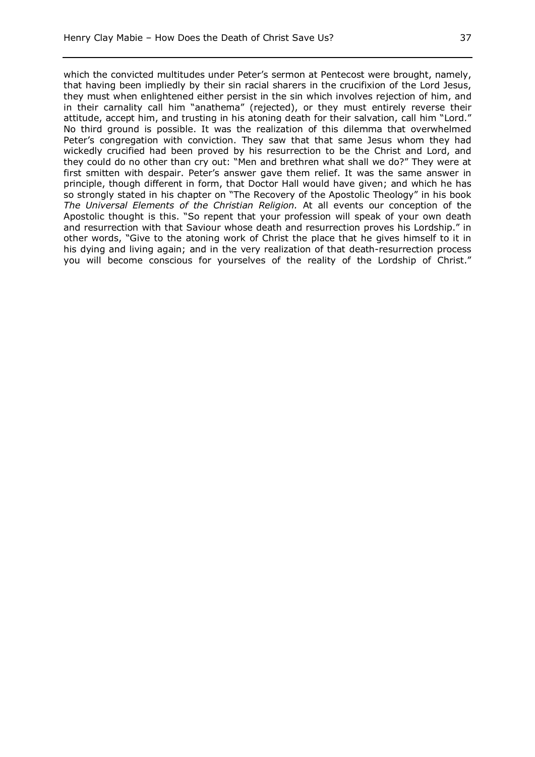which the convicted multitudes under Peter's sermon at Pentecost were brought, namely, that having been impliedly by their sin racial sharers in the crucifixion of the Lord Jesus, they must when enlightened either persist in the sin which involves rejection of him, and in their carnality call him "anathema" (rejected), or they must entirely reverse their attitude, accept him, and trusting in his atoning death for their salvation, call him "Lord." No third ground is possible. It was the realization of this dilemma that overwhelmed Peter's congregation with conviction. They saw that that same Jesus whom they had wickedly crucified had been proved by his resurrection to be the Christ and Lord, and they could do no other than cry out: "Men and brethren what shall we do?" They were at first smitten with despair. Peter's answer gave them relief. It was the same answer in principle, though different in form, that Doctor Hall would have given; and which he has so strongly stated in his chapter on "The Recovery of the Apostolic Theology" in his book *The Universal Elements of the Christian Religion.* At all events our conception of the Apostolic thought is this. "So repent that your profession will speak of your own death and resurrection with that Saviour whose death and resurrection proves his Lordship." in other words, "Give to the atoning work of Christ the place that he gives himself to it in his dying and living again; and in the very realization of that death-resurrection process you will become conscious for yourselves of the reality of the Lordship of Christ."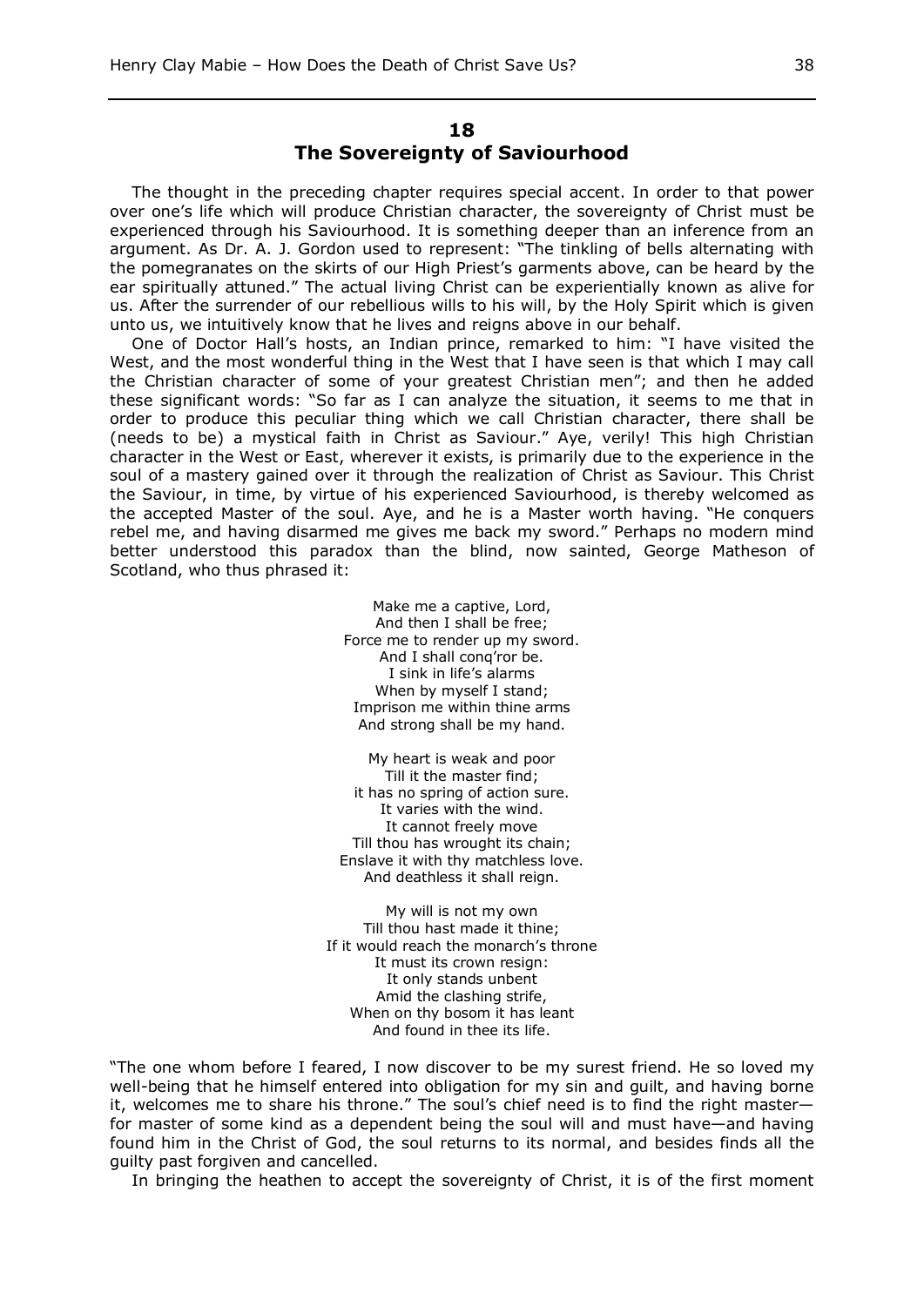## 18
## The Sovereignty of Saviourhood

The thought in the preceding chapter requires special accent. In order to that power over one's life which will produce Christian character, the sovereignty of Christ must be experienced through his Saviourhood. It is something deeper than an inference from an argument. As Dr. A. J. Gordon used to represent: "The tinkling of bells alternating with the pomegranates on the skirts of our High Priest's garments above, can be heard by the ear spiritually attuned." The actual living Christ can be experientially known as alive for us. After the surrender of our rebellious wills to his will, by the Holy Spirit which is given unto us, we intuitively know that he lives and reigns above in our behalf.

One of Doctor Hall's hosts, an Indian prince, remarked to him: "I have visited the West, and the most wonderful thing in the West that I have seen is that which I may call the Christian character of some of your greatest Christian men"; and then he added these significant words: "So far as I can analyze the situation, it seems to me that in order to produce this peculiar thing which we call Christian character, there shall be (needs to be) a mystical faith in Christ as Saviour." Aye, verily! This high Christian character in the West or East, wherever it exists, is primarily due to the experience in the soul of a mastery gained over it through the realization of Christ as Saviour. This Christ the Saviour, in time, by virtue of his experienced Saviourhood, is thereby welcomed as the accepted Master of the soul. Aye, and he is a Master worth having. "He conquers rebel me, and having disarmed me gives me back my sword." Perhaps no modern mind better understood this paradox than the blind, now sainted, George Matheson of Scotland, who thus phrased it:

> Make me a captive, Lord,
> And then I shall be free;
> Force me to render up my sword.
> And I shall conq'ror be.
> I sink in life's alarms
> When by myself I stand;
> Imprison me within thine arms
> And strong shall be my hand.
>
> My heart is weak and poor
> Till it the master find;
> it has no spring of action sure.
> It varies with the wind.
> It cannot freely move
> Till thou has wrought its chain;
> Enslave it with thy matchless love.
> And deathless it shall reign.
>
> My will is not my own
> Till thou hast made it thine;
> If it would reach the monarch's throne
> It must its crown resign:
> It only stands unbent
> Amid the clashing strife,
> When on thy bosom it has leant
> And found in thee its life.

"The one whom before I feared, I now discover to be my surest friend. He so loved my well-being that he himself entered into obligation for my sin and guilt, and having borne it, welcomes me to share his throne." The soul's chief need is to find the right master—for master of some kind as a dependent being the soul will and must have—and having found him in the Christ of God, the soul returns to its normal, and besides finds all the guilty past forgiven and cancelled.

In bringing the heathen to accept the sovereignty of Christ, it is of the first moment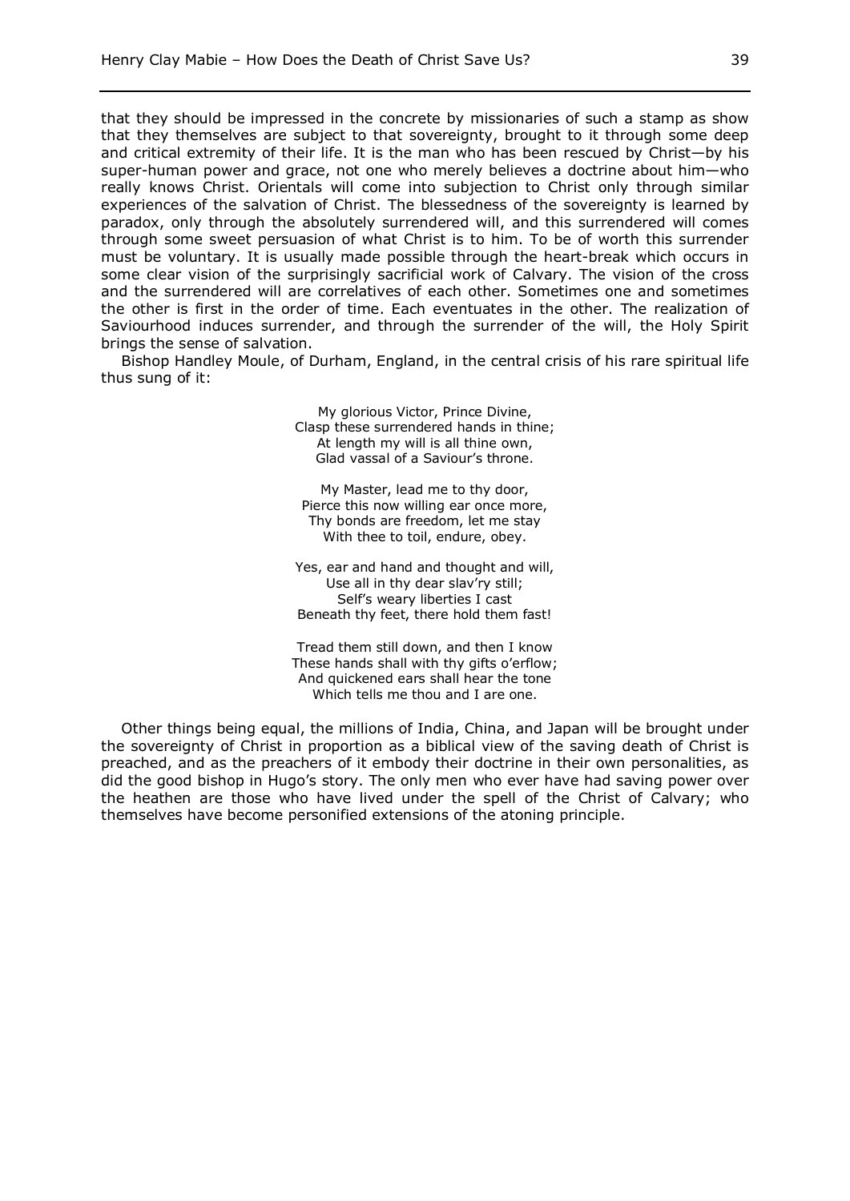that they should be impressed in the concrete by missionaries of such a stamp as show that they themselves are subject to that sovereignty, brought to it through some deep and critical extremity of their life. It is the man who has been rescued by Christ—by his super-human power and grace, not one who merely believes a doctrine about him—who really knows Christ. Orientals will come into subjection to Christ only through similar experiences of the salvation of Christ. The blessedness of the sovereignty is learned by paradox, only through the absolutely surrendered will, and this surrendered will comes through some sweet persuasion of what Christ is to him. To be of worth this surrender must be voluntary. It is usually made possible through the heart-break which occurs in some clear vision of the surprisingly sacrificial work of Calvary. The vision of the cross and the surrendered will are correlatives of each other. Sometimes one and sometimes the other is first in the order of time. Each eventuates in the other. The realization of Saviourhood induces surrender, and through the surrender of the will, the Holy Spirit brings the sense of salvation.

Bishop Handley Moule, of Durham, England, in the central crisis of his rare spiritual life thus sung of it:

> My glorious Victor, Prince Divine,  
> Clasp these surrendered hands in thine;  
> At length my will is all thine own,  
> Glad vassal of a Saviour's throne.
>
> My Master, lead me to thy door,  
> Pierce this now willing ear once more,  
> Thy bonds are freedom, let me stay  
> With thee to toil, endure, obey.
>
> Yes, ear and hand and thought and will,  
> Use all in thy dear slav'ry still;  
> Self's weary liberties I cast  
> Beneath thy feet, there hold them fast!
>
> Tread them still down, and then I know  
> These hands shall with thy gifts o'erflow;  
> And quickened ears shall hear the tone  
> Which tells me thou and I are one.

Other things being equal, the millions of India, China, and Japan will be brought under the sovereignty of Christ in proportion as a biblical view of the saving death of Christ is preached, and as the preachers of it embody their doctrine in their own personalities, as did the good bishop in Hugo's story. The only men who ever have had saving power over the heathen are those who have lived under the spell of the Christ of Calvary; who themselves have become personified extensions of the atoning principle.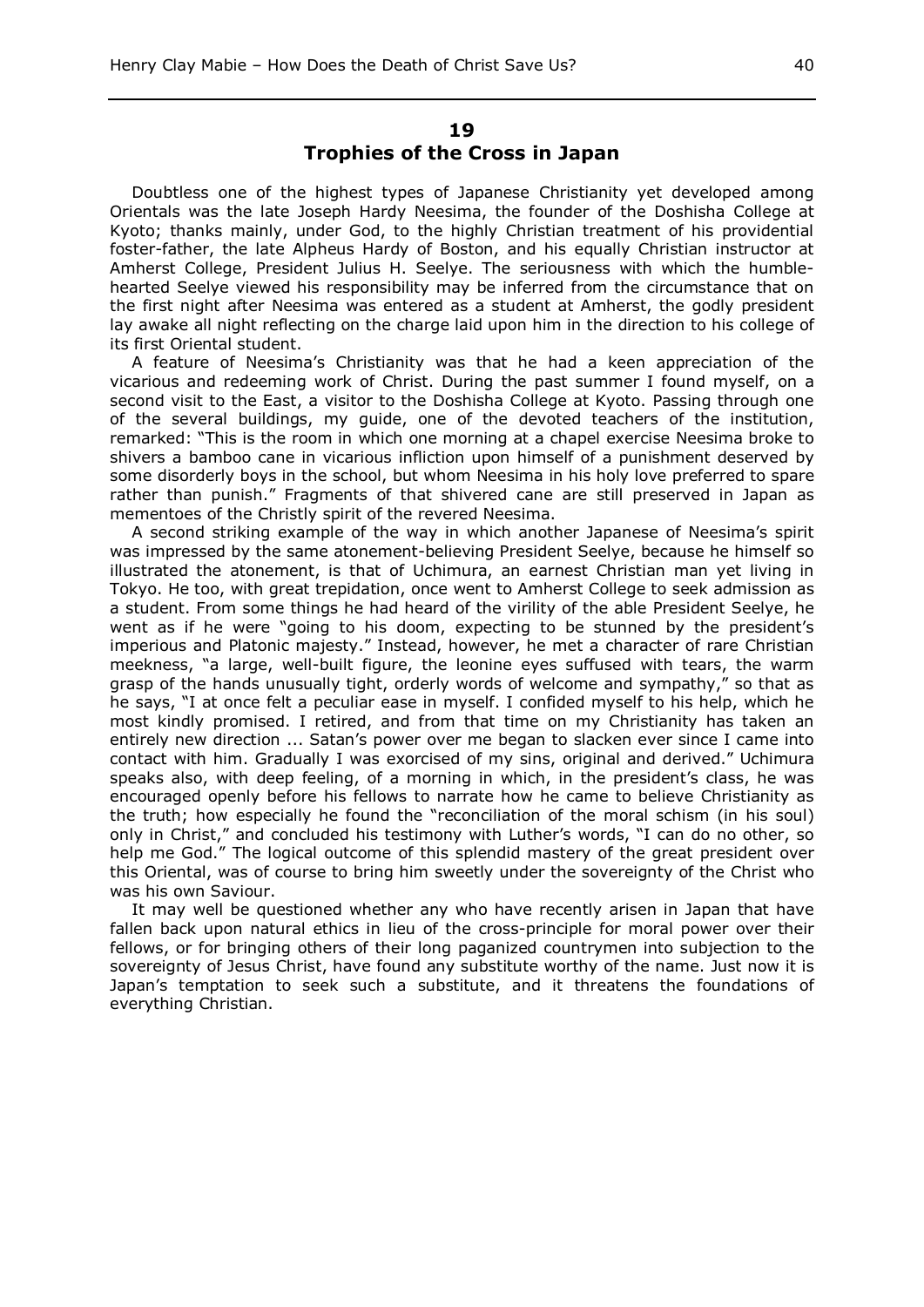## 19
## Trophies of the Cross in Japan

Doubtless one of the highest types of Japanese Christianity yet developed among Orientals was the late Joseph Hardy Neesima, the founder of the Doshisha College at Kyoto; thanks mainly, under God, to the highly Christian treatment of his providential foster-father, the late Alpheus Hardy of Boston, and his equally Christian instructor at Amherst College, President Julius H. Seelye. The seriousness with which the humble-hearted Seelye viewed his responsibility may be inferred from the circumstance that on the first night after Neesima was entered as a student at Amherst, the godly president lay awake all night reflecting on the charge laid upon him in the direction to his college of its first Oriental student.

A feature of Neesima's Christianity was that he had a keen appreciation of the vicarious and redeeming work of Christ. During the past summer I found myself, on a second visit to the East, a visitor to the Doshisha College at Kyoto. Passing through one of the several buildings, my guide, one of the devoted teachers of the institution, remarked: "This is the room in which one morning at a chapel exercise Neesima broke to shivers a bamboo cane in vicarious infliction upon himself of a punishment deserved by some disorderly boys in the school, but whom Neesima in his holy love preferred to spare rather than punish." Fragments of that shivered cane are still preserved in Japan as mementoes of the Christly spirit of the revered Neesima.

A second striking example of the way in which another Japanese of Neesima's spirit was impressed by the same atonement-believing President Seelye, because he himself so illustrated the atonement, is that of Uchimura, an earnest Christian man yet living in Tokyo. He too, with great trepidation, once went to Amherst College to seek admission as a student. From some things he had heard of the virility of the able President Seelye, he went as if he were "going to his doom, expecting to be stunned by the president's imperious and Platonic majesty." Instead, however, he met a character of rare Christian meekness, "a large, well-built figure, the leonine eyes suffused with tears, the warm grasp of the hands unusually tight, orderly words of welcome and sympathy," so that as he says, "I at once felt a peculiar ease in myself. I confided myself to his help, which he most kindly promised. I retired, and from that time on my Christianity has taken an entirely new direction ... Satan's power over me began to slacken ever since I came into contact with him. Gradually I was exorcised of my sins, original and derived." Uchimura speaks also, with deep feeling, of a morning in which, in the president's class, he was encouraged openly before his fellows to narrate how he came to believe Christianity as the truth; how especially he found the "reconciliation of the moral schism (in his soul) only in Christ," and concluded his testimony with Luther's words, "I can do no other, so help me God." The logical outcome of this splendid mastery of the great president over this Oriental, was of course to bring him sweetly under the sovereignty of the Christ who was his own Saviour.

It may well be questioned whether any who have recently arisen in Japan that have fallen back upon natural ethics in lieu of the cross-principle for moral power over their fellows, or for bringing others of their long paganized countrymen into subjection to the sovereignty of Jesus Christ, have found any substitute worthy of the name. Just now it is Japan's temptation to seek such a substitute, and it threatens the foundations of everything Christian.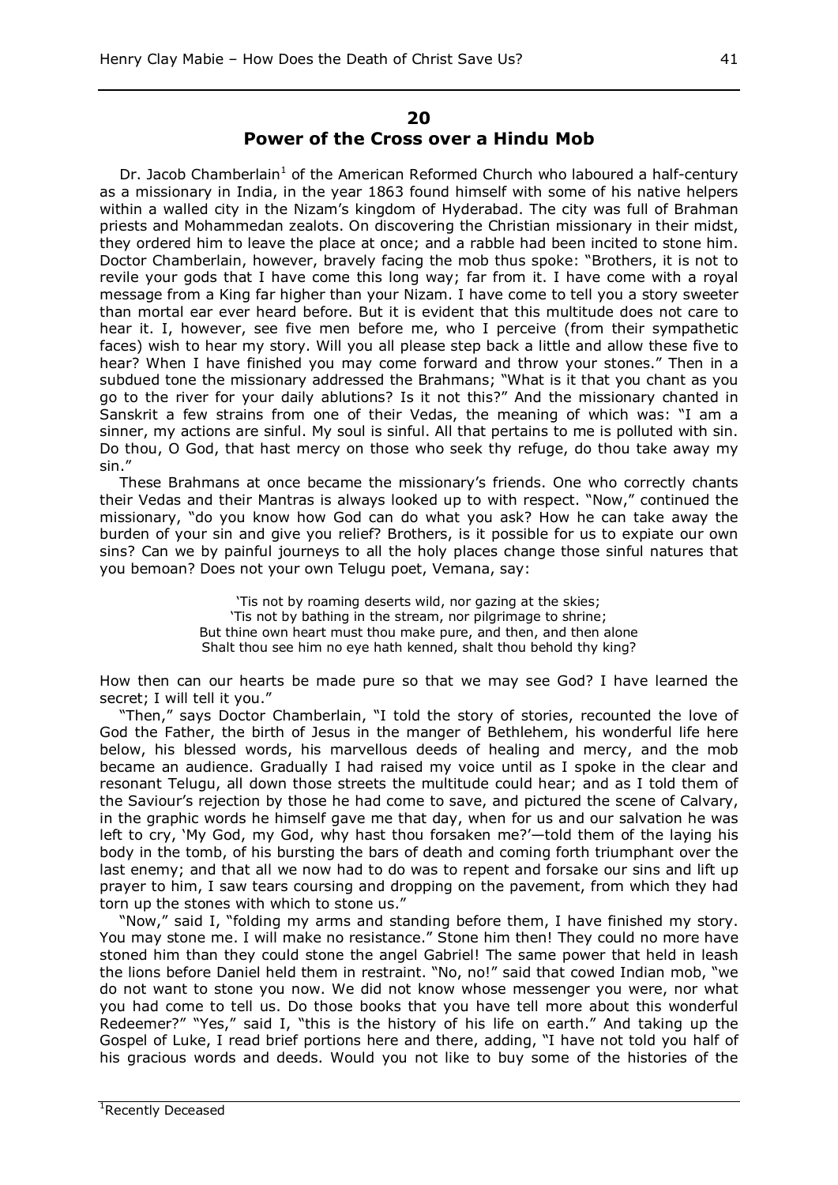## 20
## Power of the Cross over a Hindu Mob

Dr. Jacob Chamberlain[1] of the American Reformed Church who laboured a half-century as a missionary in India, in the year 1863 found himself with some of his native helpers within a walled city in the Nizam's kingdom of Hyderabad. The city was full of Brahman priests and Mohammedan zealots. On discovering the Christian missionary in their midst, they ordered him to leave the place at once; and a rabble had been incited to stone him. Doctor Chamberlain, however, bravely facing the mob thus spoke: "Brothers, it is not to revile your gods that I have come this long way; far from it. I have come with a royal message from a King far higher than your Nizam. I have come to tell you a story sweeter than mortal ear ever heard before. But it is evident that this multitude does not care to hear it. I, however, see five men before me, who I perceive (from their sympathetic faces) wish to hear my story. Will you all please step back a little and allow these five to hear? When I have finished you may come forward and throw your stones." Then in a subdued tone the missionary addressed the Brahmans; "What is it that you chant as you go to the river for your daily ablutions? Is it not this?" And the missionary chanted in Sanskrit a few strains from one of their Vedas, the meaning of which was: "I am a sinner, my actions are sinful. My soul is sinful. All that pertains to me is polluted with sin. Do thou, O God, that hast mercy on those who seek thy refuge, do thou take away my sin."

These Brahmans at once became the missionary's friends. One who correctly chants their Vedas and their Mantras is always looked up to with respect. "Now," continued the missionary, "do you know how God can do what you ask? How he can take away the burden of your sin and give you relief? Brothers, is it possible for us to expiate our own sins? Can we by painful journeys to all the holy places change those sinful natures that you bemoan? Does not your own Telugu poet, Vemana, say:

> 'Tis not by roaming deserts wild, nor gazing at the skies;
> 'Tis not by bathing in the stream, nor pilgrimage to shrine;
> But thine own heart must thou make pure, and then, and then alone
> Shalt thou see him no eye hath kenned, shalt thou behold thy king?

How then can our hearts be made pure so that we may see God? I have learned the secret; I will tell it you."

"Then," says Doctor Chamberlain, "I told the story of stories, recounted the love of God the Father, the birth of Jesus in the manger of Bethlehem, his wonderful life here below, his blessed words, his marvellous deeds of healing and mercy, and the mob became an audience. Gradually I had raised my voice until as I spoke in the clear and resonant Telugu, all down those streets the multitude could hear; and as I told them of the Saviour's rejection by those he had come to save, and pictured the scene of Calvary, in the graphic words he himself gave me that day, when for us and our salvation he was left to cry, 'My God, my God, why hast thou forsaken me?'—told them of the laying his body in the tomb, of his bursting the bars of death and coming forth triumphant over the last enemy; and that all we now had to do was to repent and forsake our sins and lift up prayer to him, I saw tears coursing and dropping on the pavement, from which they had torn up the stones with which to stone us."

"Now," said I, "folding my arms and standing before them, I have finished my story. You may stone me. I will make no resistance." Stone him then! They could no more have stoned him than they could stone the angel Gabriel! The same power that held in leash the lions before Daniel held them in restraint. "No, no!" said that cowed Indian mob, "we do not want to stone you now. We did not know whose messenger you were, nor what you had come to tell us. Do those books that you have tell more about this wonderful Redeemer?" "Yes," said I, "this is the history of his life on earth." And taking up the Gospel of Luke, I read brief portions here and there, adding, "I have not told you half of his gracious words and deeds. Would you not like to buy some of the histories of the

---

[1] Recently Deceased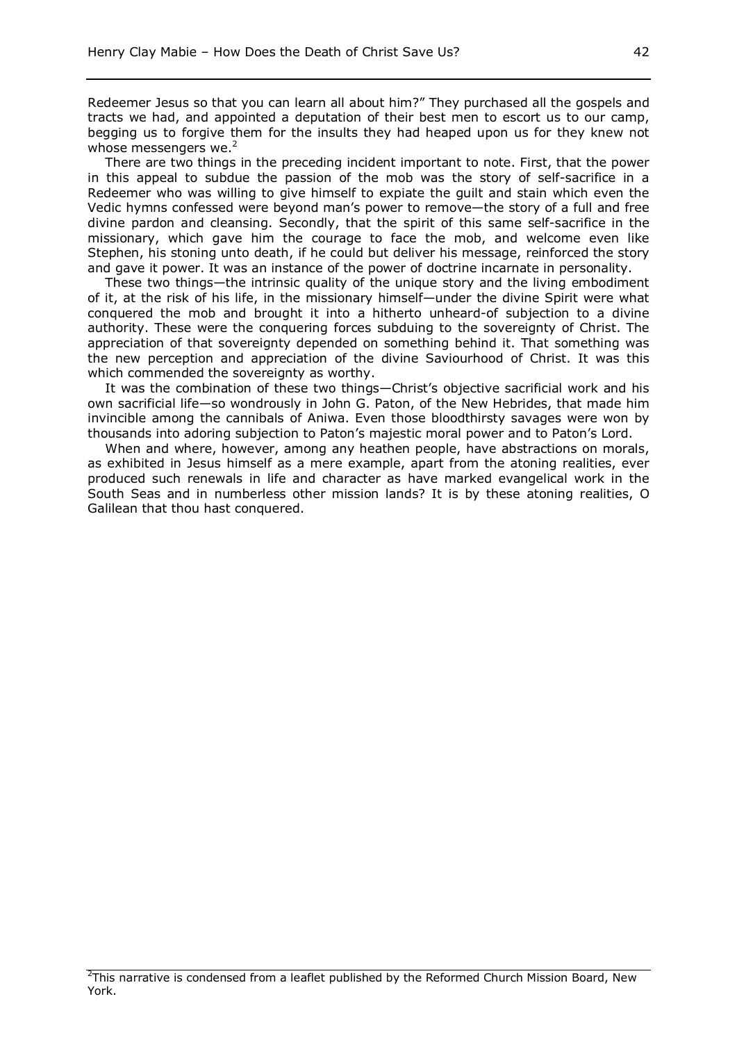Redeemer Jesus so that you can learn all about him?" They purchased all the gospels and tracts we had, and appointed a deputation of their best men to escort us to our camp, begging us to forgive them for the insults they had heaped upon us for they knew not whose messengers we.[2]

There are two things in the preceding incident important to note. First, that the power in this appeal to subdue the passion of the mob was the story of self-sacrifice in a Redeemer who was willing to give himself to expiate the guilt and stain which even the Vedic hymns confessed were beyond man's power to remove—the story of a full and free divine pardon and cleansing. Secondly, that the spirit of this same self-sacrifice in the missionary, which gave him the courage to face the mob, and welcome even like Stephen, his stoning unto death, if he could but deliver his message, reinforced the story and gave it power. It was an instance of the power of doctrine incarnate in personality.

These two things—the intrinsic quality of the unique story and the living embodiment of it, at the risk of his life, in the missionary himself—under the divine Spirit were what conquered the mob and brought it into a hitherto unheard-of subjection to a divine authority. These were the conquering forces subduing to the sovereignty of Christ. The appreciation of that sovereignty depended on something behind it. That something was the new perception and appreciation of the divine Saviourhood of Christ. It was this which commended the sovereignty as worthy.

It was the combination of these two things—Christ's objective sacrificial work and his own sacrificial life—so wondrously in John G. Paton, of the New Hebrides, that made him invincible among the cannibals of Aniwa. Even those bloodthirsty savages were won by thousands into adoring subjection to Paton's majestic moral power and to Paton's Lord.

When and where, however, among any heathen people, have abstractions on morals, as exhibited in Jesus himself as a mere example, apart from the atoning realities, ever produced such renewals in life and character as have marked evangelical work in the South Seas and in numberless other mission lands? It is by these atoning realities, O Galilean that thou hast conquered.

[2]This narrative is condensed from a leaflet published by the Reformed Church Mission Board, New York.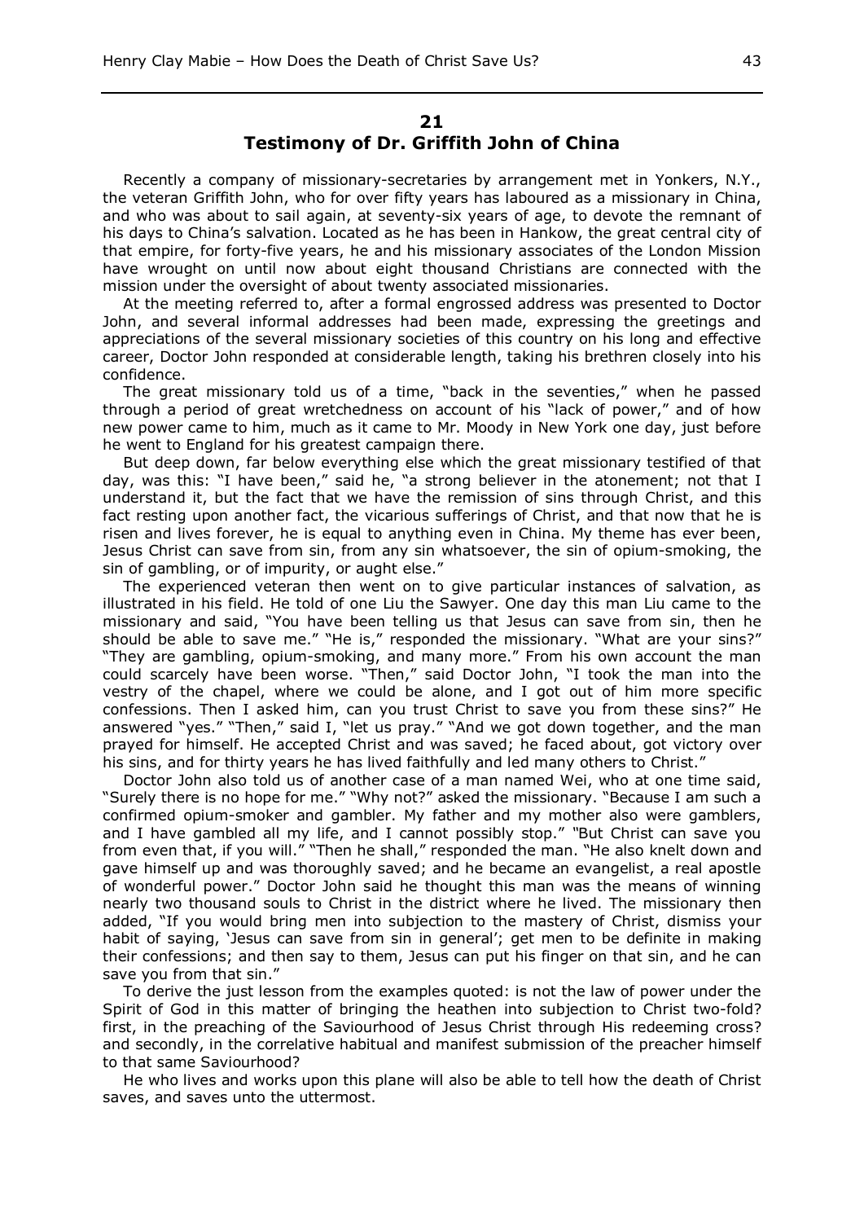## 21

## Testimony of Dr. Griffith John of China

Recently a company of missionary-secretaries by arrangement met in Yonkers, N.Y., the veteran Griffith John, who for over fifty years has laboured as a missionary in China, and who was about to sail again, at seventy-six years of age, to devote the remnant of his days to China's salvation. Located as he has been in Hankow, the great central city of that empire, for forty-five years, he and his missionary associates of the London Mission have wrought on until now about eight thousand Christians are connected with the mission under the oversight of about twenty associated missionaries.

At the meeting referred to, after a formal engrossed address was presented to Doctor John, and several informal addresses had been made, expressing the greetings and appreciations of the several missionary societies of this country on his long and effective career, Doctor John responded at considerable length, taking his brethren closely into his confidence.

The great missionary told us of a time, "back in the seventies," when he passed through a period of great wretchedness on account of his "lack of power," and of how new power came to him, much as it came to Mr. Moody in New York one day, just before he went to England for his greatest campaign there.

But deep down, far below everything else which the great missionary testified of that day, was this: "I have been," said he, "a strong believer in the atonement; not that I understand it, but the fact that we have the remission of sins through Christ, and this fact resting upon another fact, the vicarious sufferings of Christ, and that now that he is risen and lives forever, he is equal to anything even in China. My theme has ever been, Jesus Christ can save from sin, from any sin whatsoever, the sin of opium-smoking, the sin of gambling, or of impurity, or aught else."

The experienced veteran then went on to give particular instances of salvation, as illustrated in his field. He told of one Liu the Sawyer. One day this man Liu came to the missionary and said, "You have been telling us that Jesus can save from sin, then he should be able to save me." "He is," responded the missionary. "What are your sins?" "They are gambling, opium-smoking, and many more." From his own account the man could scarcely have been worse. "Then," said Doctor John, "I took the man into the vestry of the chapel, where we could be alone, and I got out of him more specific confessions. Then I asked him, can you trust Christ to save you from these sins?" He answered "yes." "Then," said I, "let us pray." "And we got down together, and the man prayed for himself. He accepted Christ and was saved; he faced about, got victory over his sins, and for thirty years he has lived faithfully and led many others to Christ."

Doctor John also told us of another case of a man named Wei, who at one time said, "Surely there is no hope for me." "Why not?" asked the missionary. "Because I am such a confirmed opium-smoker and gambler. My father and my mother also were gamblers, and I have gambled all my life, and I cannot possibly stop." "But Christ can save you from even that, if you will." "Then he shall," responded the man. "He also knelt down and gave himself up and was thoroughly saved; and he became an evangelist, a real apostle of wonderful power." Doctor John said he thought this man was the means of winning nearly two thousand souls to Christ in the district where he lived. The missionary then added, "If you would bring men into subjection to the mastery of Christ, dismiss your habit of saying, 'Jesus can save from sin in general'; get men to be definite in making their confessions; and then say to them, Jesus can put his finger on that sin, and he can save you from that sin."

To derive the just lesson from the examples quoted: is not the law of power under the Spirit of God in this matter of bringing the heathen into subjection to Christ two-fold? first, in the preaching of the Saviourhood of Jesus Christ through His redeeming cross? and secondly, in the correlative habitual and manifest submission of the preacher himself to that same Saviourhood?

He who lives and works upon this plane will also be able to tell how the death of Christ saves, and saves unto the uttermost.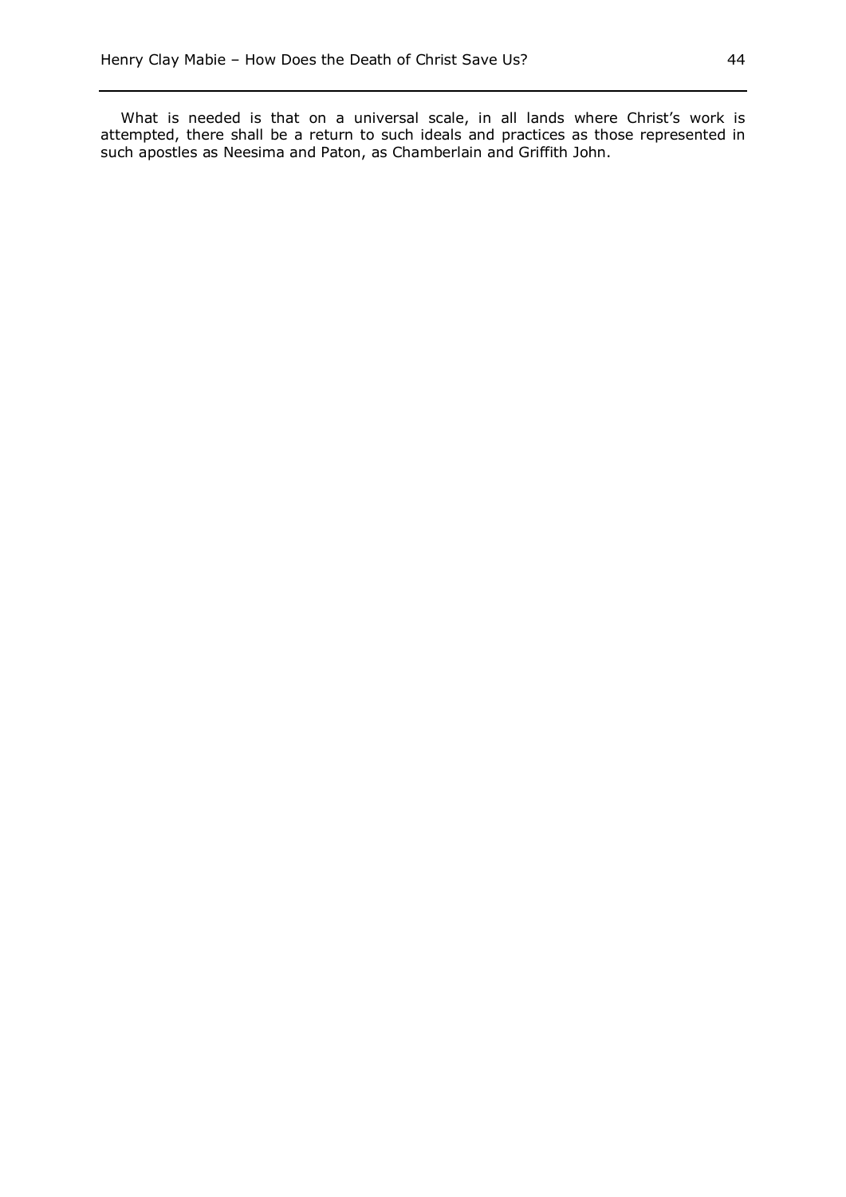What is needed is that on a universal scale, in all lands where Christ's work is attempted, there shall be a return to such ideals and practices as those represented in such apostles as Neesima and Paton, as Chamberlain and Griffith John.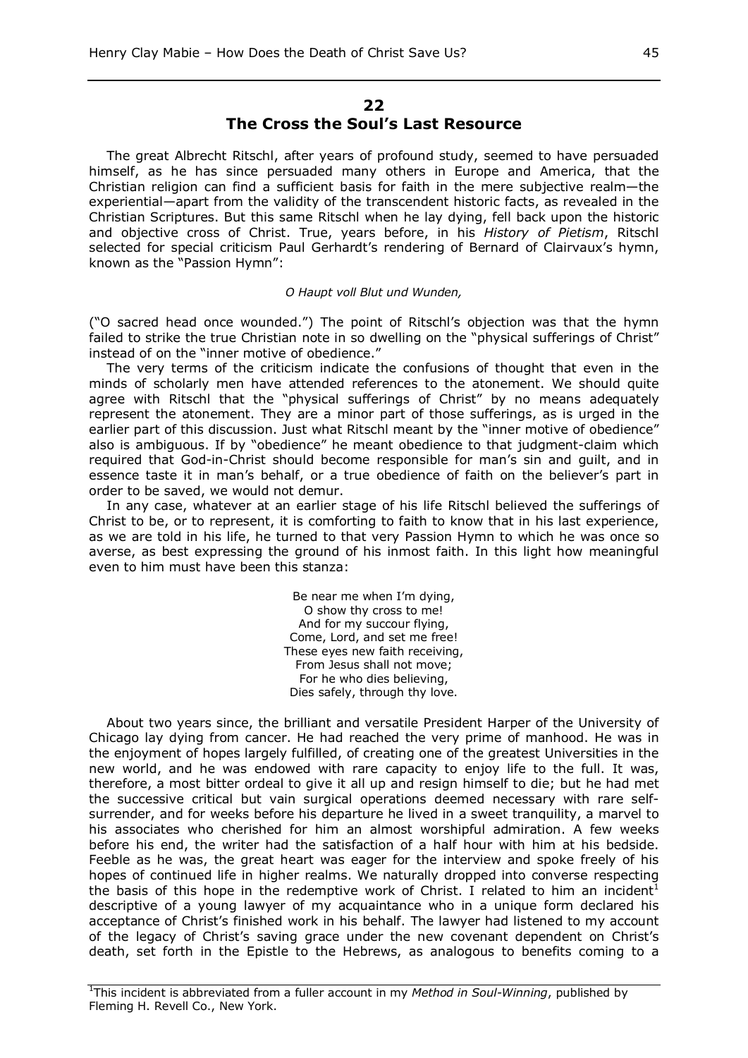## 22
## The Cross the Soul's Last Resource

The great Albrecht Ritschl, after years of profound study, seemed to have persuaded himself, as he has since persuaded many others in Europe and America, that the Christian religion can find a sufficient basis for faith in the mere subjective realm—the experiential—apart from the validity of the transcendent historic facts, as revealed in the Christian Scriptures. But this same Ritschl when he lay dying, fell back upon the historic and objective cross of Christ. True, years before, in his *History of Pietism*, Ritschl selected for special criticism Paul Gerhardt's rendering of Bernard of Clairvaux's hymn, known as the "Passion Hymn":

*O Haupt voll Blut und Wunden,*

("O sacred head once wounded.") The point of Ritschl's objection was that the hymn failed to strike the true Christian note in so dwelling on the "physical sufferings of Christ" instead of on the "inner motive of obedience."

The very terms of the criticism indicate the confusions of thought that even in the minds of scholarly men have attended references to the atonement. We should quite agree with Ritschl that the "physical sufferings of Christ" by no means adequately represent the atonement. They are a minor part of those sufferings, as is urged in the earlier part of this discussion. Just what Ritschl meant by the "inner motive of obedience" also is ambiguous. If by "obedience" he meant obedience to that judgment-claim which required that God-in-Christ should become responsible for man's sin and guilt, and in essence taste it in man's behalf, or a true obedience of faith on the believer's part in order to be saved, we would not demur.

In any case, whatever at an earlier stage of his life Ritschl believed the sufferings of Christ to be, or to represent, it is comforting to faith to know that in his last experience, as we are told in his life, he turned to that very Passion Hymn to which he was once so averse, as best expressing the ground of his inmost faith. In this light how meaningful even to him must have been this stanza:

Be near me when I'm dying,  
O show thy cross to me!  
And for my succour flying,  
Come, Lord, and set me free!  
These eyes new faith receiving,  
From Jesus shall not move;  
For he who dies believing,  
Dies safely, through thy love.

About two years since, the brilliant and versatile President Harper of the University of Chicago lay dying from cancer. He had reached the very prime of manhood. He was in the enjoyment of hopes largely fulfilled, of creating one of the greatest Universities in the new world, and he was endowed with rare capacity to enjoy life to the full. It was, therefore, a most bitter ordeal to give it all up and resign himself to die; but he had met the successive critical but vain surgical operations deemed necessary with rare self-surrender, and for weeks before his departure he lived in a sweet tranquility, a marvel to his associates who cherished for him an almost worshipful admiration. A few weeks before his end, the writer had the satisfaction of a half hour with him at his bedside. Feeble as he was, the great heart was eager for the interview and spoke freely of his hopes of continued life in higher realms. We naturally dropped into converse respecting the basis of this hope in the redemptive work of Christ. I related to him an incident[1] descriptive of a young lawyer of my acquaintance who in a unique form declared his acceptance of Christ's finished work in his behalf. The lawyer had listened to my account of the legacy of Christ's saving grace under the new covenant dependent on Christ's death, set forth in the Epistle to the Hebrews, as analogous to benefits coming to a

[1]This incident is abbreviated from a fuller account in my *Method in Soul-Winning*, published by Fleming H. Revell Co., New York.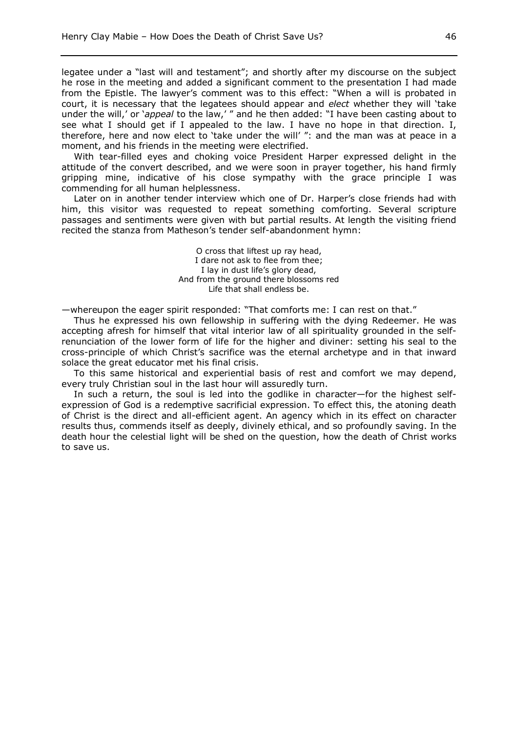legatee under a "last will and testament"; and shortly after my discourse on the subject he rose in the meeting and added a significant comment to the presentation I had made from the Epistle. The lawyer's comment was to this effect: "When a will is probated in court, it is necessary that the legatees should appear and *elect* whether they will 'take under the will,' or '*appeal* to the law,' " and he then added: "I have been casting about to see what I should get if I appealed to the law. I have no hope in that direction. I, therefore, here and now elect to 'take under the will' ": and the man was at peace in a moment, and his friends in the meeting were electrified.

With tear-filled eyes and choking voice President Harper expressed delight in the attitude of the convert described, and we were soon in prayer together, his hand firmly gripping mine, indicative of his close sympathy with the grace principle I was commending for all human helplessness.

Later on in another tender interview which one of Dr. Harper's close friends had with him, this visitor was requested to repeat something comforting. Several scripture passages and sentiments were given with but partial results. At length the visiting friend recited the stanza from Matheson's tender self-abandonment hymn:

> O cross that liftest up ray head,
> I dare not ask to flee from thee;
> I lay in dust life's glory dead,
> And from the ground there blossoms red
> Life that shall endless be.

—whereupon the eager spirit responded: "That comforts me: I can rest on that."

Thus he expressed his own fellowship in suffering with the dying Redeemer. He was accepting afresh for himself that vital interior law of all spirituality grounded in the self-renunciation of the lower form of life for the higher and diviner: setting his seal to the cross-principle of which Christ's sacrifice was the eternal archetype and in that inward solace the great educator met his final crisis.

To this same historical and experiential basis of rest and comfort we may depend, every truly Christian soul in the last hour will assuredly turn.

In such a return, the soul is led into the godlike in character—for the highest self-expression of God is a redemptive sacrificial expression. To effect this, the atoning death of Christ is the direct and all-efficient agent. An agency which in its effect on character results thus, commends itself as deeply, divinely ethical, and so profoundly saving. In the death hour the celestial light will be shed on the question, how the death of Christ works to save us.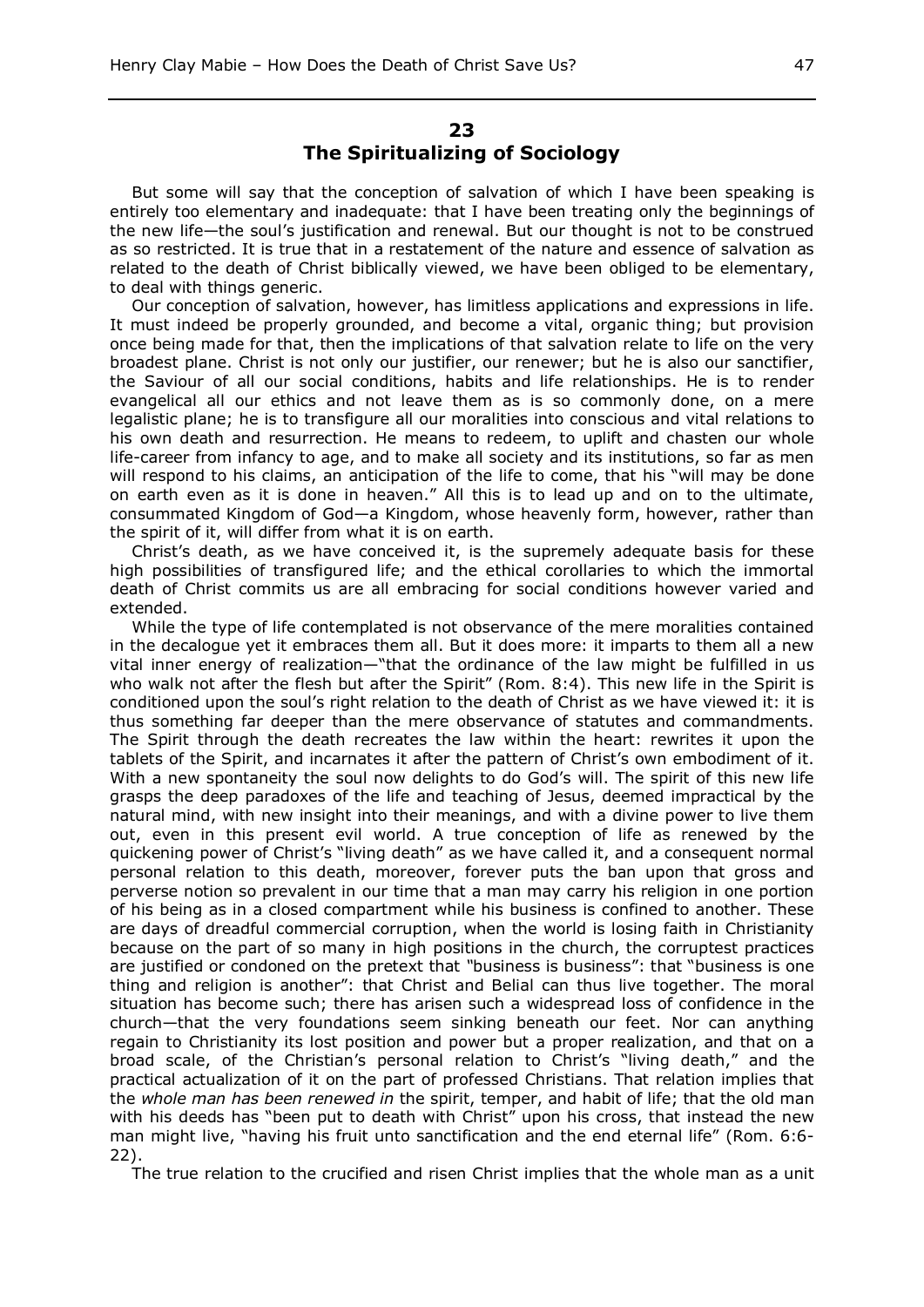## 23
## The Spiritualizing of Sociology

But some will say that the conception of salvation of which I have been speaking is entirely too elementary and inadequate: that I have been treating only the beginnings of the new life—the soul's justification and renewal. But our thought is not to be construed as so restricted. It is true that in a restatement of the nature and essence of salvation as related to the death of Christ biblically viewed, we have been obliged to be elementary, to deal with things generic.

Our conception of salvation, however, has limitless applications and expressions in life. It must indeed be properly grounded, and become a vital, organic thing; but provision once being made for that, then the implications of that salvation relate to life on the very broadest plane. Christ is not only our justifier, our renewer; but he is also our sanctifier, the Saviour of all our social conditions, habits and life relationships. He is to render evangelical all our ethics and not leave them as is so commonly done, on a mere legalistic plane; he is to transfigure all our moralities into conscious and vital relations to his own death and resurrection. He means to redeem, to uplift and chasten our whole life-career from infancy to age, and to make all society and its institutions, so far as men will respond to his claims, an anticipation of the life to come, that his "will may be done on earth even as it is done in heaven." All this is to lead up and on to the ultimate, consummated Kingdom of God—a Kingdom, whose heavenly form, however, rather than the spirit of it, will differ from what it is on earth.

Christ's death, as we have conceived it, is the supremely adequate basis for these high possibilities of transfigured life; and the ethical corollaries to which the immortal death of Christ commits us are all embracing for social conditions however varied and extended.

While the type of life contemplated is not observance of the mere moralities contained in the decalogue yet it embraces them all. But it does more: it imparts to them all a new vital inner energy of realization—"that the ordinance of the law might be fulfilled in us who walk not after the flesh but after the Spirit" (Rom. 8:4). This new life in the Spirit is conditioned upon the soul's right relation to the death of Christ as we have viewed it: it is thus something far deeper than the mere observance of statutes and commandments. The Spirit through the death recreates the law within the heart: rewrites it upon the tablets of the Spirit, and incarnates it after the pattern of Christ's own embodiment of it. With a new spontaneity the soul now delights to do God's will. The spirit of this new life grasps the deep paradoxes of the life and teaching of Jesus, deemed impractical by the natural mind, with new insight into their meanings, and with a divine power to live them out, even in this present evil world. A true conception of life as renewed by the quickening power of Christ's "living death" as we have called it, and a consequent normal personal relation to this death, moreover, forever puts the ban upon that gross and perverse notion so prevalent in our time that a man may carry his religion in one portion of his being as in a closed compartment while his business is confined to another. These are days of dreadful commercial corruption, when the world is losing faith in Christianity because on the part of so many in high positions in the church, the corruptest practices are justified or condoned on the pretext that "business is business": that "business is one thing and religion is another": that Christ and Belial can thus live together. The moral situation has become such; there has arisen such a widespread loss of confidence in the church—that the very foundations seem sinking beneath our feet. Nor can anything regain to Christianity its lost position and power but a proper realization, and that on a broad scale, of the Christian's personal relation to Christ's "living death," and the practical actualization of it on the part of professed Christians. That relation implies that the *whole man has been renewed in* the spirit, temper, and habit of life; that the old man with his deeds has "been put to death with Christ" upon his cross, that instead the new man might live, "having his fruit unto sanctification and the end eternal life" (Rom. 6:6-22).

The true relation to the crucified and risen Christ implies that the whole man as a unit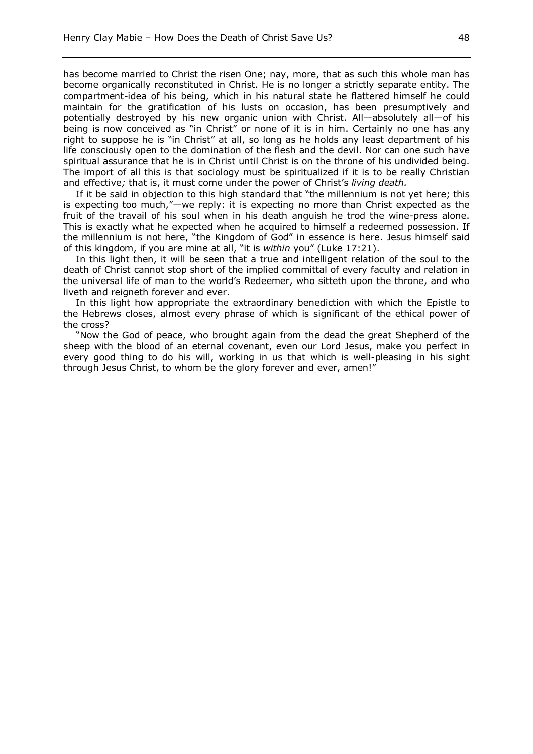has become married to Christ the risen One; nay, more, that as such this whole man has become organically reconstituted in Christ. He is no longer a strictly separate entity. The compartment-idea of his being, which in his natural state he flattered himself he could maintain for the gratification of his lusts on occasion, has been presumptively and potentially destroyed by his new organic union with Christ. All—absolutely all—of his being is now conceived as "in Christ" or none of it is in him. Certainly no one has any right to suppose he is "in Christ" at all, so long as he holds any least department of his life consciously open to the domination of the flesh and the devil. Nor can one such have spiritual assurance that he is in Christ until Christ is on the throne of his undivided being. The import of all this is that sociology must be spiritualized if it is to be really Christian and effective*;* that is, it must come under the power of Christ's *living death.*

If it be said in objection to this high standard that "the millennium is not yet here; this is expecting too much,"—we reply: it is expecting no more than Christ expected as the fruit of the travail of his soul when in his death anguish he trod the wine-press alone. This is exactly what he expected when he acquired to himself a redeemed possession. If the millennium is not here, "the Kingdom of God" in essence is here. Jesus himself said of this kingdom, if you are mine at all, "it is *within* you" (Luke 17:21).

In this light then, it will be seen that a true and intelligent relation of the soul to the death of Christ cannot stop short of the implied committal of every faculty and relation in the universal life of man to the world's Redeemer, who sitteth upon the throne, and who liveth and reigneth forever and ever.

In this light how appropriate the extraordinary benediction with which the Epistle to the Hebrews closes, almost every phrase of which is significant of the ethical power of the cross?

"Now the God of peace, who brought again from the dead the great Shepherd of the sheep with the blood of an eternal covenant, even our Lord Jesus, make you perfect in every good thing to do his will, working in us that which is well-pleasing in his sight through Jesus Christ, to whom be the glory forever and ever, amen!"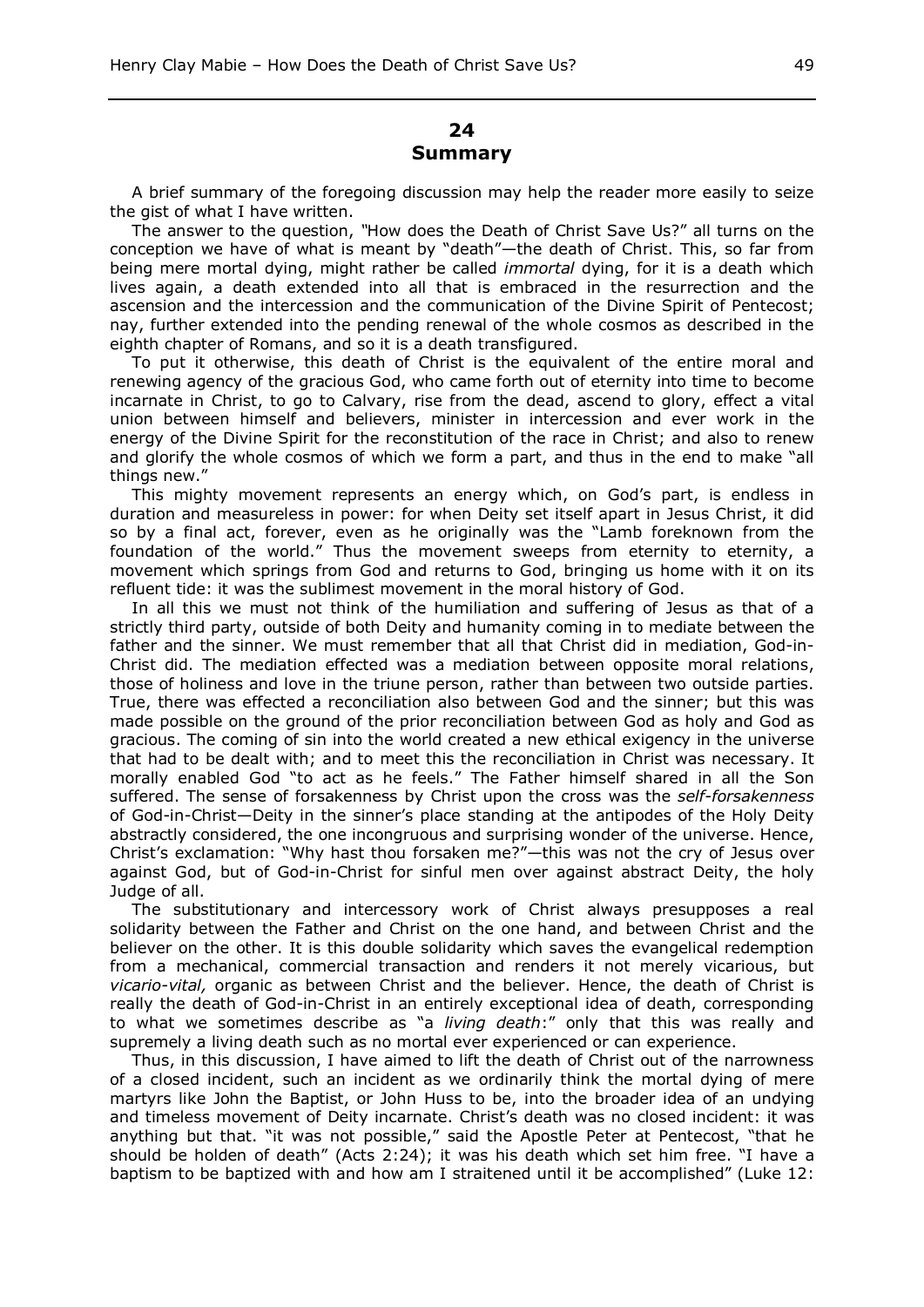## 24
## Summary

A brief summary of the foregoing discussion may help the reader more easily to seize the gist of what I have written.

The answer to the question, "How does the Death of Christ Save Us?" all turns on the conception we have of what is meant by "death"—the death of Christ. This, so far from being mere mortal dying, might rather be called *immortal* dying, for it is a death which lives again, a death extended into all that is embraced in the resurrection and the ascension and the intercession and the communication of the Divine Spirit of Pentecost; nay, further extended into the pending renewal of the whole cosmos as described in the eighth chapter of Romans, and so it is a death transfigured.

To put it otherwise, this death of Christ is the equivalent of the entire moral and renewing agency of the gracious God, who came forth out of eternity into time to become incarnate in Christ, to go to Calvary, rise from the dead, ascend to glory, effect a vital union between himself and believers, minister in intercession and ever work in the energy of the Divine Spirit for the reconstitution of the race in Christ; and also to renew and glorify the whole cosmos of which we form a part, and thus in the end to make "all things new."

This mighty movement represents an energy which, on God's part, is endless in duration and measureless in power: for when Deity set itself apart in Jesus Christ, it did so by a final act, forever, even as he originally was the "Lamb foreknown from the foundation of the world." Thus the movement sweeps from eternity to eternity, a movement which springs from God and returns to God, bringing us home with it on its refluent tide: it was the sublimest movement in the moral history of God.

In all this we must not think of the humiliation and suffering of Jesus as that of a strictly third party, outside of both Deity and humanity coming in to mediate between the father and the sinner. We must remember that all that Christ did in mediation, God-in-Christ did. The mediation effected was a mediation between opposite moral relations, those of holiness and love in the triune person, rather than between two outside parties. True, there was effected a reconciliation also between God and the sinner; but this was made possible on the ground of the prior reconciliation between God as holy and God as gracious. The coming of sin into the world created a new ethical exigency in the universe that had to be dealt with; and to meet this the reconciliation in Christ was necessary. It morally enabled God "to act as he feels." The Father himself shared in all the Son suffered. The sense of forsakenness by Christ upon the cross was the *self-forsakenness* of God-in-Christ—Deity in the sinner's place standing at the antipodes of the Holy Deity abstractly considered, the one incongruous and surprising wonder of the universe. Hence, Christ's exclamation: "Why hast thou forsaken me?"—this was not the cry of Jesus over against God, but of God-in-Christ for sinful men over against abstract Deity, the holy Judge of all.

The substitutionary and intercessory work of Christ always presupposes a real solidarity between the Father and Christ on the one hand, and between Christ and the believer on the other. It is this double solidarity which saves the evangelical redemption from a mechanical, commercial transaction and renders it not merely vicarious, but *vicario-vital,* organic as between Christ and the believer. Hence, the death of Christ is really the death of God-in-Christ in an entirely exceptional idea of death, corresponding to what we sometimes describe as "a *living death*:" only that this was really and supremely a living death such as no mortal ever experienced or can experience.

Thus, in this discussion, I have aimed to lift the death of Christ out of the narrowness of a closed incident, such an incident as we ordinarily think the mortal dying of mere martyrs like John the Baptist, or John Huss to be, into the broader idea of an undying and timeless movement of Deity incarnate. Christ's death was no closed incident: it was anything but that. "it was not possible," said the Apostle Peter at Pentecost, "that he should be holden of death" (Acts 2:24); it was his death which set him free. "I have a baptism to be baptized with and how am I straitened until it be accomplished" (Luke 12: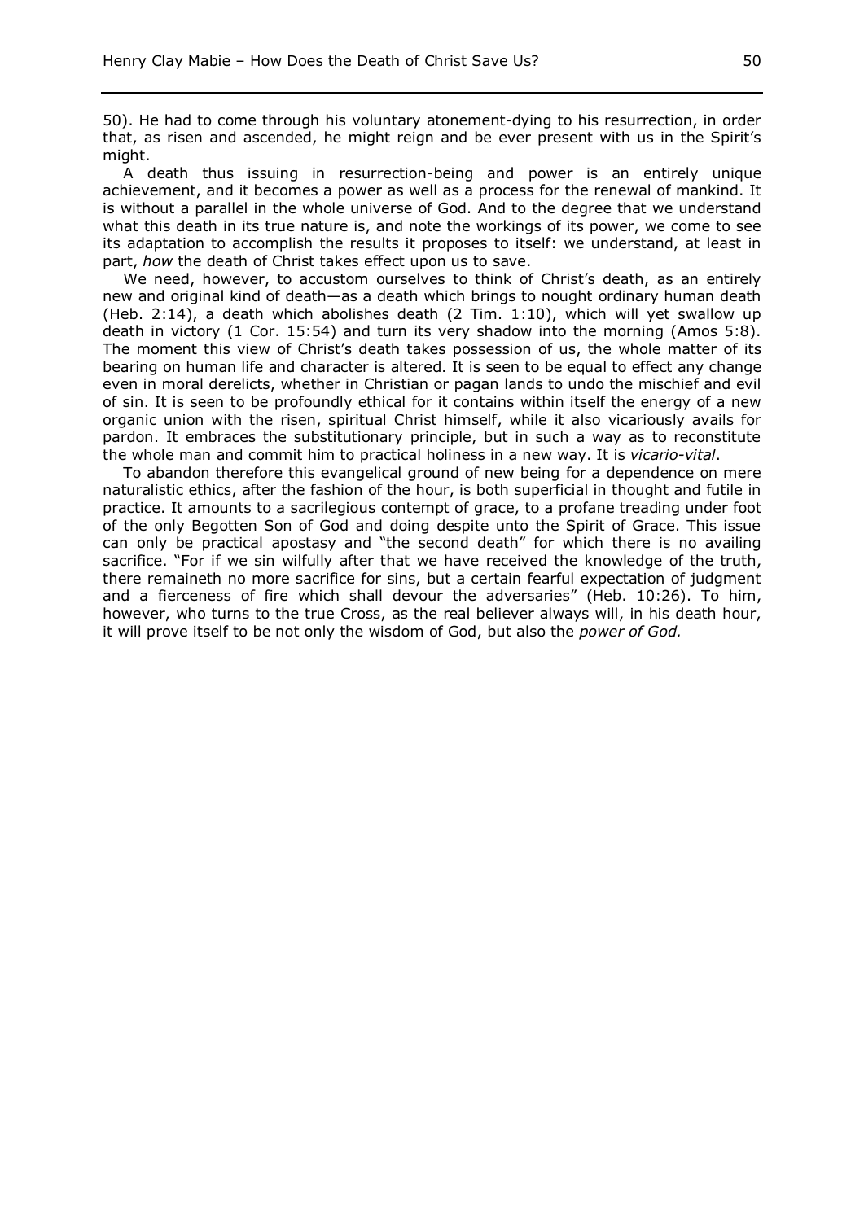50). He had to come through his voluntary atonement-dying to his resurrection, in order that, as risen and ascended, he might reign and be ever present with us in the Spirit's might.

A death thus issuing in resurrection-being and power is an entirely unique achievement, and it becomes a power as well as a process for the renewal of mankind. It is without a parallel in the whole universe of God. And to the degree that we understand what this death in its true nature is, and note the workings of its power, we come to see its adaptation to accomplish the results it proposes to itself: we understand, at least in part, *how* the death of Christ takes effect upon us to save.

We need, however, to accustom ourselves to think of Christ's death, as an entirely new and original kind of death—as a death which brings to nought ordinary human death (Heb. 2:14), a death which abolishes death (2 Tim. 1:10), which will yet swallow up death in victory (1 Cor. 15:54) and turn its very shadow into the morning (Amos 5:8). The moment this view of Christ's death takes possession of us, the whole matter of its bearing on human life and character is altered. It is seen to be equal to effect any change even in moral derelicts, whether in Christian or pagan lands to undo the mischief and evil of sin. It is seen to be profoundly ethical for it contains within itself the energy of a new organic union with the risen, spiritual Christ himself, while it also vicariously avails for pardon. It embraces the substitutionary principle, but in such a way as to reconstitute the whole man and commit him to practical holiness in a new way. It is *vicario-vital*.

To abandon therefore this evangelical ground of new being for a dependence on mere naturalistic ethics, after the fashion of the hour, is both superficial in thought and futile in practice. It amounts to a sacrilegious contempt of grace, to a profane treading under foot of the only Begotten Son of God and doing despite unto the Spirit of Grace. This issue can only be practical apostasy and "the second death" for which there is no availing sacrifice. "For if we sin wilfully after that we have received the knowledge of the truth, there remaineth no more sacrifice for sins, but a certain fearful expectation of judgment and a fierceness of fire which shall devour the adversaries" (Heb. 10:26). To him, however, who turns to the true Cross, as the real believer always will, in his death hour, it will prove itself to be not only the wisdom of God, but also the *power of God.*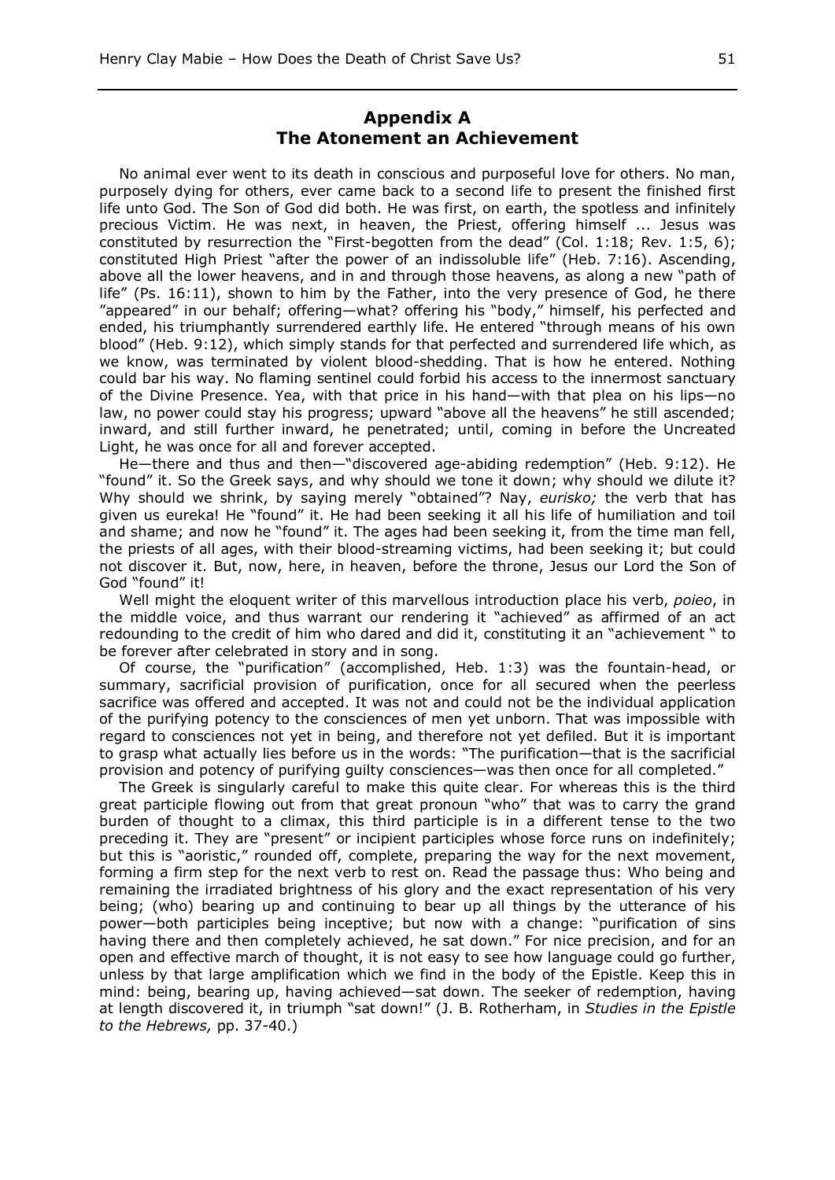## Appendix A
## The Atonement an Achievement

No animal ever went to its death in conscious and purposeful love for others. No man, purposely dying for others, ever came back to a second life to present the finished first life unto God. The Son of God did both. He was first, on earth, the spotless and infinitely precious Victim. He was next, in heaven, the Priest, offering himself ... Jesus was constituted by resurrection the "First-begotten from the dead" (Col. 1:18; Rev. 1:5, 6); constituted High Priest "after the power of an indissoluble life" (Heb. 7:16). Ascending, above all the lower heavens, and in and through those heavens, as along a new "path of life" (Ps. 16:11), shown to him by the Father, into the very presence of God, he there "appeared" in our behalf; offering—what? offering his "body," himself, his perfected and ended, his triumphantly surrendered earthly life. He entered "through means of his own blood" (Heb. 9:12), which simply stands for that perfected and surrendered life which, as we know, was terminated by violent blood-shedding. That is how he entered. Nothing could bar his way. No flaming sentinel could forbid his access to the innermost sanctuary of the Divine Presence. Yea, with that price in his hand—with that plea on his lips—no law, no power could stay his progress; upward "above all the heavens" he still ascended; inward, and still further inward, he penetrated; until, coming in before the Uncreated Light, he was once for all and forever accepted.

He—there and thus and then—"discovered age-abiding redemption" (Heb. 9:12). He "found" it. So the Greek says, and why should we tone it down; why should we dilute it? Why should we shrink, by saying merely "obtained"? Nay, *eurisko;* the verb that has given us eureka! He "found" it. He had been seeking it all his life of humiliation and toil and shame; and now he "found" it. The ages had been seeking it, from the time man fell, the priests of all ages, with their blood-streaming victims, had been seeking it; but could not discover it. But, now, here, in heaven, before the throne, Jesus our Lord the Son of God "found" it!

Well might the eloquent writer of this marvellous introduction place his verb, *poieo*, in the middle voice, and thus warrant our rendering it "achieved" as affirmed of an act redounding to the credit of him who dared and did it, constituting it an "achievement " to be forever after celebrated in story and in song.

Of course, the "purification" (accomplished, Heb. 1:3) was the fountain-head, or summary, sacrificial provision of purification, once for all secured when the peerless sacrifice was offered and accepted. It was not and could not be the individual application of the purifying potency to the consciences of men yet unborn. That was impossible with regard to consciences not yet in being, and therefore not yet defiled. But it is important to grasp what actually lies before us in the words: "The purification—that is the sacrificial provision and potency of purifying guilty consciences—was then once for all completed."

The Greek is singularly careful to make this quite clear. For whereas this is the third great participle flowing out from that great pronoun "who" that was to carry the grand burden of thought to a climax, this third participle is in a different tense to the two preceding it. They are "present" or incipient participles whose force runs on indefinitely; but this is "aoristic," rounded off, complete, preparing the way for the next movement, forming a firm step for the next verb to rest on. Read the passage thus: Who being and remaining the irradiated brightness of his glory and the exact representation of his very being; (who) bearing up and continuing to bear up all things by the utterance of his power—both participles being inceptive; but now with a change: "purification of sins having there and then completely achieved, he sat down." For nice precision, and for an open and effective march of thought, it is not easy to see how language could go further, unless by that large amplification which we find in the body of the Epistle. Keep this in mind: being, bearing up, having achieved—sat down. The seeker of redemption, having at length discovered it, in triumph "sat down!" (J. B. Rotherham, in *Studies in the Epistle to the Hebrews,* pp. 37-40.)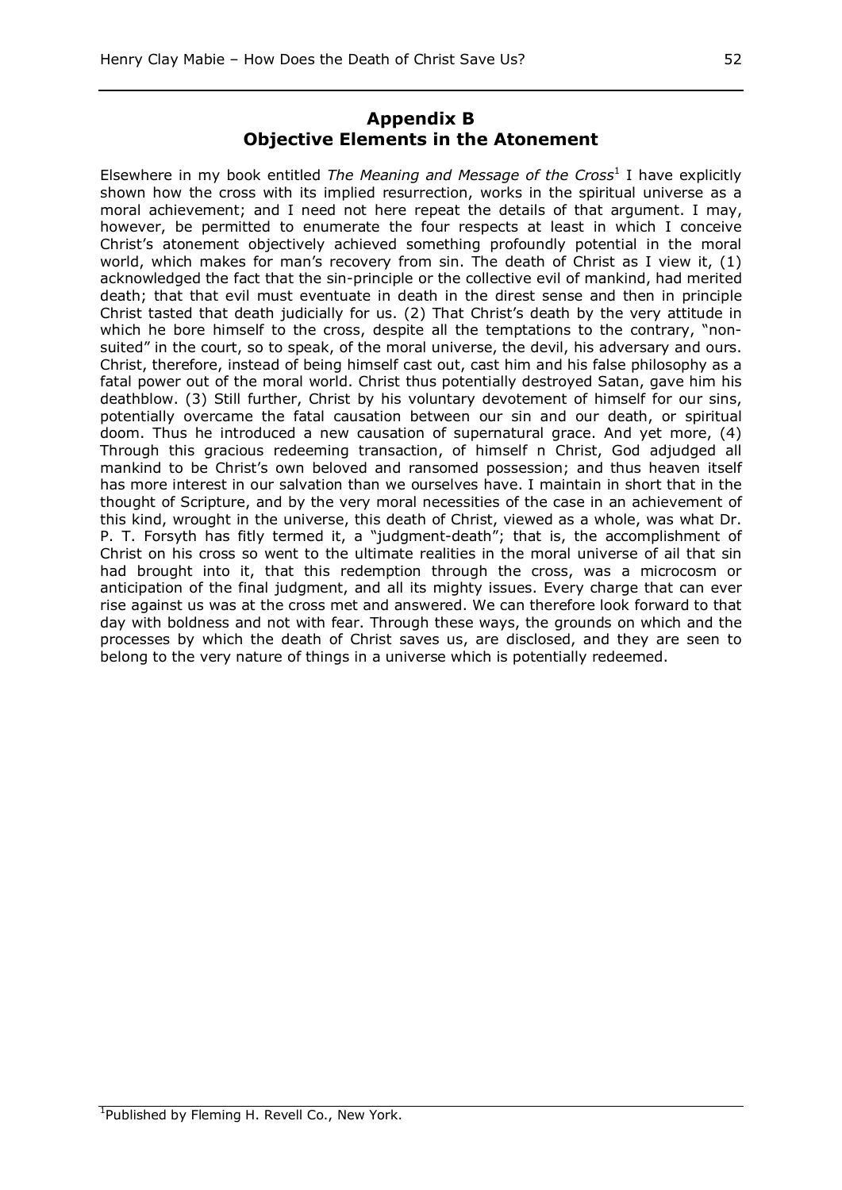## Appendix B
## Objective Elements in the Atonement

Elsewhere in my book entitled *The Meaning and Message of the Cross*[1] I have explicitly shown how the cross with its implied resurrection, works in the spiritual universe as a moral achievement; and I need not here repeat the details of that argument. I may, however, be permitted to enumerate the four respects at least in which I conceive Christ's atonement objectively achieved something profoundly potential in the moral world, which makes for man's recovery from sin. The death of Christ as I view it, (1) acknowledged the fact that the sin-principle or the collective evil of mankind, had merited death; that that evil must eventuate in death in the direst sense and then in principle Christ tasted that death judicially for us. (2) That Christ's death by the very attitude in which he bore himself to the cross, despite all the temptations to the contrary, "non-suited" in the court, so to speak, of the moral universe, the devil, his adversary and ours. Christ, therefore, instead of being himself cast out, cast him and his false philosophy as a fatal power out of the moral world. Christ thus potentially destroyed Satan, gave him his deathblow. (3) Still further, Christ by his voluntary devotement of himself for our sins, potentially overcame the fatal causation between our sin and our death, or spiritual doom. Thus he introduced a new causation of supernatural grace. And yet more, (4) Through this gracious redeeming transaction, of himself n Christ, God adjudged all mankind to be Christ's own beloved and ransomed possession; and thus heaven itself has more interest in our salvation than we ourselves have. I maintain in short that in the thought of Scripture, and by the very moral necessities of the case in an achievement of this kind, wrought in the universe, this death of Christ, viewed as a whole, was what Dr. P. T. Forsyth has fitly termed it, a "judgment-death"; that is, the accomplishment of Christ on his cross so went to the ultimate realities in the moral universe of ail that sin had brought into it, that this redemption through the cross, was a microcosm or anticipation of the final judgment, and all its mighty issues. Every charge that can ever rise against us was at the cross met and answered. We can therefore look forward to that day with boldness and not with fear. Through these ways, the grounds on which and the processes by which the death of Christ saves us, are disclosed, and they are seen to belong to the very nature of things in a universe which is potentially redeemed.

---

[1] Published by Fleming H. Revell Co., New York.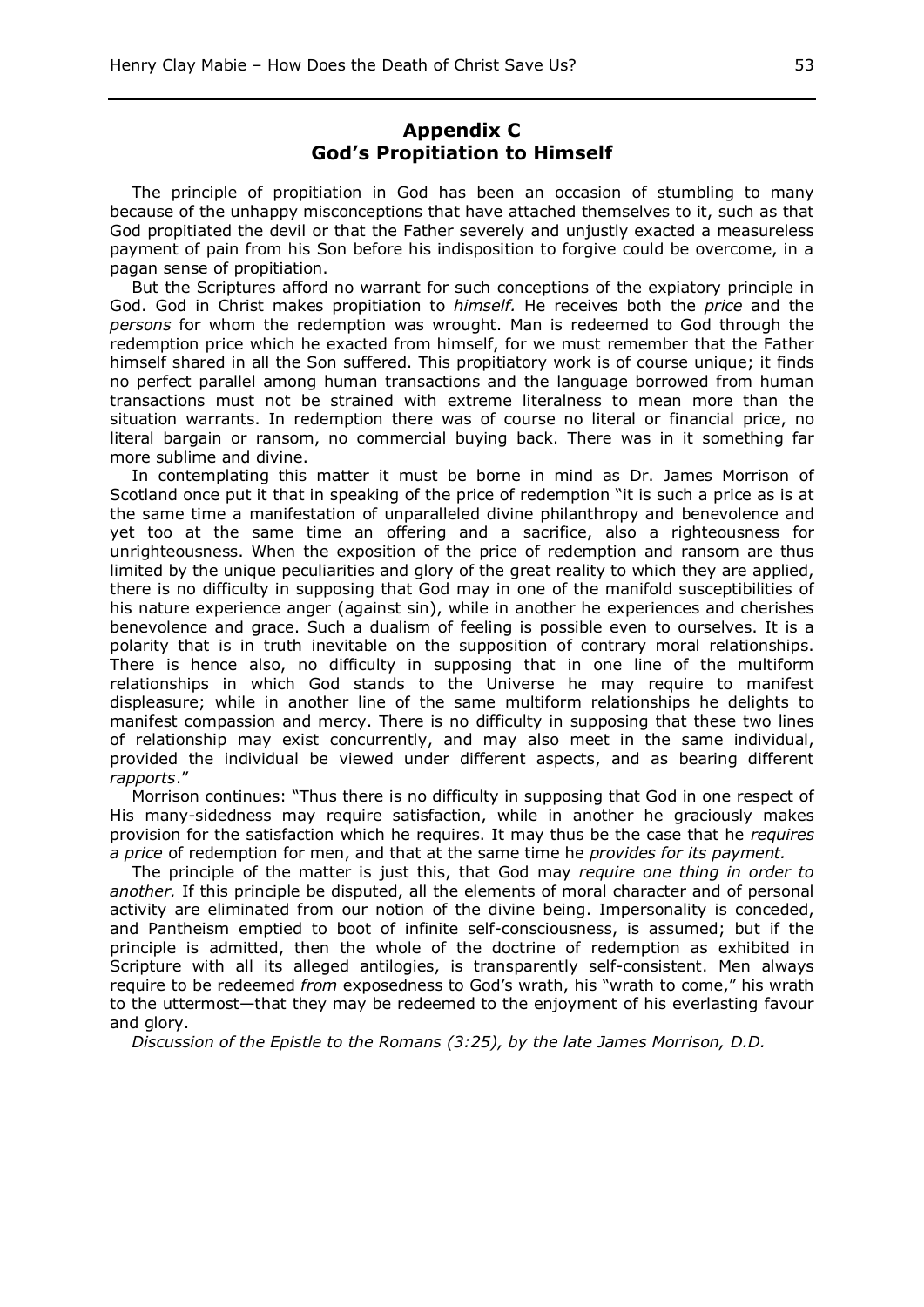## Appendix C
## God's Propitiation to Himself

The principle of propitiation in God has been an occasion of stumbling to many because of the unhappy misconceptions that have attached themselves to it, such as that God propitiated the devil or that the Father severely and unjustly exacted a measureless payment of pain from his Son before his indisposition to forgive could be overcome, in a pagan sense of propitiation.

But the Scriptures afford no warrant for such conceptions of the expiatory principle in God. God in Christ makes propitiation to *himself.* He receives both the *price* and the *persons* for whom the redemption was wrought. Man is redeemed to God through the redemption price which he exacted from himself, for we must remember that the Father himself shared in all the Son suffered. This propitiatory work is of course unique; it finds no perfect parallel among human transactions and the language borrowed from human transactions must not be strained with extreme literalness to mean more than the situation warrants. In redemption there was of course no literal or financial price, no literal bargain or ransom, no commercial buying back. There was in it something far more sublime and divine.

In contemplating this matter it must be borne in mind as Dr. James Morrison of Scotland once put it that in speaking of the price of redemption "it is such a price as is at the same time a manifestation of unparalleled divine philanthropy and benevolence and yet too at the same time an offering and a sacrifice, also a righteousness for unrighteousness. When the exposition of the price of redemption and ransom are thus limited by the unique peculiarities and glory of the great reality to which they are applied, there is no difficulty in supposing that God may in one of the manifold susceptibilities of his nature experience anger (against sin), while in another he experiences and cherishes benevolence and grace. Such a dualism of feeling is possible even to ourselves. It is a polarity that is in truth inevitable on the supposition of contrary moral relationships. There is hence also, no difficulty in supposing that in one line of the multiform relationships in which God stands to the Universe he may require to manifest displeasure; while in another line of the same multiform relationships he delights to manifest compassion and mercy. There is no difficulty in supposing that these two lines of relationship may exist concurrently, and may also meet in the same individual, provided the individual be viewed under different aspects, and as bearing different *rapports*."

Morrison continues: "Thus there is no difficulty in supposing that God in one respect of His many-sidedness may require satisfaction, while in another he graciously makes provision for the satisfaction which he requires. It may thus be the case that he *requires a price* of redemption for men, and that at the same time he *provides for its payment.*

The principle of the matter is just this, that God may *require one thing in order to another.* If this principle be disputed, all the elements of moral character and of personal activity are eliminated from our notion of the divine being. Impersonality is conceded, and Pantheism emptied to boot of infinite self-consciousness, is assumed; but if the principle is admitted, then the whole of the doctrine of redemption as exhibited in Scripture with all its alleged antilogies, is transparently self-consistent. Men always require to be redeemed *from* exposedness to God's wrath, his "wrath to come," his wrath to the uttermost—that they may be redeemed to the enjoyment of his everlasting favour and glory.

*Discussion of the Epistle to the Romans (3:25), by the late James Morrison, D.D.*